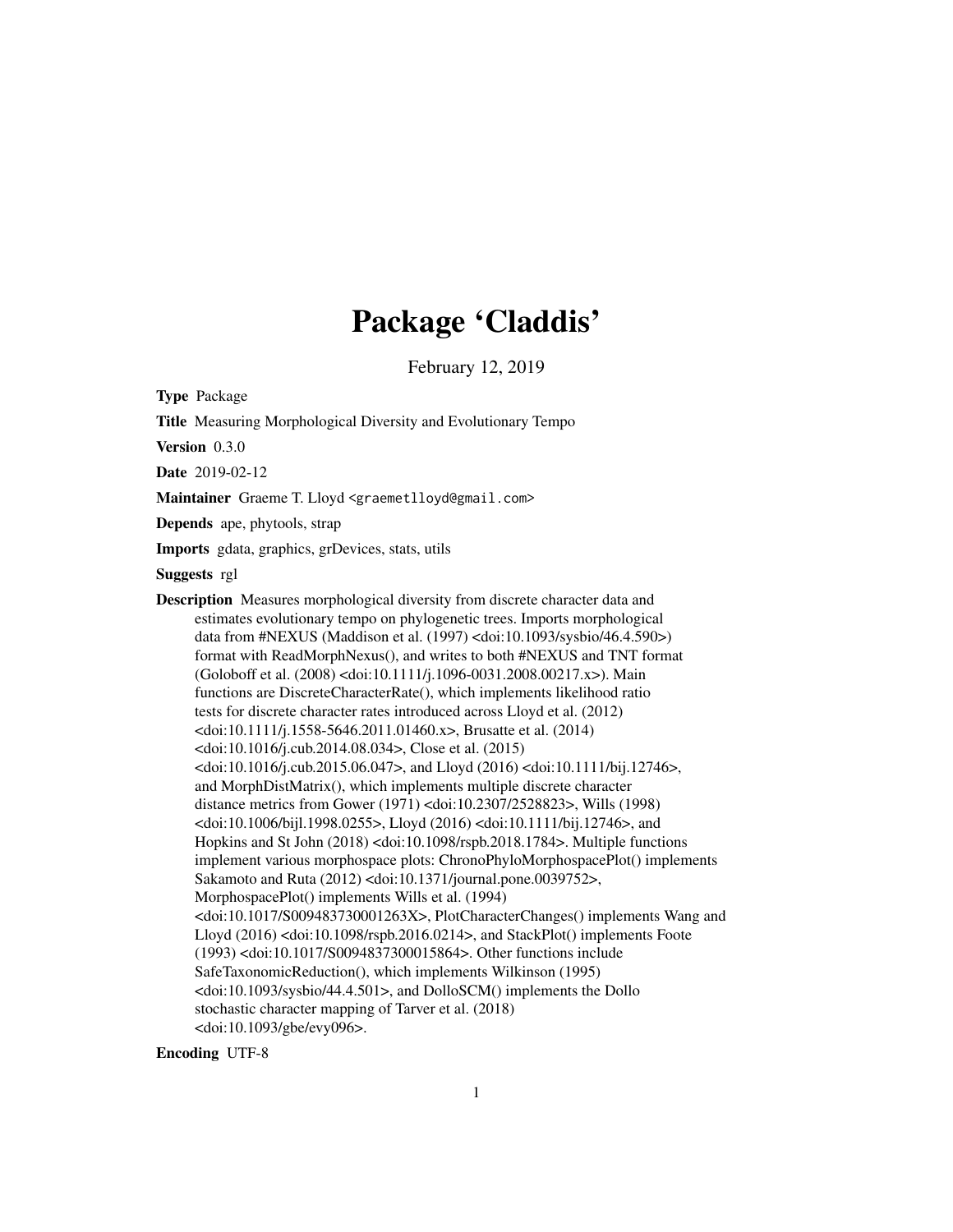# Package 'Claddis'

February 12, 2019

**Type** Package

**Title** Measuring Morphological Diversity and Evolutionary Tempo

**Version** 0.3.0

**Date** 2019-02-12

**Maintainer** Graeme T. Lloyd <graemetlloyd@gmail.com>

**Depends** ape, phytools, strap

**Imports** gdata, graphics, grDevices, stats, utils

**Suggests** rgl

**Description** Measures morphological diversity from discrete character data and estimates evolutionary tempo on phylogenetic trees. Imports morphological data from #NEXUS (Maddison et al. (1997) <doi:10.1093/sysbio/46.4.590>) format with ReadMorphNexus(), and writes to both #NEXUS and TNT format (Goloboff et al. (2008) <doi:10.1111/j.1096-0031.2008.00217.x>). Main functions are DiscreteCharacterRate(), which implements likelihood ratio tests for discrete character rates introduced across Lloyd et al. (2012) <doi:10.1111/j.1558-5646.2011.01460.x>, Brusatte et al. (2014) <doi:10.1016/j.cub.2014.08.034>, Close et al. (2015) <doi:10.1016/j.cub.2015.06.047>, and Lloyd (2016) <doi:10.1111/bij.12746>, and MorphDistMatrix(), which implements multiple discrete character distance metrics from Gower (1971) <doi:10.2307/2528823>, Wills (1998) <doi:10.1006/bijl.1998.0255>, Lloyd (2016) <doi:10.1111/bij.12746>, and Hopkins and St John (2018) <doi:10.1098/rspb.2018.1784>. Multiple functions implement various morphospace plots: ChronoPhyloMorphospacePlot() implements Sakamoto and Ruta (2012) <doi:10.1371/journal.pone.0039752>, MorphospacePlot() implements Wills et al. (1994) <doi:10.1017/S009483730001263X>, PlotCharacterChanges() implements Wang and Lloyd (2016) <doi:10.1098/rspb.2016.0214>, and StackPlot() implements Foote (1993) <doi:10.1017/S0094837300015864>. Other functions include SafeTaxonomicReduction(), which implements Wilkinson (1995) <doi:10.1093/sysbio/44.4.501>, and DolloSCM() implements the Dollo stochastic character mapping of Tarver et al. (2018) <doi:10.1093/gbe/evy096>.

**Encoding** UTF-8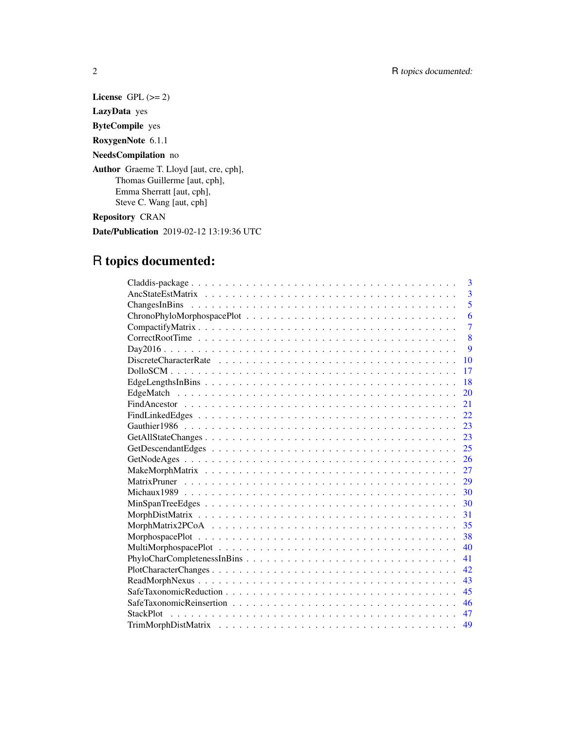**License** GPL (>= 2)

**LazyData** yes

**ByteCompile** yes

**RoxygenNote** 6.1.1

**NeedsCompilation** no

**Author** Graeme T. Lloyd [aut, cre, cph],
Thomas Guillerme [aut, cph],
Emma Sherratt [aut, cph],
Steve C. Wang [aut, cph]

**Repository** CRAN

**Date/Publication** 2019-02-12 13:19:36 UTC

# R topics documented:

- Claddis-package . . . . . . . . . . 3
- AncStateEstMatrix . . . . . . . . . . 3
- ChangesInBins . . . . . . . . . . 5
- ChronoPhyloMorphospacePlot . . . . . . . . . . 6
- CompactifyMatrix . . . . . . . . . . 7
- CorrectRootTime . . . . . . . . . . 8
- Day2016 . . . . . . . . . . 9
- DiscreteCharacterRate . . . . . . . . . . 10
- DolloSCM . . . . . . . . . . 17
- EdgeLengthsInBins . . . . . . . . . . 18
- EdgeMatch . . . . . . . . . . 20
- FindAncestor . . . . . . . . . . 21
- FindLinkedEdges . . . . . . . . . . 22
- Gauthier1986 . . . . . . . . . . 23
- GetAllStateChanges . . . . . . . . . . 23
- GetDescendantEdges . . . . . . . . . . 25
- GetNodeAges . . . . . . . . . . 26
- MakeMorphMatrix . . . . . . . . . . 27
- MatrixPruner . . . . . . . . . . 29
- Michaux1989 . . . . . . . . . . 30
- MinSpanTreeEdges . . . . . . . . . . 30
- MorphDistMatrix . . . . . . . . . . 31
- MorphMatrix2PCoA . . . . . . . . . . 35
- MorphospacePlot . . . . . . . . . . 38
- MultiMorphospacePlot . . . . . . . . . . 40
- PhyloCharCompletenessInBins . . . . . . . . . . 41
- PlotCharacterChanges . . . . . . . . . . 42
- ReadMorphNexus . . . . . . . . . . 43
- SafeTaxonomicReduction . . . . . . . . . . 45
- SafeTaxonomicReinsertion . . . . . . . . . . 46
- StackPlot . . . . . . . . . . 47
- TrimMorphDistMatrix . . . . . . . . . . 49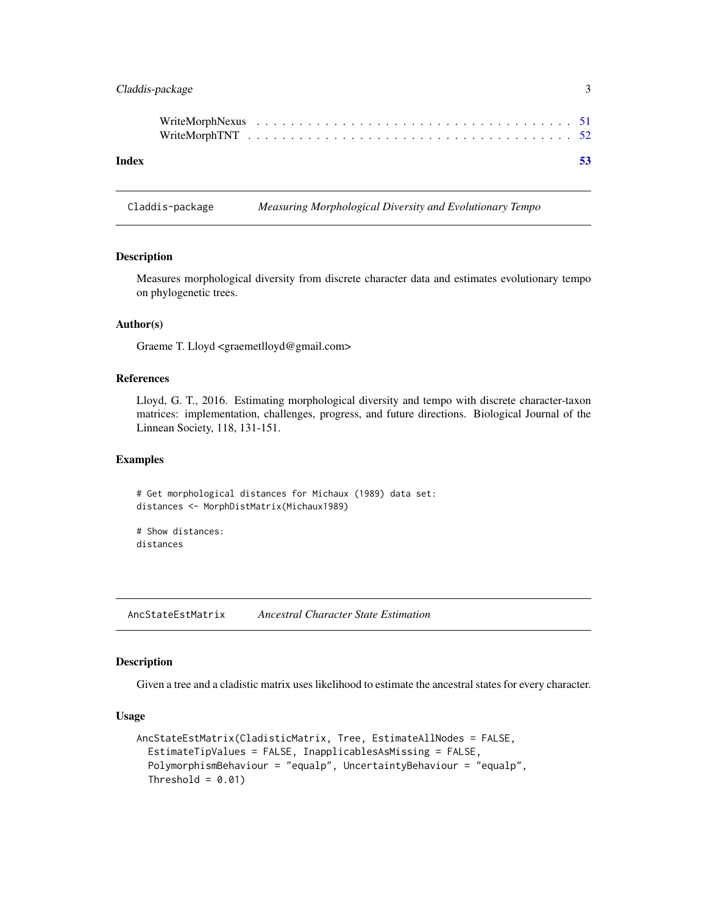WriteMorphNexus . . . . . . . . . . . . . . . . . . . . . . . . . . . . . . . . . . 51
WriteMorphTNT . . . . . . . . . . . . . . . . . . . . . . . . . . . . . . . . . . . 52

**Index** **53**

---

## Claddis-package *Measuring Morphological Diversity and Evolutionary Tempo*

### Description

Measures morphological diversity from discrete character data and estimates evolutionary tempo on phylogenetic trees.

### Author(s)

Graeme T. Lloyd <graemetlloyd@gmail.com>

### References

Lloyd, G. T., 2016. Estimating morphological diversity and tempo with discrete character-taxon matrices: implementation, challenges, progress, and future directions. Biological Journal of the Linnean Society, 118, 131-151.

### Examples

```
# Get morphological distances for Michaux (1989) data set:
distances <- MorphDistMatrix(Michaux1989)

# Show distances:
distances
```

---

## AncStateEstMatrix *Ancestral Character State Estimation*

### Description

Given a tree and a cladistic matrix uses likelihood to estimate the ancestral states for every character.

### Usage

```
AncStateEstMatrix(CladisticMatrix, Tree, EstimateAllNodes = FALSE,
  EstimateTipValues = FALSE, InapplicablesAsMissing = FALSE,
  PolymorphismBehaviour = "equalp", UncertaintyBehaviour = "equalp",
  Threshold = 0.01)
```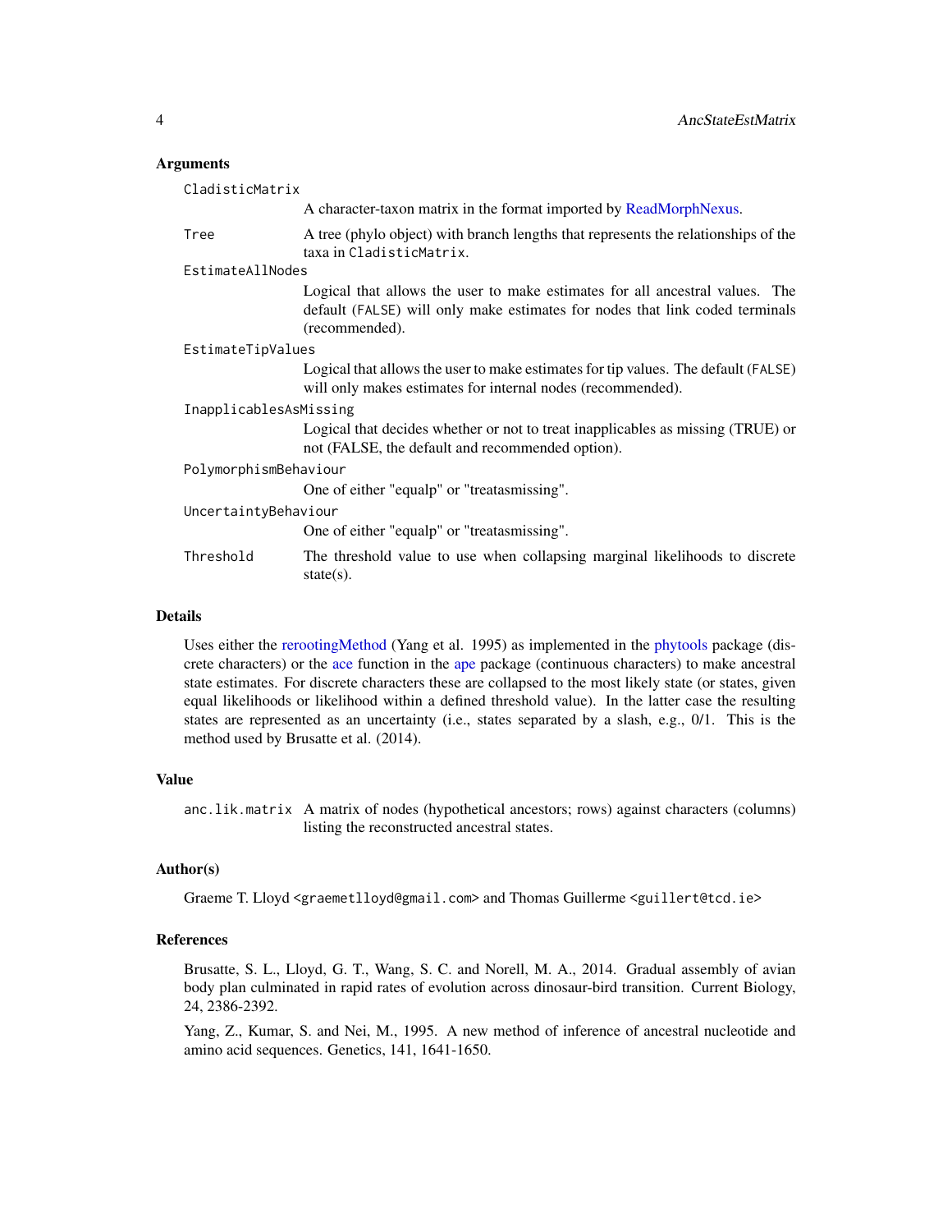### Arguments

`CladisticMatrix`
: A character-taxon matrix in the format imported by ReadMorphNexus.

`Tree`
: A tree (phylo object) with branch lengths that represents the relationships of the taxa in `CladisticMatrix`.

`EstimateAllNodes`
: Logical that allows the user to make estimates for all ancestral values. The default (`FALSE`) will only make estimates for nodes that link coded terminals (recommended).

`EstimateTipValues`
: Logical that allows the user to make estimates for tip values. The default (`FALSE`) will only makes estimates for internal nodes (recommended).

`InapplicablesAsMissing`
: Logical that decides whether or not to treat inapplicables as missing (TRUE) or not (FALSE, the default and recommended option).

`PolymorphismBehaviour`
: One of either "equalp" or "treatasmissing".

`UncertaintyBehaviour`
: One of either "equalp" or "treatasmissing".

`Threshold`
: The threshold value to use when collapsing marginal likelihoods to discrete state(s).

### Details

Uses either the rerootingMethod (Yang et al. 1995) as implemented in the phytools package (discrete characters) or the ace function in the ape package (continuous characters) to make ancestral state estimates. For discrete characters these are collapsed to the most likely state (or states, given equal likelihoods or likelihood within a defined threshold value). In the latter case the resulting states are represented as an uncertainty (i.e., states separated by a slash, e.g., 0/1. This is the method used by Brusatte et al. (2014).

### Value

`anc.lik.matrix`
: A matrix of nodes (hypothetical ancestors; rows) against characters (columns) listing the reconstructed ancestral states.

### Author(s)

Graeme T. Lloyd <graemetlloyd@gmail.com> and Thomas Guillerme <guillert@tcd.ie>

### References

Brusatte, S. L., Lloyd, G. T., Wang, S. C. and Norell, M. A., 2014. Gradual assembly of avian body plan culminated in rapid rates of evolution across dinosaur-bird transition. Current Biology, 24, 2386-2392.

Yang, Z., Kumar, S. and Nei, M., 1995. A new method of inference of ancestral nucleotide and amino acid sequences. Genetics, 141, 1641-1650.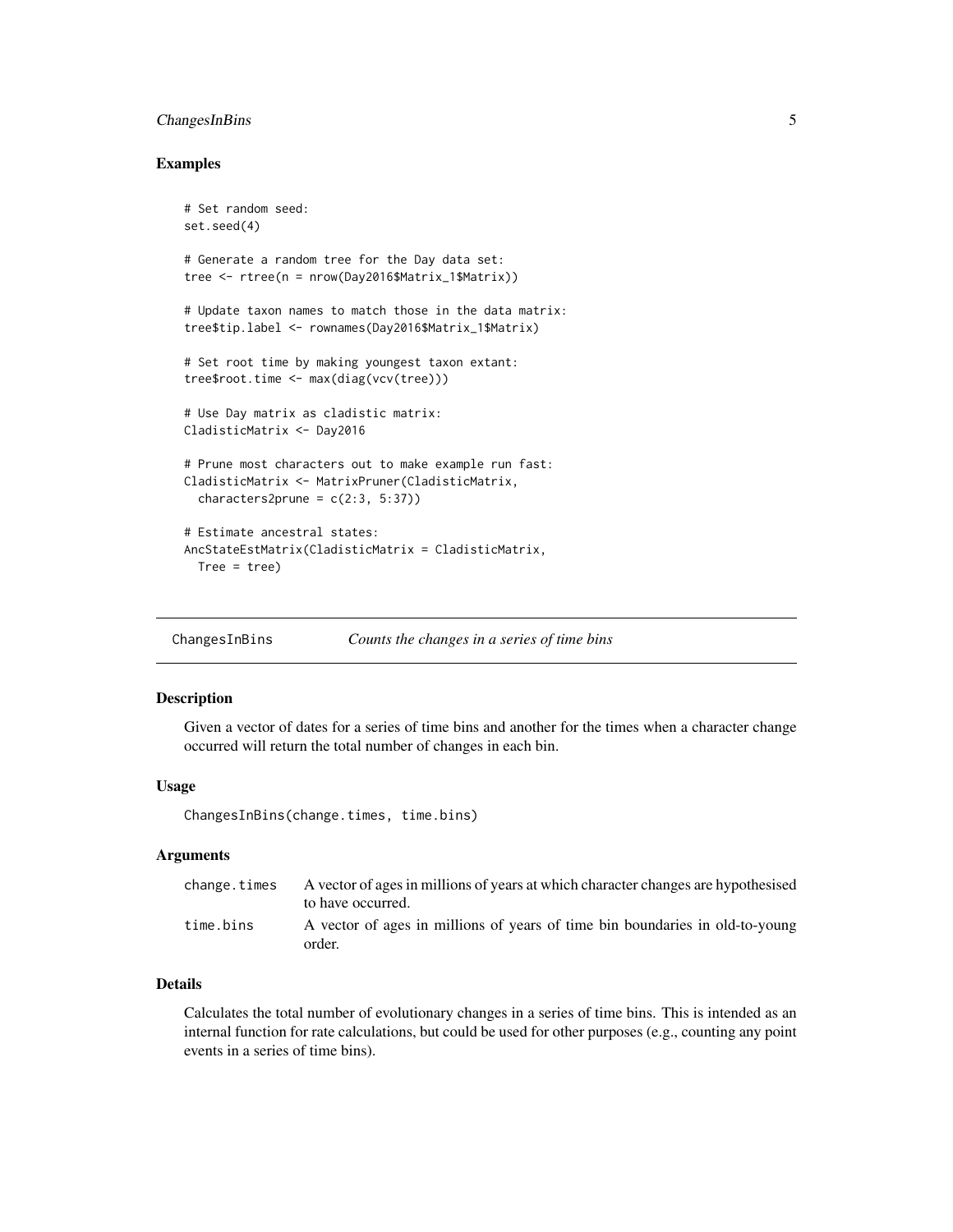## Examples

```
# Set random seed:
set.seed(4)

# Generate a random tree for the Day data set:
tree <- rtree(n = nrow(Day2016$Matrix_1$Matrix))

# Update taxon names to match those in the data matrix:
tree$tip.label <- rownames(Day2016$Matrix_1$Matrix)

# Set root time by making youngest taxon extant:
tree$root.time <- max(diag(vcv(tree)))

# Use Day matrix as cladistic matrix:
CladisticMatrix <- Day2016

# Prune most characters out to make example run fast:
CladisticMatrix <- MatrixPruner(CladisticMatrix,
  characters2prune = c(2:3, 5:37))

# Estimate ancestral states:
AncStateEstMatrix(CladisticMatrix = CladisticMatrix,
  Tree = tree)
```

---

# ChangesInBins *Counts the changes in a series of time bins*

---

## Description

Given a vector of dates for a series of time bins and another for the times when a character change occurred will return the total number of changes in each bin.

## Usage

```
ChangesInBins(change.times, time.bins)
```

## Arguments

| | |
|---|---|
| change.times | A vector of ages in millions of years at which character changes are hypothesised to have occurred. |
| time.bins | A vector of ages in millions of years of time bin boundaries in old-to-young order. |

## Details

Calculates the total number of evolutionary changes in a series of time bins. This is intended as an internal function for rate calculations, but could be used for other purposes (e.g., counting any point events in a series of time bins).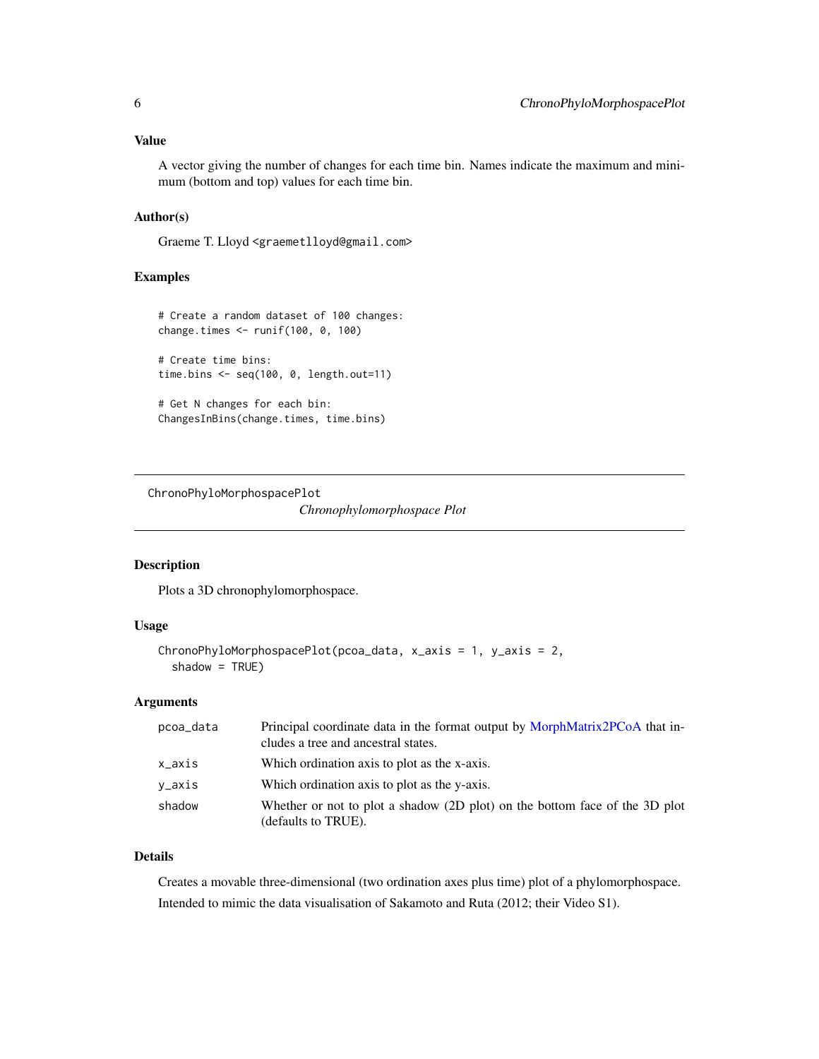### Value

A vector giving the number of changes for each time bin. Names indicate the maximum and minimum (bottom and top) values for each time bin.

### Author(s)

Graeme T. Lloyd <graemetlloyd@gmail.com>

### Examples

```
# Create a random dataset of 100 changes:
change.times <- runif(100, 0, 100)

# Create time bins:
time.bins <- seq(100, 0, length.out=11)

# Get N changes for each bin:
ChangesInBins(change.times, time.bins)
```

---

## ChronoPhyloMorphospacePlot

*Chronophylomorphospace Plot*

---

### Description

Plots a 3D chronophylomorphospace.

### Usage

```
ChronoPhyloMorphospacePlot(pcoa_data, x_axis = 1, y_axis = 2,
  shadow = TRUE)
```

### Arguments

| | |
|---|---|
| pcoa_data | Principal coordinate data in the format output by MorphMatrix2PCoA that includes a tree and ancestral states. |
| x_axis | Which ordination axis to plot as the x-axis. |
| y_axis | Which ordination axis to plot as the y-axis. |
| shadow | Whether or not to plot a shadow (2D plot) on the bottom face of the 3D plot (defaults to TRUE). |

### Details

Creates a movable three-dimensional (two ordination axes plus time) plot of a phylomorphospace.

Intended to mimic the data visualisation of Sakamoto and Ruta (2012; their Video S1).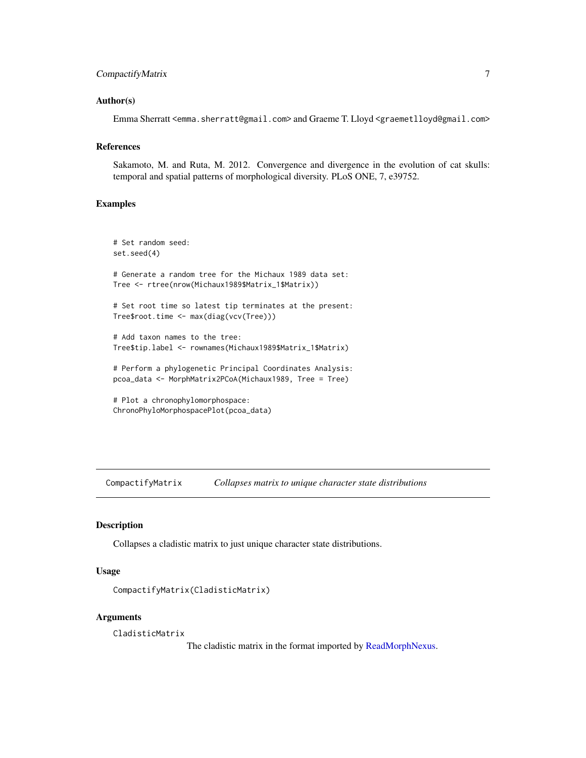### Author(s)

Emma Sherratt <emma.sherratt@gmail.com> and Graeme T. Lloyd <graemetlloyd@gmail.com>

### References

Sakamoto, M. and Ruta, M. 2012. Convergence and divergence in the evolution of cat skulls: temporal and spatial patterns of morphological diversity. PLoS ONE, 7, e39752.

### Examples

```
# Set random seed:
set.seed(4)

# Generate a random tree for the Michaux 1989 data set:
Tree <- rtree(nrow(Michaux1989$Matrix_1$Matrix))

# Set root time so latest tip terminates at the present:
Tree$root.time <- max(diag(vcv(Tree)))

# Add taxon names to the tree:
Tree$tip.label <- rownames(Michaux1989$Matrix_1$Matrix)

# Perform a phylogenetic Principal Coordinates Analysis:
pcoa_data <- MorphMatrix2PCoA(Michaux1989, Tree = Tree)

# Plot a chronophylomorphospace:
ChronoPhyloMorphospacePlot(pcoa_data)
```

---

## CompactifyMatrix *Collapses matrix to unique character state distributions*

### Description

Collapses a cladistic matrix to just unique character state distributions.

### Usage

```
CompactifyMatrix(CladisticMatrix)
```

### Arguments

`CladisticMatrix` The cladistic matrix in the format imported by ReadMorphNexus.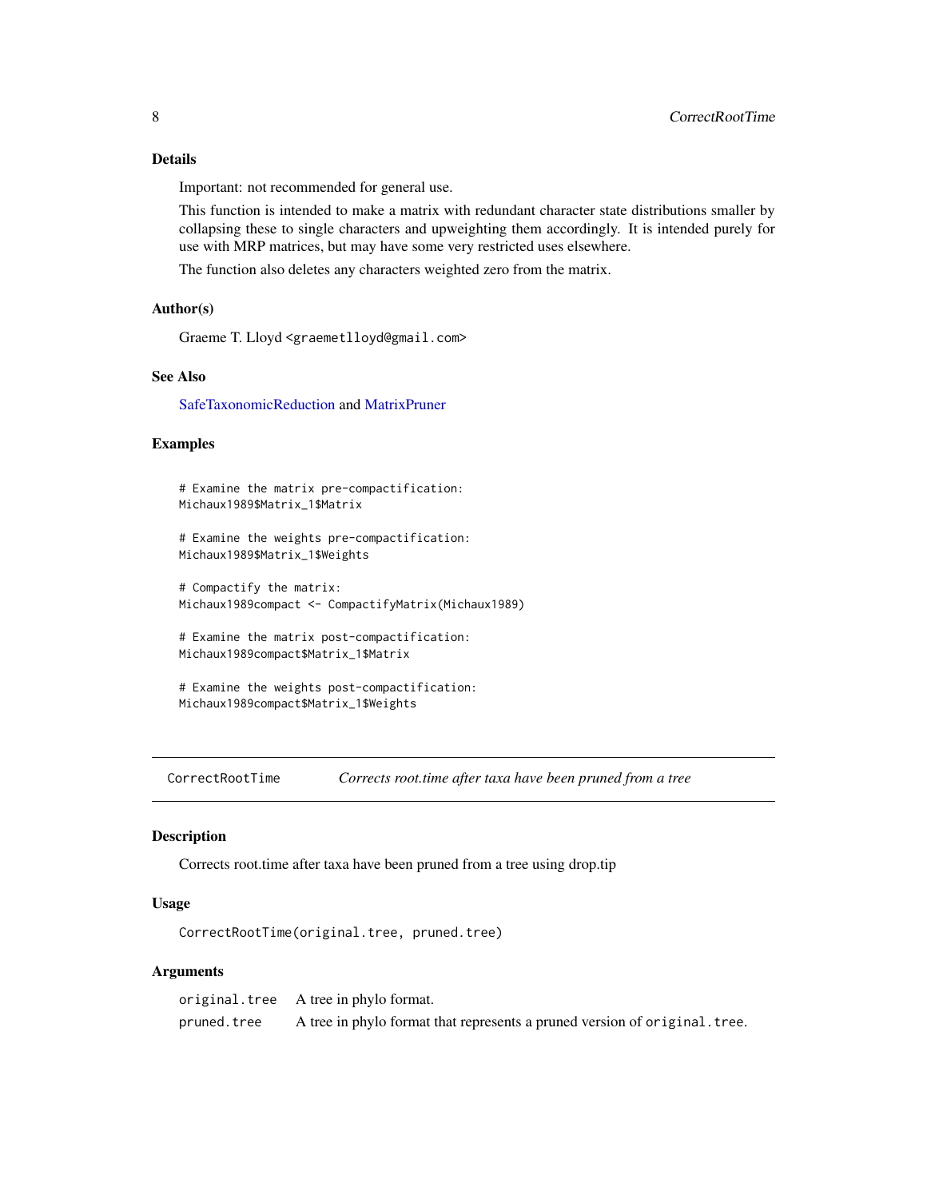### Details

Important: not recommended for general use.

This function is intended to make a matrix with redundant character state distributions smaller by collapsing these to single characters and upweighting them accordingly. It is intended purely for use with MRP matrices, but may have some very restricted uses elsewhere.

The function also deletes any characters weighted zero from the matrix.

### Author(s)

Graeme T. Lloyd <graemetlloyd@gmail.com>

### See Also

SafeTaxonomicReduction and MatrixPruner

### Examples

```
# Examine the matrix pre-compactification:
Michaux1989$Matrix_1$Matrix

# Examine the weights pre-compactification:
Michaux1989$Matrix_1$Weights

# Compactify the matrix:
Michaux1989compact <- CompactifyMatrix(Michaux1989)

# Examine the matrix post-compactification:
Michaux1989compact$Matrix_1$Matrix

# Examine the weights post-compactification:
Michaux1989compact$Matrix_1$Weights
```

---

## CorrectRootTime — *Corrects root.time after taxa have been pruned from a tree*

### Description

Corrects root.time after taxa have been pruned from a tree using drop.tip

### Usage

```
CorrectRootTime(original.tree, pruned.tree)
```

### Arguments

| | |
|---|---|
| original.tree | A tree in phylo format. |
| pruned.tree | A tree in phylo format that represents a pruned version of original.tree. |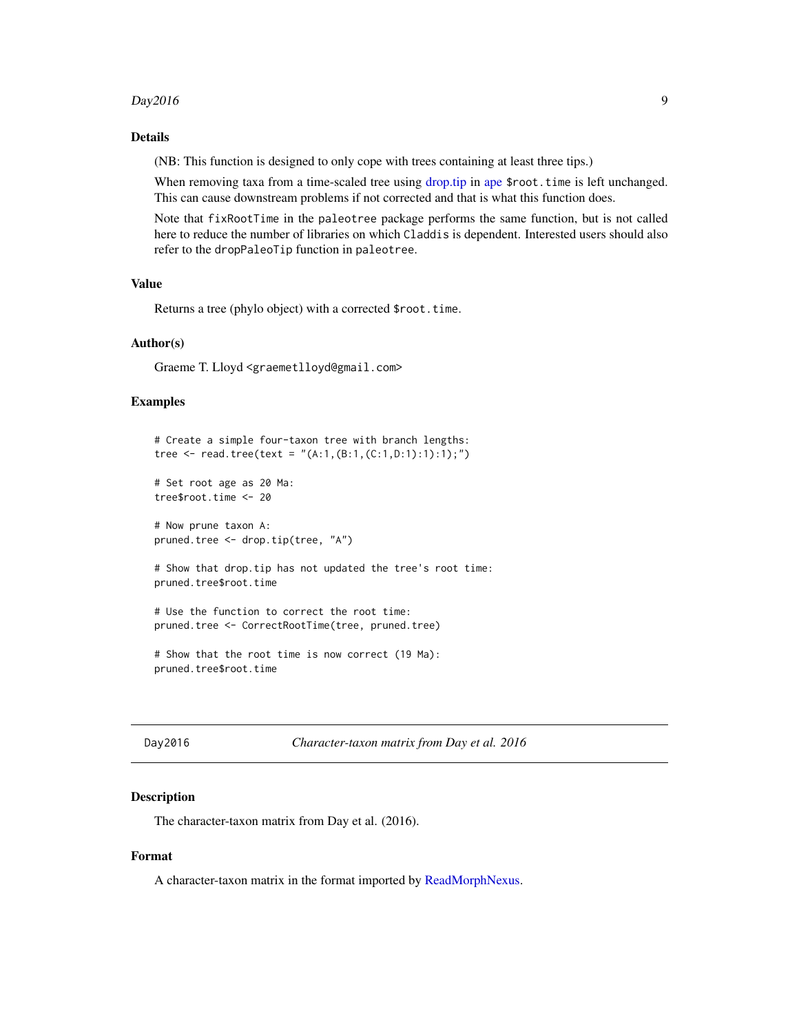### Details

(NB: This function is designed to only cope with trees containing at least three tips.)

When removing taxa from a time-scaled tree using drop.tip in ape `$root.time` is left unchanged. This can cause downstream problems if not corrected and that is what this function does.

Note that `fixRootTime` in the `paleotree` package performs the same function, but is not called here to reduce the number of libraries on which `Claddis` is dependent. Interested users should also refer to the `dropPaleoTip` function in `paleotree`.

### Value

Returns a tree (phylo object) with a corrected `$root.time`.

### Author(s)

Graeme T. Lloyd <graemetlloyd@gmail.com>

### Examples

```
# Create a simple four-taxon tree with branch lengths:
tree <- read.tree(text = "(A:1,(B:1,(C:1,D:1):1):1);")

# Set root age as 20 Ma:
tree$root.time <- 20

# Now prune taxon A:
pruned.tree <- drop.tip(tree, "A")

# Show that drop.tip has not updated the tree's root time:
pruned.tree$root.time

# Use the function to correct the root time:
pruned.tree <- CorrectRootTime(tree, pruned.tree)

# Show that the root time is now correct (19 Ma):
pruned.tree$root.time
```

---

## Day2016 — *Character-taxon matrix from Day et al. 2016*

### Description

The character-taxon matrix from Day et al. (2016).

### Format

A character-taxon matrix in the format imported by ReadMorphNexus.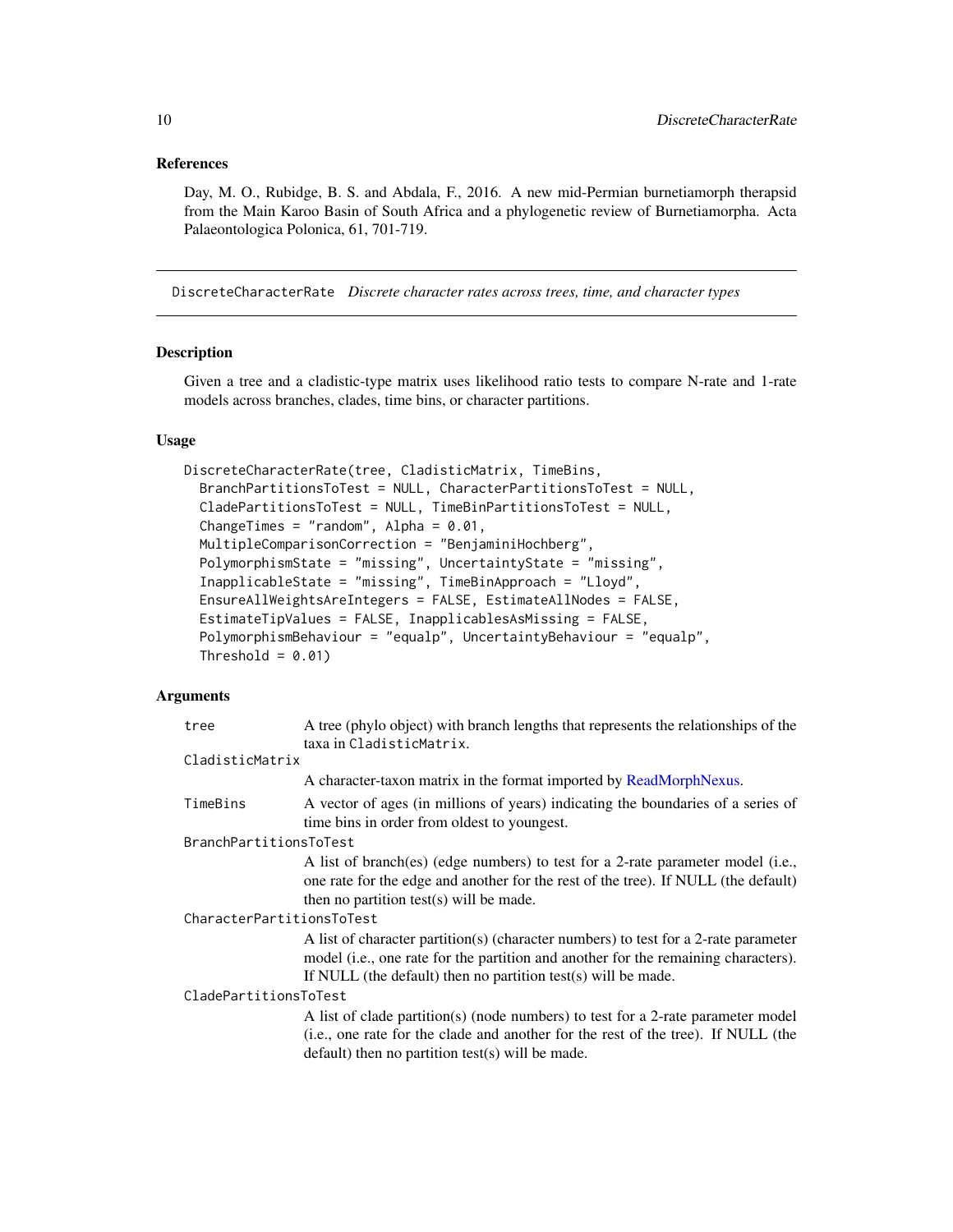## References

Day, M. O., Rubidge, B. S. and Abdala, F., 2016. A new mid-Permian burnetiamorph therapsid from the Main Karoo Basin of South Africa and a phylogenetic review of Burnetiamorpha. Acta Palaeontologica Polonica, 61, 701-719.

---

# DiscreteCharacterRate — *Discrete character rates across trees, time, and character types*

## Description

Given a tree and a cladistic-type matrix uses likelihood ratio tests to compare N-rate and 1-rate models across branches, clades, time bins, or character partitions.

## Usage

```
DiscreteCharacterRate(tree, CladisticMatrix, TimeBins,
  BranchPartitionsToTest = NULL, CharacterPartitionsToTest = NULL,
  CladePartitionsToTest = NULL, TimeBinPartitionsToTest = NULL,
  ChangeTimes = "random", Alpha = 0.01,
  MultipleComparisonCorrection = "BenjaminiHochberg",
  PolymorphismState = "missing", UncertaintyState = "missing",
  InapplicableState = "missing", TimeBinApproach = "Lloyd",
  EnsureAllWeightsAreIntegers = FALSE, EstimateAllNodes = FALSE,
  EstimateTipValues = FALSE, InapplicablesAsMissing = FALSE,
  PolymorphismBehaviour = "equalp", UncertaintyBehaviour = "equalp",
  Threshold = 0.01)
```

## Arguments

`tree`
: A tree (phylo object) with branch lengths that represents the relationships of the taxa in `CladisticMatrix`.

`CladisticMatrix`
: A character-taxon matrix in the format imported by ReadMorphNexus.

`TimeBins`
: A vector of ages (in millions of years) indicating the boundaries of a series of time bins in order from oldest to youngest.

`BranchPartitionsToTest`
: A list of branch(es) (edge numbers) to test for a 2-rate parameter model (i.e., one rate for the edge and another for the rest of the tree). If NULL (the default) then no partition test(s) will be made.

`CharacterPartitionsToTest`
: A list of character partition(s) (character numbers) to test for a 2-rate parameter model (i.e., one rate for the partition and another for the remaining characters). If NULL (the default) then no partition test(s) will be made.

`CladePartitionsToTest`
: A list of clade partition(s) (node numbers) to test for a 2-rate parameter model (i.e., one rate for the clade and another for the rest of the tree). If NULL (the default) then no partition test(s) will be made.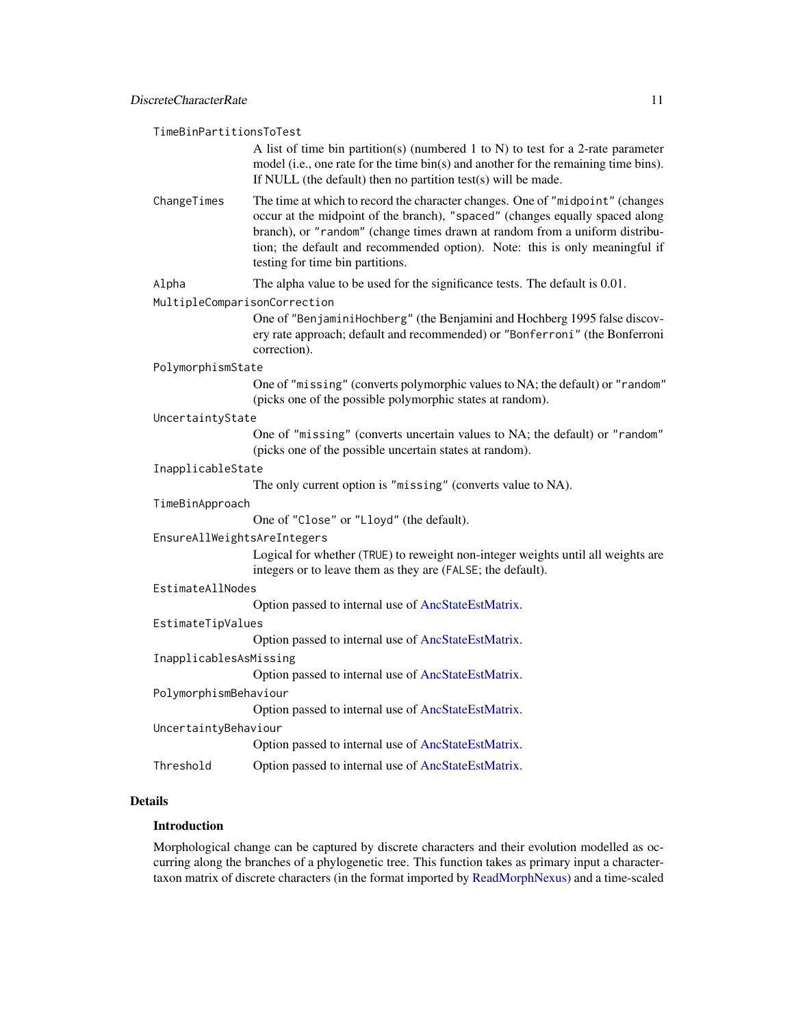`TimeBinPartitionsToTest`
: A list of time bin partition(s) (numbered 1 to N) to test for a 2-rate parameter model (i.e., one rate for the time bin(s) and another for the remaining time bins). If NULL (the default) then no partition test(s) will be made.

`ChangeTimes`
: The time at which to record the character changes. One of `"midpoint"` (changes occur at the midpoint of the branch), `"spaced"` (changes equally spaced along branch), or `"random"` (change times drawn at random from a uniform distribution; the default and recommended option). Note: this is only meaningful if testing for time bin partitions.

`Alpha`
: The alpha value to be used for the significance tests. The default is 0.01.

`MultipleComparisonCorrection`
: One of `"BenjaminiHochberg"` (the Benjamini and Hochberg 1995 false discovery rate approach; default and recommended) or `"Bonferroni"` (the Bonferroni correction).

`PolymorphismState`
: One of `"missing"` (converts polymorphic values to NA; the default) or `"random"` (picks one of the possible polymorphic states at random).

`UncertaintyState`
: One of `"missing"` (converts uncertain values to NA; the default) or `"random"` (picks one of the possible uncertain states at random).

`InapplicableState`
: The only current option is `"missing"` (converts value to NA).

`TimeBinApproach`
: One of `"Close"` or `"Lloyd"` (the default).

`EnsureAllWeightsAreIntegers`
: Logical for whether (`TRUE`) to reweight non-integer weights until all weights are integers or to leave them as they are (`FALSE`; the default).

`EstimateAllNodes`
: Option passed to internal use of AncStateEstMatrix.

`EstimateTipValues`
: Option passed to internal use of AncStateEstMatrix.

`InapplicablesAsMissing`
: Option passed to internal use of AncStateEstMatrix.

`PolymorphismBehaviour`
: Option passed to internal use of AncStateEstMatrix.

`UncertaintyBehaviour`
: Option passed to internal use of AncStateEstMatrix.

`Threshold`
: Option passed to internal use of AncStateEstMatrix.

## Details

### Introduction

Morphological change can be captured by discrete characters and their evolution modelled as occurring along the branches of a phylogenetic tree. This function takes as primary input a character-taxon matrix of discrete characters (in the format imported by ReadMorphNexus) and a time-scaled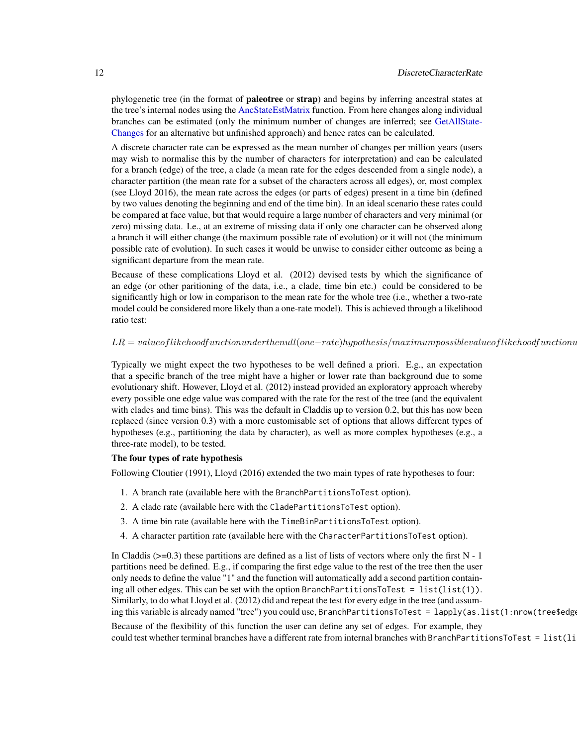phylogenetic tree (in the format of **paleotree** or **strap**) and begins by inferring ancestral states at the tree's internal nodes using the AncStateEstMatrix function. From here changes along individual branches can be estimated (only the minimum number of changes are inferred; see GetAllStateChanges for an alternative but unfinished approach) and hence rates can be calculated.

A discrete character rate can be expressed as the mean number of changes per million years (users may wish to normalise this by the number of characters for interpretation) and can be calculated for a branch (edge) of the tree, a clade (a mean rate for the edges descended from a single node), a character partition (the mean rate for a subset of the characters across all edges), or, most complex (see Lloyd 2016), the mean rate across the edges (or parts of edges) present in a time bin (defined by two values denoting the beginning and end of the time bin). In an ideal scenario these rates could be compared at face value, but that would require a large number of characters and very minimal (or zero) missing data. I.e., at an extreme of missing data if only one character can be observed along a branch it will either change (the maximum possible rate of evolution) or it will not (the minimum possible rate of evolution). In such cases it would be unwise to consider either outcome as being a significant departure from the mean rate.

Because of these complications Lloyd et al. (2012) devised tests by which the significance of an edge (or other paritioning of the data, i.e., a clade, time bin etc.) could be considered to be significantly high or low in comparison to the mean rate for the whole tree (i.e., whether a two-rate model could be considered more likely than a one-rate model). This is achieved through a likelihood ratio test:

$$LR = value of likehood function under the null (one-rate) hypothesis / maximum possible value of likehood function u$$

Typically we might expect the two hypotheses to be well defined a priori. E.g., an expectation that a specific branch of the tree might have a higher or lower rate than background due to some evolutionary shift. However, Lloyd et al. (2012) instead provided an exploratory approach whereby every possible one edge value was compared with the rate for the rest of the tree (and the equivalent with clades and time bins). This was the default in Claddis up to version 0.2, but this has now been replaced (since version 0.3) with a more customisable set of options that allows different types of hypotheses (e.g., partitioning the data by character), as well as more complex hypotheses (e.g., a three-rate model), to be tested.

**The four types of rate hypothesis**

Following Cloutier (1991), Lloyd (2016) extended the two main types of rate hypotheses to four:

1. A branch rate (available here with the `BranchPartitionsToTest` option).
2. A clade rate (available here with the `CladePartitionsToTest` option).
3. A time bin rate (available here with the `TimeBinPartitionsToTest` option).
4. A character partition rate (available here with the `CharacterPartitionsToTest` option).

In Claddis (>=0.3) these partitions are defined as a list of lists of vectors where only the first N - 1 partitions need be defined. E.g., if comparing the first edge value to the rest of the tree then the user only needs to define the value "1" and the function will automatically add a second partition containing all other edges. This can be set with the option `BranchPartitionsToTest = list(list(1))`. Similarly, to do what Lloyd et al. (2012) did and repeat the test for every edge in the tree (and assuming this variable is already named "tree") you could use, `BranchPartitionsToTest = lapply(as.list(1:nrow(tree$edge`

Because of the flexibility of this function the user can define any set of edges. For example, they could test whether terminal branches have a different rate from internal branches with `BranchPartitionsToTest = list(li`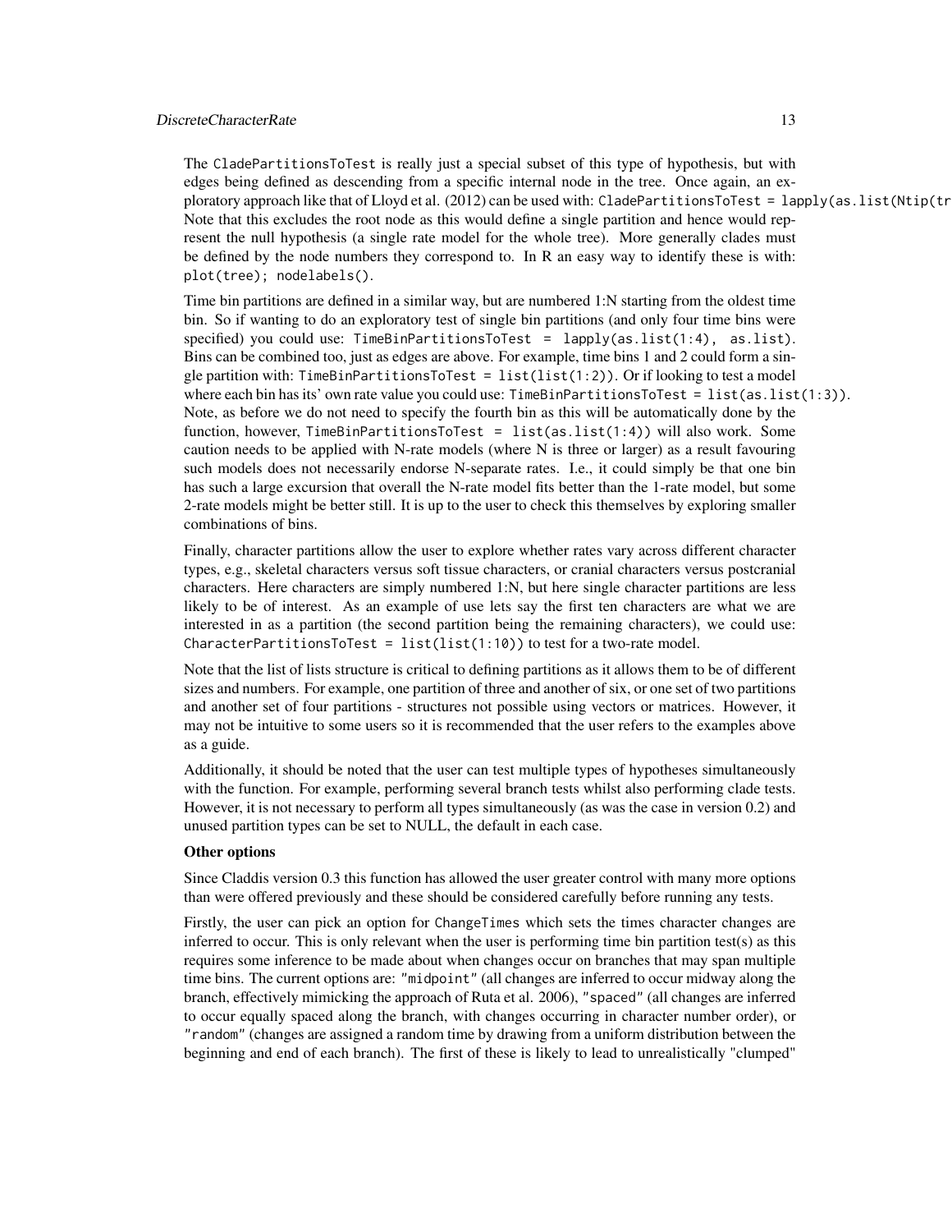The CladePartitionsToTest is really just a special subset of this type of hypothesis, but with edges being defined as descending from a specific internal node in the tree. Once again, an exploratory approach like that of Lloyd et al. (2012) can be used with: CladePartitionsToTest = lapply(as.list(Ntip(tr Note that this excludes the root node as this would define a single partition and hence would represent the null hypothesis (a single rate model for the whole tree). More generally clades must be defined by the node numbers they correspond to. In R an easy way to identify these is with: plot(tree); nodelabels().

Time bin partitions are defined in a similar way, but are numbered 1:N starting from the oldest time bin. So if wanting to do an exploratory test of single bin partitions (and only four time bins were specified) you could use: TimeBinPartitionsToTest = lapply(as.list(1:4), as.list). Bins can be combined too, just as edges are above. For example, time bins 1 and 2 could form a single partition with: TimeBinPartitionsToTest = list(list(1:2)). Or if looking to test a model where each bin has its' own rate value you could use: TimeBinPartitionsToTest = list(as.list(1:3)). Note, as before we do not need to specify the fourth bin as this will be automatically done by the function, however, TimeBinPartitionsToTest = list(as.list(1:4)) will also work. Some caution needs to be applied with N-rate models (where N is three or larger) as a result favouring such models does not necessarily endorse N-separate rates. I.e., it could simply be that one bin has such a large excursion that overall the N-rate model fits better than the 1-rate model, but some 2-rate models might be better still. It is up to the user to check this themselves by exploring smaller combinations of bins.

Finally, character partitions allow the user to explore whether rates vary across different character types, e.g., skeletal characters versus soft tissue characters, or cranial characters versus postcranial characters. Here characters are simply numbered 1:N, but here single character partitions are less likely to be of interest. As an example of use lets say the first ten characters are what we are interested in as a partition (the second partition being the remaining characters), we could use: CharacterPartitionsToTest = list(list(1:10)) to test for a two-rate model.

Note that the list of lists structure is critical to defining partitions as it allows them to be of different sizes and numbers. For example, one partition of three and another of six, or one set of two partitions and another set of four partitions - structures not possible using vectors or matrices. However, it may not be intuitive to some users so it is recommended that the user refers to the examples above as a guide.

Additionally, it should be noted that the user can test multiple types of hypotheses simultaneously with the function. For example, performing several branch tests whilst also performing clade tests. However, it is not necessary to perform all types simultaneously (as was the case in version 0.2) and unused partition types can be set to NULL, the default in each case.

**Other options**

Since Claddis version 0.3 this function has allowed the user greater control with many more options than were offered previously and these should be considered carefully before running any tests.

Firstly, the user can pick an option for ChangeTimes which sets the times character changes are inferred to occur. This is only relevant when the user is performing time bin partition test(s) as this requires some inference to be made about when changes occur on branches that may span multiple time bins. The current options are: "midpoint" (all changes are inferred to occur midway along the branch, effectively mimicking the approach of Ruta et al. 2006), "spaced" (all changes are inferred to occur equally spaced along the branch, with changes occurring in character number order), or "random" (changes are assigned a random time by drawing from a uniform distribution between the beginning and end of each branch). The first of these is likely to lead to unrealistically "clumped"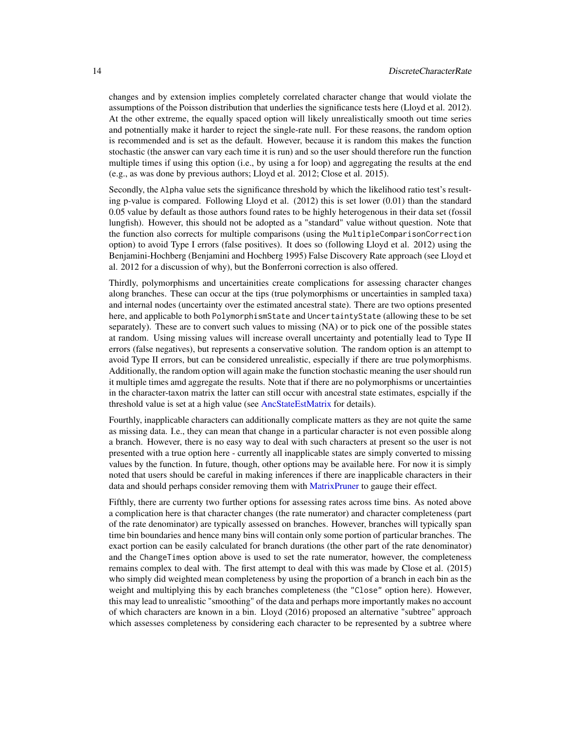changes and by extension implies completely correlated character change that would violate the assumptions of the Poisson distribution that underlies the significance tests here (Lloyd et al. 2012). At the other extreme, the equally spaced option will likely unrealistically smooth out time series and potnentially make it harder to reject the single-rate null. For these reasons, the random option is recommended and is set as the default. However, because it is random this makes the function stochastic (the answer can vary each time it is run) and so the user should therefore run the function multiple times if using this option (i.e., by using a for loop) and aggregating the results at the end (e.g., as was done by previous authors; Lloyd et al. 2012; Close et al. 2015).

Secondly, the `Alpha` value sets the significance threshold by which the likelihood ratio test's resulting p-value is compared. Following Lloyd et al. (2012) this is set lower (0.01) than the standard 0.05 value by default as those authors found rates to be highly heterogenous in their data set (fossil lungfish). However, this should not be adopted as a "standard" value without question. Note that the function also corrects for multiple comparisons (using the `MultipleComparisonCorrection` option) to avoid Type I errors (false positives). It does so (following Lloyd et al. 2012) using the Benjamini-Hochberg (Benjamini and Hochberg 1995) False Discovery Rate approach (see Lloyd et al. 2012 for a discussion of why), but the Bonferroni correction is also offered.

Thirdly, polymorphisms and uncertainities create complications for assessing character changes along branches. These can occur at the tips (true polymorphisms or uncertainties in sampled taxa) and internal nodes (uncertainty over the estimated ancestral state). There are two options presented here, and applicable to both `PolymorphismState` and `UncertaintyState` (allowing these to be set separately). These are to convert such values to missing (NA) or to pick one of the possible states at random. Using missing values will increase overall uncertainty and potentially lead to Type II errors (false negatives), but represents a conservative solution. The random option is an attempt to avoid Type II errors, but can be considered unrealistic, especially if there are true polymorphisms. Additionally, the random option will again make the function stochastic meaning the user should run it multiple times amd aggregate the results. Note that if there are no polymorphisms or uncertainties in the character-taxon matrix the latter can still occur with ancestral state estimates, espcially if the threshold value is set at a high value (see AncStateEstMatrix for details).

Fourthly, inapplicable characters can additionally complicate matters as they are not quite the same as missing data. I.e., they can mean that change in a particular character is not even possible along a branch. However, there is no easy way to deal with such characters at present so the user is not presented with a true option here - currently all inapplicable states are simply converted to missing values by the function. In future, though, other options may be available here. For now it is simply noted that users should be careful in making inferences if there are inapplicable characters in their data and should perhaps consider removing them with MatrixPruner to gauge their effect.

Fifthly, there are currenty two further options for assessing rates across time bins. As noted above a complication here is that character changes (the rate numerator) and character completeness (part of the rate denominator) are typically assessed on branches. However, branches will typically span time bin boundaries and hence many bins will contain only some portion of particular branches. The exact portion can be easily calculated for branch durations (the other part of the rate denominator) and the `ChangeTimes` option above is used to set the rate numerator, however, the completeness remains complex to deal with. The first attempt to deal with this was made by Close et al. (2015) who simply did weighted mean completeness by using the proportion of a branch in each bin as the weight and multiplying this by each branches completeness (the `"Close"` option here). However, this may lead to unrealistic "smoothing" of the data and perhaps more importantly makes no account of which characters are known in a bin. Lloyd (2016) proposed an alternative "subtree" approach which assesses completeness by considering each character to be represented by a subtree where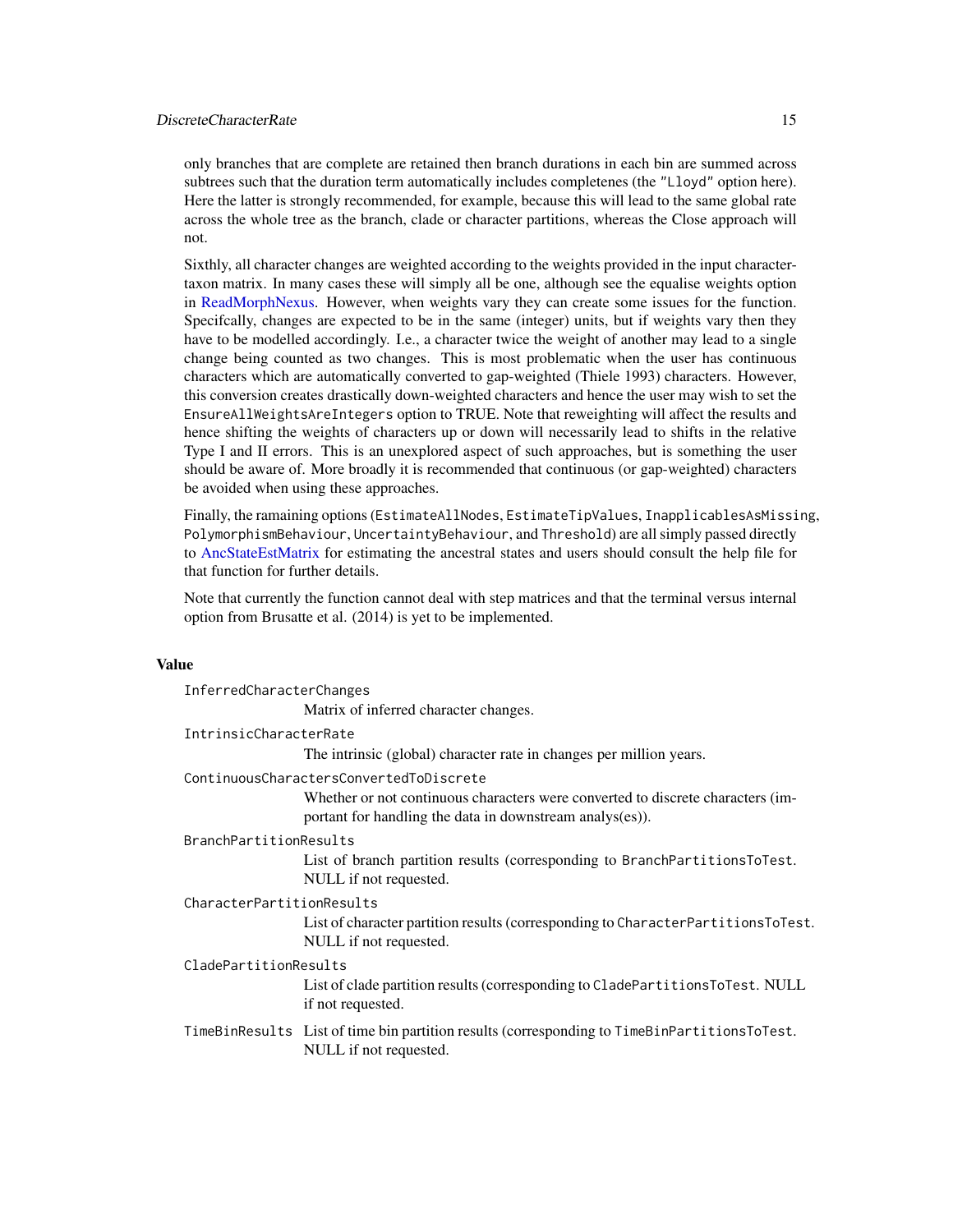only branches that are complete are retained then branch durations in each bin are summed across subtrees such that the duration term automatically includes completenes (the "Lloyd" option here). Here the latter is strongly recommended, for example, because this will lead to the same global rate across the whole tree as the branch, clade or character partitions, whereas the Close approach will not.

Sixthly, all character changes are weighted according to the weights provided in the input character-taxon matrix. In many cases these will simply all be one, although see the equalise weights option in ReadMorphNexus. However, when weights vary they can create some issues for the function. Specifcally, changes are expected to be in the same (integer) units, but if weights vary then they have to be modelled accordingly. I.e., a character twice the weight of another may lead to a single change being counted as two changes. This is most problematic when the user has continuous characters which are automatically converted to gap-weighted (Thiele 1993) characters. However, this conversion creates drastically down-weighted characters and hence the user may wish to set the `EnsureAllWeightsAreIntegers` option to TRUE. Note that reweighting will affect the results and hence shifting the weights of characters up or down will necessarily lead to shifts in the relative Type I and II errors. This is an unexplored aspect of such approaches, but is something the user should be aware of. More broadly it is recommended that continuous (or gap-weighted) characters be avoided when using these approaches.

Finally, the ramaining options (`EstimateAllNodes`, `EstimateTipValues`, `InapplicablesAsMissing`, `PolymorphismBehaviour`, `UncertaintyBehaviour`, and `Threshold`) are all simply passed directly to AncStateEstMatrix for estimating the ancestral states and users should consult the help file for that function for further details.

Note that currently the function cannot deal with step matrices and that the terminal versus internal option from Brusatte et al. (2014) is yet to be implemented.

## Value

`InferredCharacterChanges`
: Matrix of inferred character changes.

`IntrinsicCharacterRate`
: The intrinsic (global) character rate in changes per million years.

`ContinuousCharactersConvertedToDiscrete`
: Whether or not continuous characters were converted to discrete characters (important for handling the data in downstream analys(es)).

`BranchPartitionResults`
: List of branch partition results (corresponding to `BranchPartitionsToTest`. NULL if not requested.

`CharacterPartitionResults`
: List of character partition results (corresponding to `CharacterPartitionsToTest`. NULL if not requested.

`CladePartitionResults`
: List of clade partition results (corresponding to `CladePartitionsToTest`. NULL if not requested.

`TimeBinResults`
: List of time bin partition results (corresponding to `TimeBinPartitionsToTest`. NULL if not requested.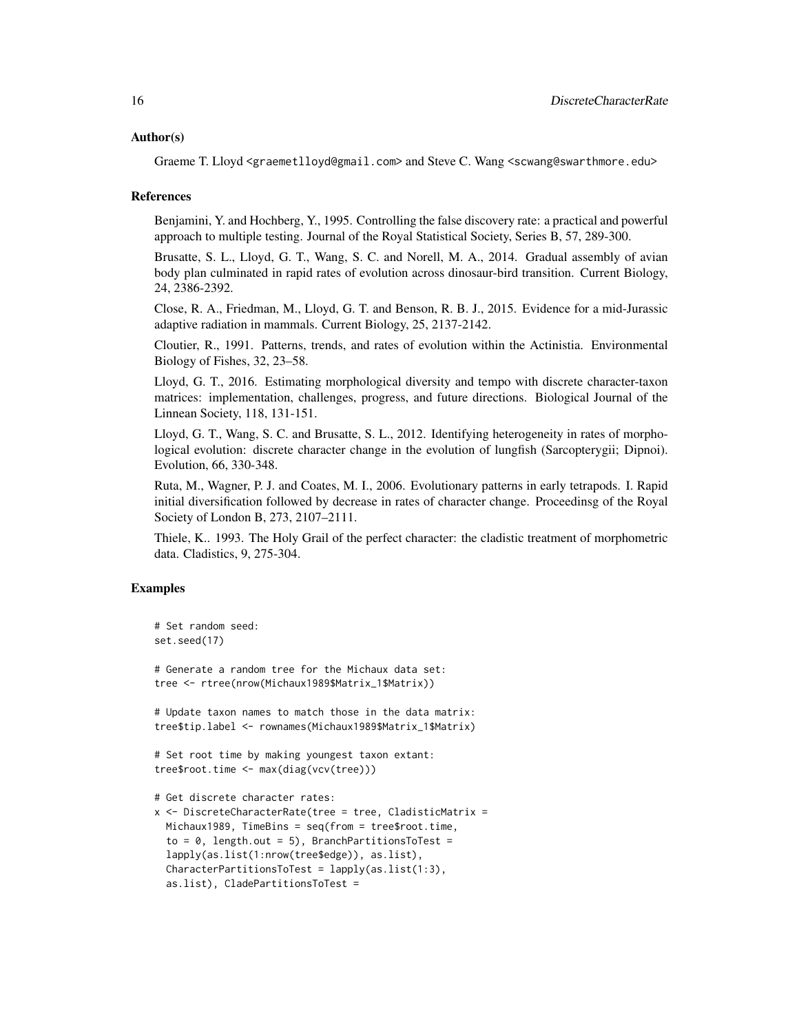### Author(s)

Graeme T. Lloyd <graemetlloyd@gmail.com> and Steve C. Wang <scwang@swarthmore.edu>

### References

Benjamini, Y. and Hochberg, Y., 1995. Controlling the false discovery rate: a practical and powerful approach to multiple testing. Journal of the Royal Statistical Society, Series B, 57, 289-300.

Brusatte, S. L., Lloyd, G. T., Wang, S. C. and Norell, M. A., 2014. Gradual assembly of avian body plan culminated in rapid rates of evolution across dinosaur-bird transition. Current Biology, 24, 2386-2392.

Close, R. A., Friedman, M., Lloyd, G. T. and Benson, R. B. J., 2015. Evidence for a mid-Jurassic adaptive radiation in mammals. Current Biology, 25, 2137-2142.

Cloutier, R., 1991. Patterns, trends, and rates of evolution within the Actinistia. Environmental Biology of Fishes, 32, 23–58.

Lloyd, G. T., 2016. Estimating morphological diversity and tempo with discrete character-taxon matrices: implementation, challenges, progress, and future directions. Biological Journal of the Linnean Society, 118, 131-151.

Lloyd, G. T., Wang, S. C. and Brusatte, S. L., 2012. Identifying heterogeneity in rates of morphological evolution: discrete character change in the evolution of lungfish (Sarcopterygii; Dipnoi). Evolution, 66, 330-348.

Ruta, M., Wagner, P. J. and Coates, M. I., 2006. Evolutionary patterns in early tetrapods. I. Rapid initial diversification followed by decrease in rates of character change. Proceedinsg of the Royal Society of London B, 273, 2107–2111.

Thiele, K.. 1993. The Holy Grail of the perfect character: the cladistic treatment of morphometric data. Cladistics, 9, 275-304.

### Examples

```
# Set random seed:
set.seed(17)

# Generate a random tree for the Michaux data set:
tree <- rtree(nrow(Michaux1989$Matrix_1$Matrix))

# Update taxon names to match those in the data matrix:
tree$tip.label <- rownames(Michaux1989$Matrix_1$Matrix)

# Set root time by making youngest taxon extant:
tree$root.time <- max(diag(vcv(tree)))

# Get discrete character rates:
x <- DiscreteCharacterRate(tree = tree, CladisticMatrix =
  Michaux1989, TimeBins = seq(from = tree$root.time,
  to = 0, length.out = 5), BranchPartitionsToTest =
  lapply(as.list(1:nrow(tree$edge)), as.list),
  CharacterPartitionsToTest = lapply(as.list(1:3),
  as.list), CladePartitionsToTest =
```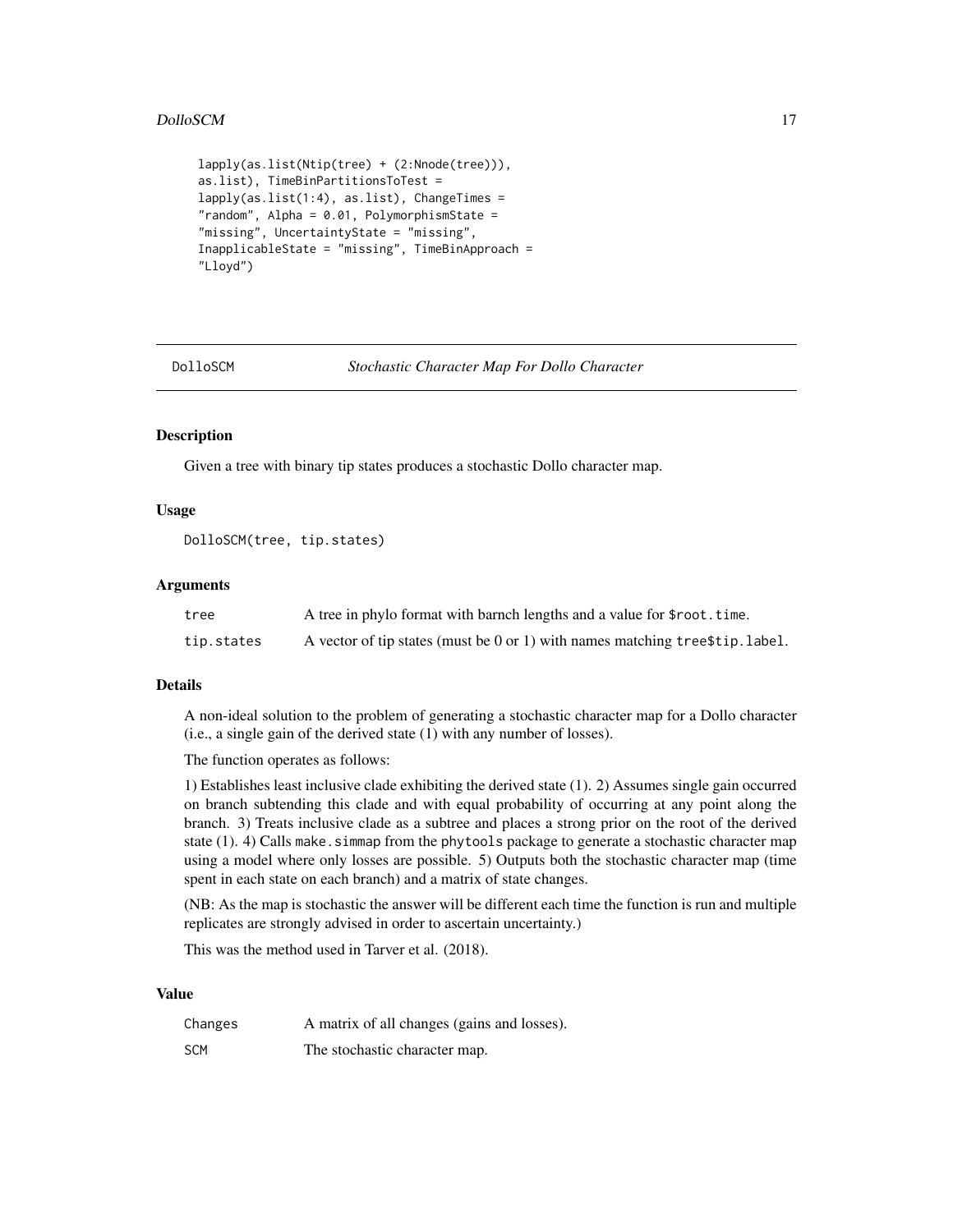```
lapply(as.list(Ntip(tree) + (2:Nnode(tree))),
as.list), TimeBinPartitionsToTest =
lapply(as.list(1:4), as.list), ChangeTimes =
"random", Alpha = 0.01, PolymorphismState =
"missing", UncertaintyState = "missing",
InapplicableState = "missing", TimeBinApproach =
"Lloyd")
```

---

## DolloSCM — *Stochastic Character Map For Dollo Character*

### Description

Given a tree with binary tip states produces a stochastic Dollo character map.

### Usage

```
DolloSCM(tree, tip.states)
```

### Arguments

| | |
|---|---|
| `tree` | A tree in phylo format with barnch lengths and a value for `$root.time`. |
| `tip.states` | A vector of tip states (must be 0 or 1) with names matching `tree$tip.label`. |

### Details

A non-ideal solution to the problem of generating a stochastic character map for a Dollo character (i.e., a single gain of the derived state (1) with any number of losses).

The function operates as follows:

1) Establishes least inclusive clade exhibiting the derived state (1). 2) Assumes single gain occurred on branch subtending this clade and with equal probability of occurring at any point along the branch. 3) Treats inclusive clade as a subtree and places a strong prior on the root of the derived state (1). 4) Calls `make.simmap` from the `phytools` package to generate a stochastic character map using a model where only losses are possible. 5) Outputs both the stochastic character map (time spent in each state on each branch) and a matrix of state changes.

(NB: As the map is stochastic the answer will be different each time the function is run and multiple replicates are strongly advised in order to ascertain uncertainty.)

This was the method used in Tarver et al. (2018).

### Value

| | |
|---|---|
| `Changes` | A matrix of all changes (gains and losses). |
| `SCM` | The stochastic character map. |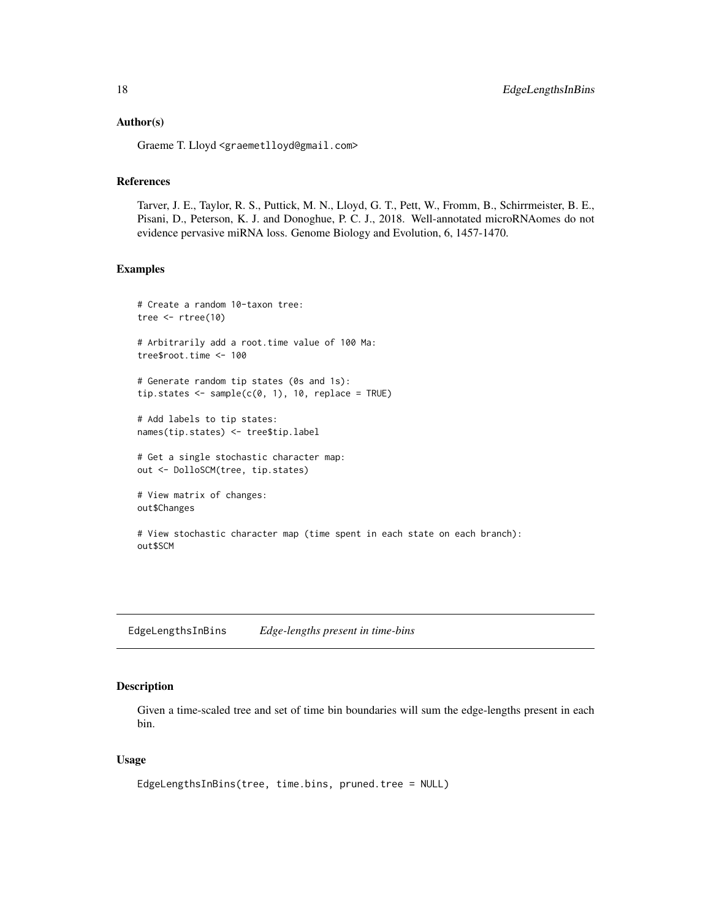## Author(s)

Graeme T. Lloyd <graemetlloyd@gmail.com>

## References

Tarver, J. E., Taylor, R. S., Puttick, M. N., Lloyd, G. T., Pett, W., Fromm, B., Schirrmeister, B. E., Pisani, D., Peterson, K. J. and Donoghue, P. C. J., 2018. Well-annotated microRNAomes do not evidence pervasive miRNA loss. Genome Biology and Evolution, 6, 1457-1470.

## Examples

```
# Create a random 10-taxon tree:
tree <- rtree(10)

# Arbitrarily add a root.time value of 100 Ma:
tree$root.time <- 100

# Generate random tip states (0s and 1s):
tip.states <- sample(c(0, 1), 10, replace = TRUE)

# Add labels to tip states:
names(tip.states) <- tree$tip.label

# Get a single stochastic character map:
out <- DolloSCM(tree, tip.states)

# View matrix of changes:
out$Changes

# View stochastic character map (time spent in each state on each branch):
out$SCM
```

---

# EdgeLengthsInBins *Edge-lengths present in time-bins*

## Description

Given a time-scaled tree and set of time bin boundaries will sum the edge-lengths present in each bin.

## Usage

```
EdgeLengthsInBins(tree, time.bins, pruned.tree = NULL)
```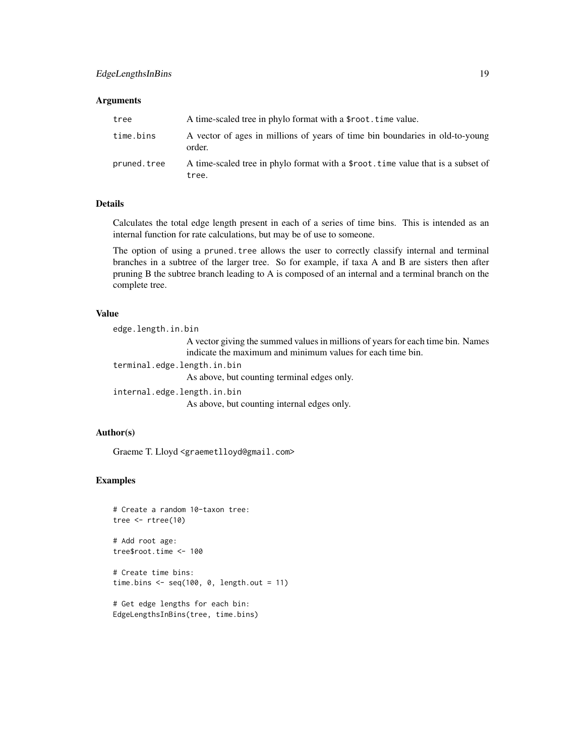### Arguments

| | |
|---|---|
| tree | A time-scaled tree in phylo format with a `$root.time` value. |
| time.bins | A vector of ages in millions of years of time bin boundaries in old-to-young order. |
| pruned.tree | A time-scaled tree in phylo format with a `$root.time` value that is a subset of `tree`. |

### Details

Calculates the total edge length present in each of a series of time bins. This is intended as an internal function for rate calculations, but may be of use to someone.

The option of using a `pruned.tree` allows the user to correctly classify internal and terminal branches in a subtree of the larger tree. So for example, if taxa A and B are sisters then after pruning B the subtree branch leading to A is composed of an internal and a terminal branch on the complete tree.

### Value

`edge.length.in.bin`
: A vector giving the summed values in millions of years for each time bin. Names indicate the maximum and minimum values for each time bin.

`terminal.edge.length.in.bin`
: As above, but counting terminal edges only.

`internal.edge.length.in.bin`
: As above, but counting internal edges only.

### Author(s)

Graeme T. Lloyd <graemetlloyd@gmail.com>

### Examples

```
# Create a random 10-taxon tree:
tree <- rtree(10)

# Add root age:
tree$root.time <- 100

# Create time bins:
time.bins <- seq(100, 0, length.out = 11)

# Get edge lengths for each bin:
EdgeLengthsInBins(tree, time.bins)
```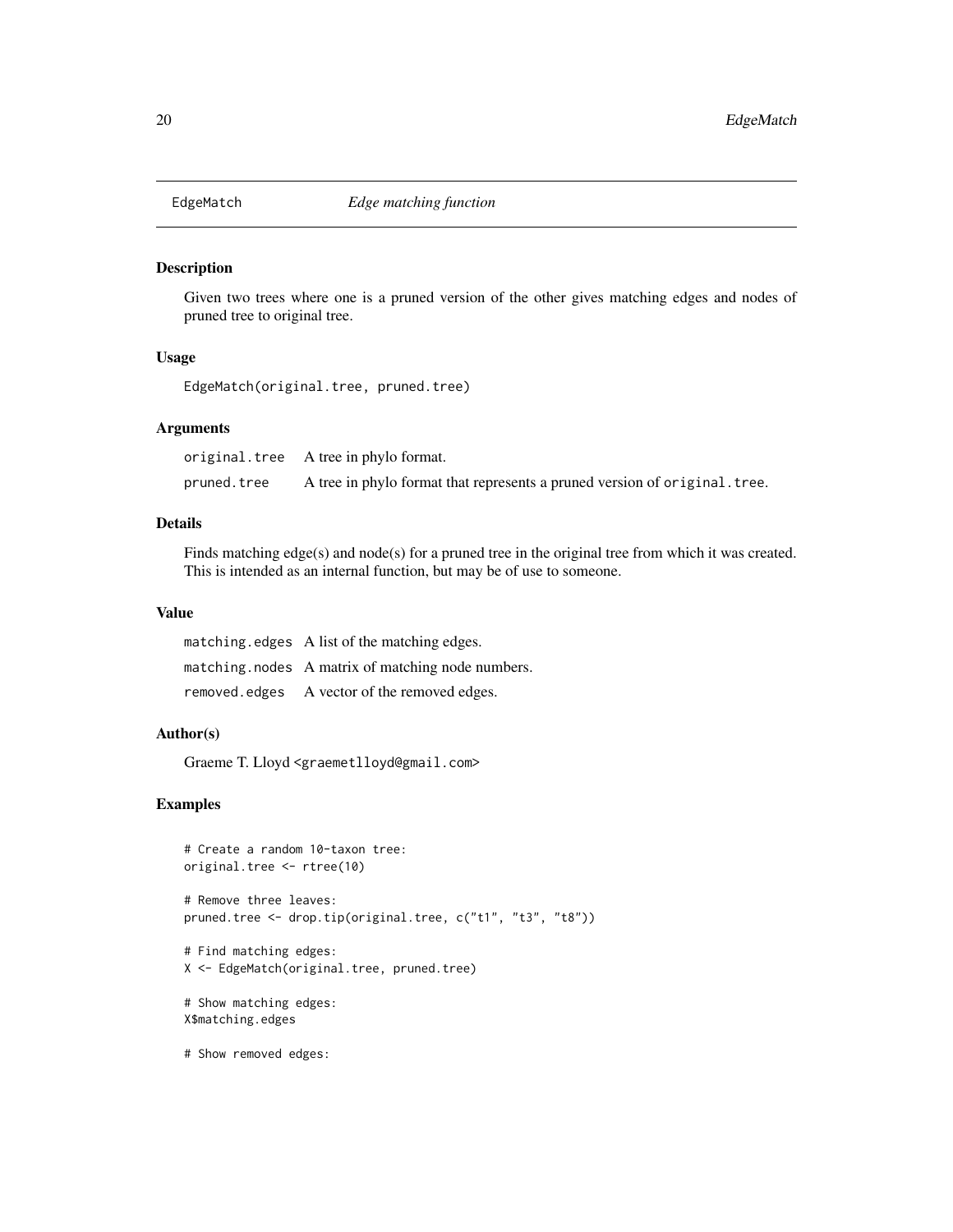# EdgeMatch *Edge matching function*

## Description

Given two trees where one is a pruned version of the other gives matching edges and nodes of pruned tree to original tree.

## Usage

```
EdgeMatch(original.tree, pruned.tree)
```

## Arguments

| | |
|---|---|
| original.tree | A tree in phylo format. |
| pruned.tree | A tree in phylo format that represents a pruned version of original.tree. |

## Details

Finds matching edge(s) and node(s) for a pruned tree in the original tree from which it was created. This is intended as an internal function, but may be of use to someone.

## Value

| | |
|---|---|
| matching.edges | A list of the matching edges. |
| matching.nodes | A matrix of matching node numbers. |
| removed.edges | A vector of the removed edges. |

## Author(s)

Graeme T. Lloyd <graemetlloyd@gmail.com>

## Examples

```
# Create a random 10-taxon tree:
original.tree <- rtree(10)

# Remove three leaves:
pruned.tree <- drop.tip(original.tree, c("t1", "t3", "t8"))

# Find matching edges:
X <- EdgeMatch(original.tree, pruned.tree)

# Show matching edges:
X$matching.edges

# Show removed edges:
```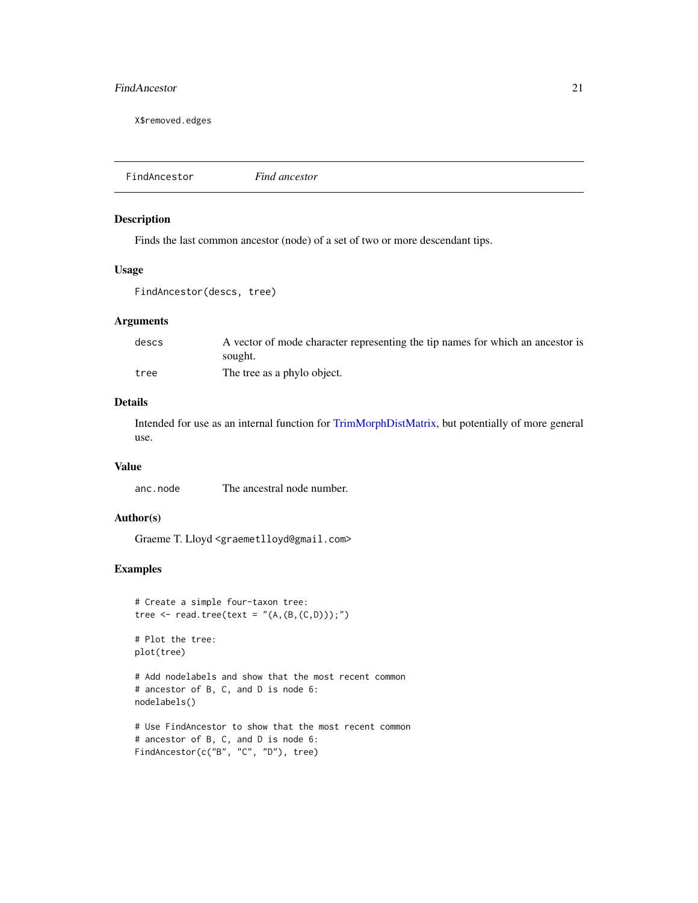```
X$removed.edges
```

## FindAncestor *Find ancestor*

### Description

Finds the last common ancestor (node) of a set of two or more descendant tips.

### Usage

```
FindAncestor(descs, tree)
```

### Arguments

| | |
|---|---|
| `descs` | A vector of mode character representing the tip names for which an ancestor is sought. |
| `tree` | The tree as a phylo object. |

### Details

Intended for use as an internal function for TrimMorphDistMatrix, but potentially of more general use.

### Value

| | |
|---|---|
| `anc.node` | The ancestral node number. |

### Author(s)

Graeme T. Lloyd <graemetlloyd@gmail.com>

### Examples

```
# Create a simple four-taxon tree:
tree <- read.tree(text = "(A,(B,(C,D)));")

# Plot the tree:
plot(tree)

# Add nodelabels and show that the most recent common
# ancestor of B, C, and D is node 6:
nodelabels()

# Use FindAncestor to show that the most recent common
# ancestor of B, C, and D is node 6:
FindAncestor(c("B", "C", "D"), tree)
```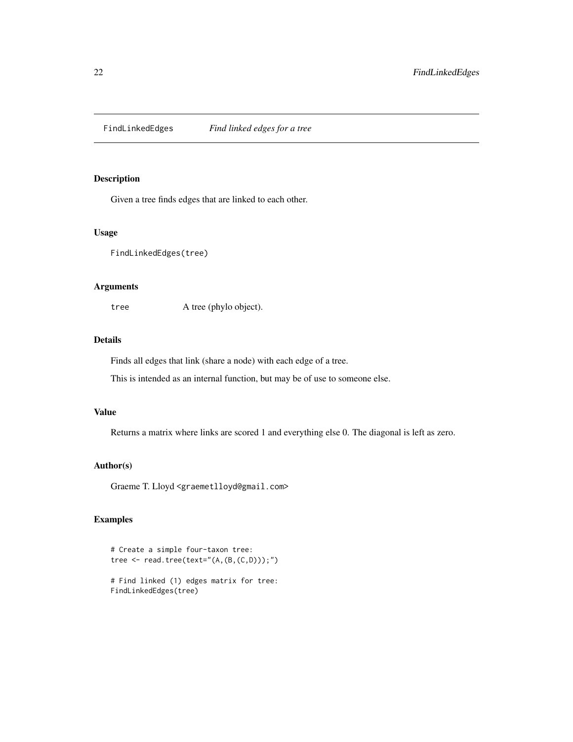# FindLinkedEdges *Find linked edges for a tree*

## Description

Given a tree finds edges that are linked to each other.

## Usage

```
FindLinkedEdges(tree)
```

## Arguments

| | |
|---|---|
| tree | A tree (phylo object). |

## Details

Finds all edges that link (share a node) with each edge of a tree.

This is intended as an internal function, but may be of use to someone else.

## Value

Returns a matrix where links are scored 1 and everything else 0. The diagonal is left as zero.

## Author(s)

Graeme T. Lloyd <graemetlloyd@gmail.com>

## Examples

```
# Create a simple four-taxon tree:
tree <- read.tree(text="(A,(B,(C,D)));")

# Find linked (1) edges matrix for tree:
FindLinkedEdges(tree)
```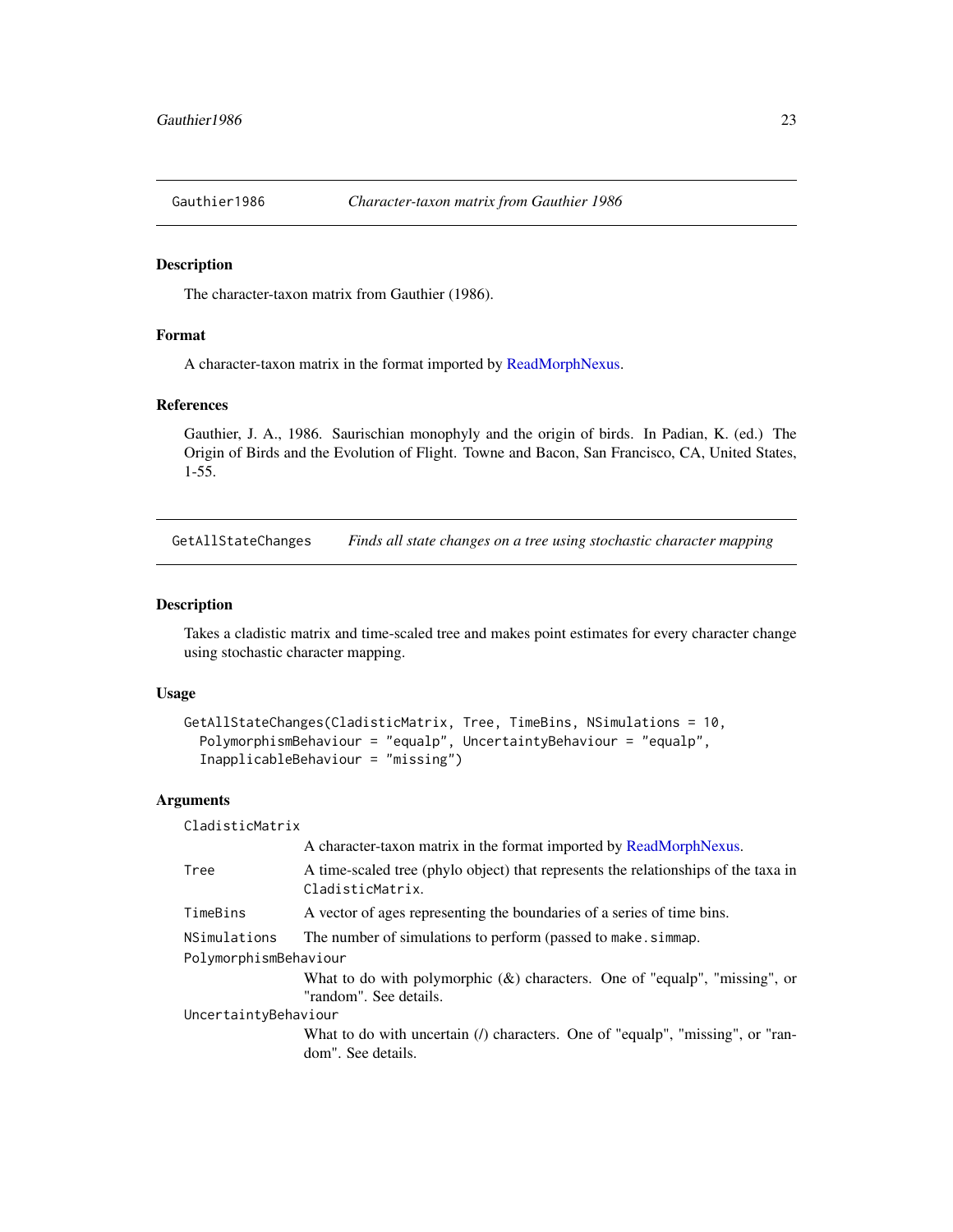## Gauthier1986 — *Character-taxon matrix from Gauthier 1986*

### Description

The character-taxon matrix from Gauthier (1986).

### Format

A character-taxon matrix in the format imported by ReadMorphNexus.

### References

Gauthier, J. A., 1986. Saurischian monophyly and the origin of birds. In Padian, K. (ed.) The Origin of Birds and the Evolution of Flight. Towne and Bacon, San Francisco, CA, United States, 1-55.

## GetAllStateChanges — *Finds all state changes on a tree using stochastic character mapping*

### Description

Takes a cladistic matrix and time-scaled tree and makes point estimates for every character change using stochastic character mapping.

### Usage

```
GetAllStateChanges(CladisticMatrix, Tree, TimeBins, NSimulations = 10,
  PolymorphismBehaviour = "equalp", UncertaintyBehaviour = "equalp",
  InapplicableBehaviour = "missing")
```

### Arguments

`CladisticMatrix`
: A character-taxon matrix in the format imported by ReadMorphNexus.

`Tree`
: A time-scaled tree (phylo object) that represents the relationships of the taxa in `CladisticMatrix`.

`TimeBins`
: A vector of ages representing the boundaries of a series of time bins.

`NSimulations`
: The number of simulations to perform (passed to `make.simmap`.

`PolymorphismBehaviour`
: What to do with polymorphic (&) characters. One of "equalp", "missing", or "random". See details.

`UncertaintyBehaviour`
: What to do with uncertain (/) characters. One of "equalp", "missing", or "random". See details.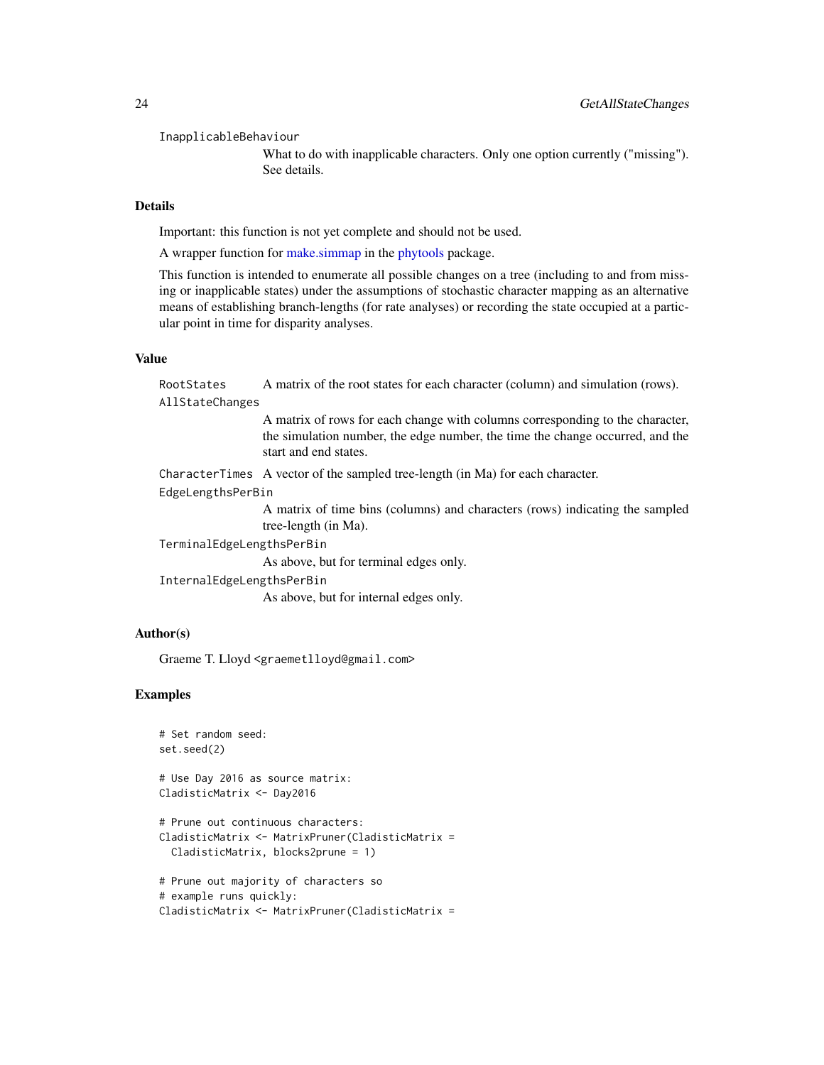`InapplicableBehaviour`
: What to do with inapplicable characters. Only one option currently ("missing"). See details.

### Details

Important: this function is not yet complete and should not be used.

A wrapper function for make.simmap in the phytools package.

This function is intended to enumerate all possible changes on a tree (including to and from missing or inapplicable states) under the assumptions of stochastic character mapping as an alternative means of establishing branch-lengths (for rate analyses) or recording the state occupied at a particular point in time for disparity analyses.

### Value

`RootStates`
: A matrix of the root states for each character (column) and simulation (rows).

`AllStateChanges`
: A matrix of rows for each change with columns corresponding to the character, the simulation number, the edge number, the time the change occurred, and the start and end states.

`CharacterTimes`
: A vector of the sampled tree-length (in Ma) for each character.

`EdgeLengthsPerBin`
: A matrix of time bins (columns) and characters (rows) indicating the sampled tree-length (in Ma).

`TerminalEdgeLengthsPerBin`
: As above, but for terminal edges only.

`InternalEdgeLengthsPerBin`
: As above, but for internal edges only.

### Author(s)

Graeme T. Lloyd <graemetlloyd@gmail.com>

### Examples

```
# Set random seed:
set.seed(2)

# Use Day 2016 as source matrix:
CladisticMatrix <- Day2016

# Prune out continuous characters:
CladisticMatrix <- MatrixPruner(CladisticMatrix =
  CladisticMatrix, blocks2prune = 1)

# Prune out majority of characters so
# example runs quickly:
CladisticMatrix <- MatrixPruner(CladisticMatrix =
```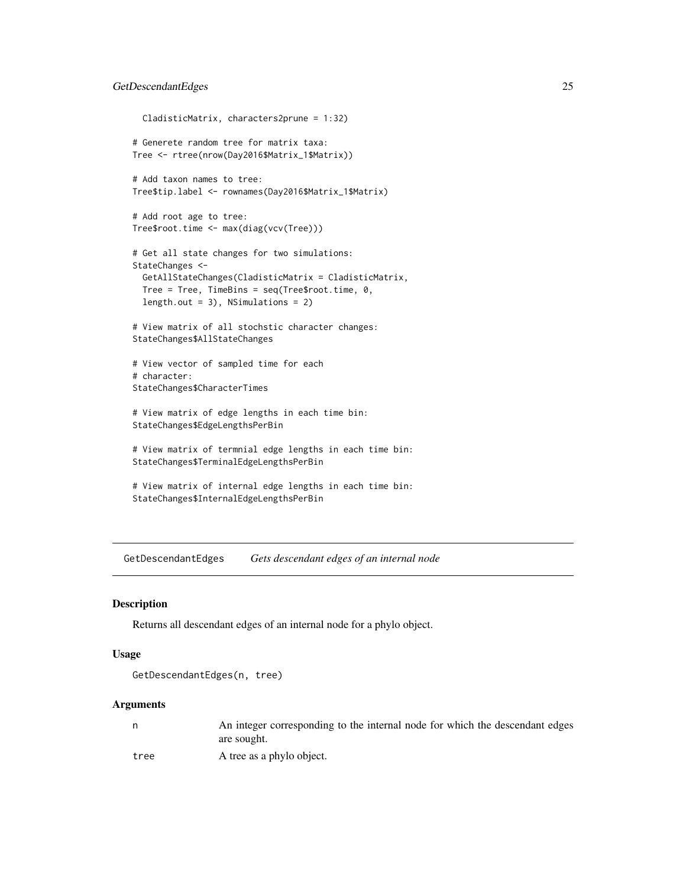```
  CladisticMatrix, characters2prune = 1:32)

# Generete random tree for matrix taxa:
Tree <- rtree(nrow(Day2016$Matrix_1$Matrix))

# Add taxon names to tree:
Tree$tip.label <- rownames(Day2016$Matrix_1$Matrix)

# Add root age to tree:
Tree$root.time <- max(diag(vcv(Tree)))

# Get all state changes for two simulations:
StateChanges <-
  GetAllStateChanges(CladisticMatrix = CladisticMatrix,
  Tree = Tree, TimeBins = seq(Tree$root.time, 0,
  length.out = 3), NSimulations = 2)

# View matrix of all stochstic character changes:
StateChanges$AllStateChanges

# View vector of sampled time for each
# character:
StateChanges$CharacterTimes

# View matrix of edge lengths in each time bin:
StateChanges$EdgeLengthsPerBin

# View matrix of termnial edge lengths in each time bin:
StateChanges$TerminalEdgeLengthsPerBin

# View matrix of internal edge lengths in each time bin:
StateChanges$InternalEdgeLengthsPerBin
```

## GetDescendantEdges *Gets descendant edges of an internal node*

### Description

Returns all descendant edges of an internal node for a phylo object.

### Usage

```
GetDescendantEdges(n, tree)
```

### Arguments

| | |
|---|---|
| n | An integer corresponding to the internal node for which the descendant edges are sought. |
| tree | A tree as a phylo object. |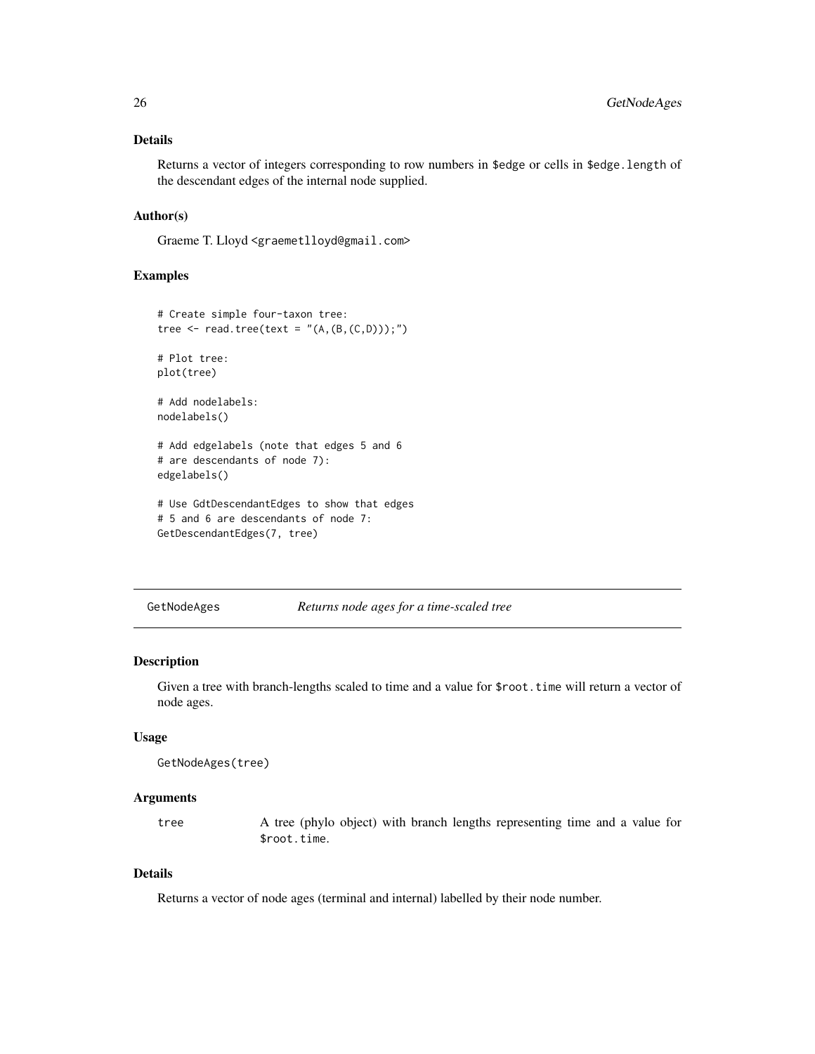### Details

Returns a vector of integers corresponding to row numbers in $edge or cells in $edge.length of the descendant edges of the internal node supplied.

### Author(s)

Graeme T. Lloyd <graemetlloyd@gmail.com>

### Examples

```
# Create simple four-taxon tree:
tree <- read.tree(text = "(A,(B,(C,D)));")

# Plot tree:
plot(tree)

# Add nodelabels:
nodelabels()

# Add edgelabels (note that edges 5 and 6
# are descendants of node 7):
edgelabels()

# Use GdtDescendantEdges to show that edges
# 5 and 6 are descendants of node 7:
GetDescendantEdges(7, tree)
```

---

## GetNodeAges — *Returns node ages for a time-scaled tree*

### Description

Given a tree with branch-lengths scaled to time and a value for $root.time will return a vector of node ages.

### Usage

```
GetNodeAges(tree)
```

### Arguments

| | |
|---|---|
| tree | A tree (phylo object) with branch lengths representing time and a value for $root.time. |

### Details

Returns a vector of node ages (terminal and internal) labelled by their node number.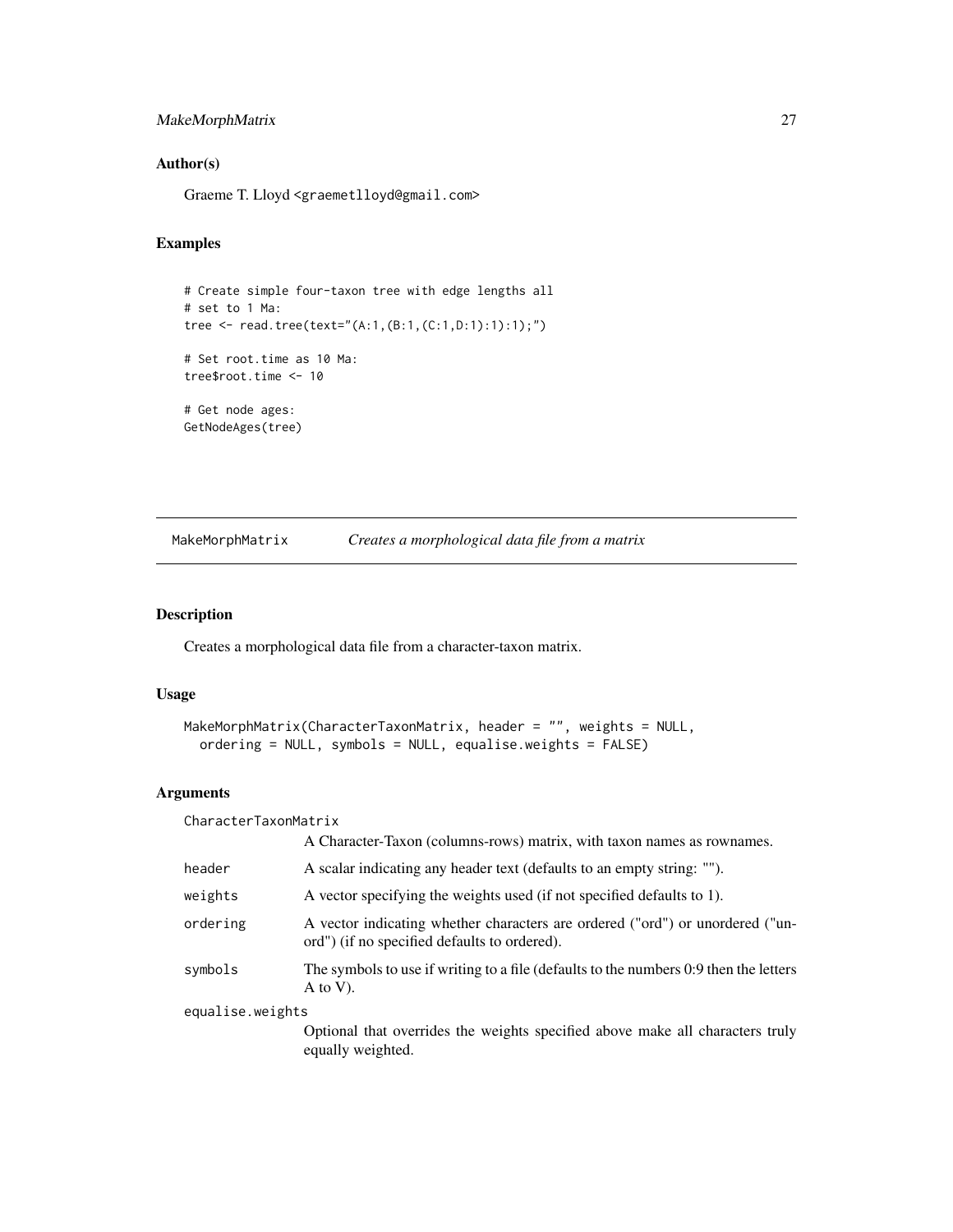### Author(s)

Graeme T. Lloyd <graemetlloyd@gmail.com>

### Examples

```
# Create simple four-taxon tree with edge lengths all
# set to 1 Ma:
tree <- read.tree(text="(A:1,(B:1,(C:1,D:1):1):1);")

# Set root.time as 10 Ma:
tree$root.time <- 10

# Get node ages:
GetNodeAges(tree)
```

---

## MakeMorphMatrix *Creates a morphological data file from a matrix*

### Description

Creates a morphological data file from a character-taxon matrix.

### Usage

```
MakeMorphMatrix(CharacterTaxonMatrix, header = "", weights = NULL,
  ordering = NULL, symbols = NULL, equalise.weights = FALSE)
```

### Arguments

`CharacterTaxonMatrix`
: A Character-Taxon (columns-rows) matrix, with taxon names as rownames.

`header`
: A scalar indicating any header text (defaults to an empty string: "").

`weights`
: A vector specifying the weights used (if not specified defaults to 1).

`ordering`
: A vector indicating whether characters are ordered ("ord") or unordered ("unord") (if no specified defaults to ordered).

`symbols`
: The symbols to use if writing to a file (defaults to the numbers 0:9 then the letters A to V).

`equalise.weights`
: Optional that overrides the weights specified above make all characters truly equally weighted.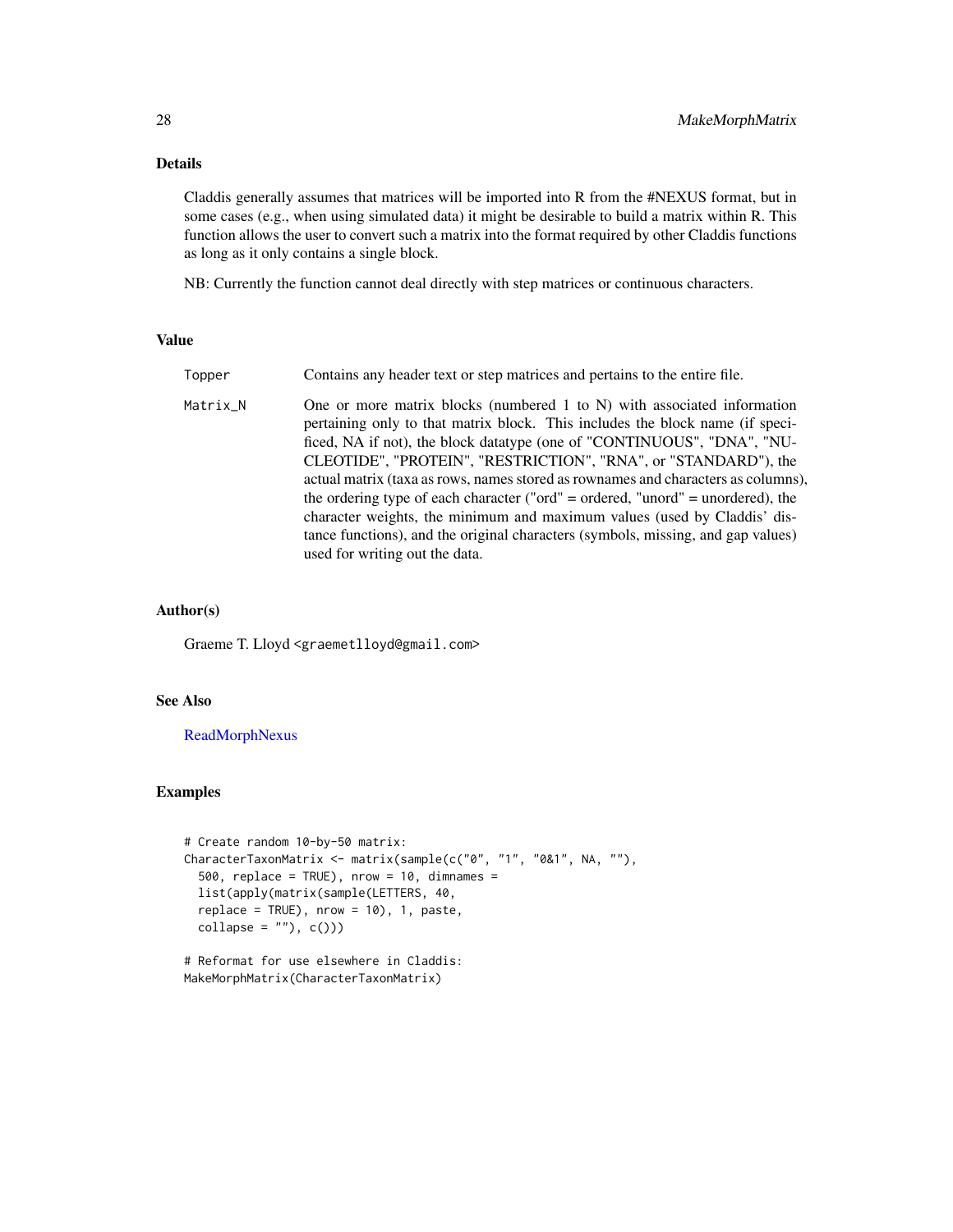## Details

Claddis generally assumes that matrices will be imported into R from the #NEXUS format, but in some cases (e.g., when using simulated data) it might be desirable to build a matrix within R. This function allows the user to convert such a matrix into the format required by other Claddis functions as long as it only contains a single block.

NB: Currently the function cannot deal directly with step matrices or continuous characters.

## Value

`Topper` Contains any header text or step matrices and pertains to the entire file.

`Matrix_N` One or more matrix blocks (numbered 1 to N) with associated information pertaining only to that matrix block. This includes the block name (if specificed, NA if not), the block datatype (one of "CONTINUOUS", "DNA", "NUCLEOTIDE", "PROTEIN", "RESTRICTION", "RNA", or "STANDARD"), the actual matrix (taxa as rows, names stored as rownames and characters as columns), the ordering type of each character ("ord" = ordered, "unord" = unordered), the character weights, the minimum and maximum values (used by Claddis' distance functions), and the original characters (symbols, missing, and gap values) used for writing out the data.

## Author(s)

Graeme T. Lloyd <graemetlloyd@gmail.com>

## See Also

ReadMorphNexus

## Examples

```
# Create random 10-by-50 matrix:
CharacterTaxonMatrix <- matrix(sample(c("0", "1", "0&1", NA, ""),
  500, replace = TRUE), nrow = 10, dimnames =
  list(apply(matrix(sample(LETTERS, 40,
  replace = TRUE), nrow = 10), 1, paste,
  collapse = ""), c()))

# Reformat for use elsewhere in Claddis:
MakeMorphMatrix(CharacterTaxonMatrix)
```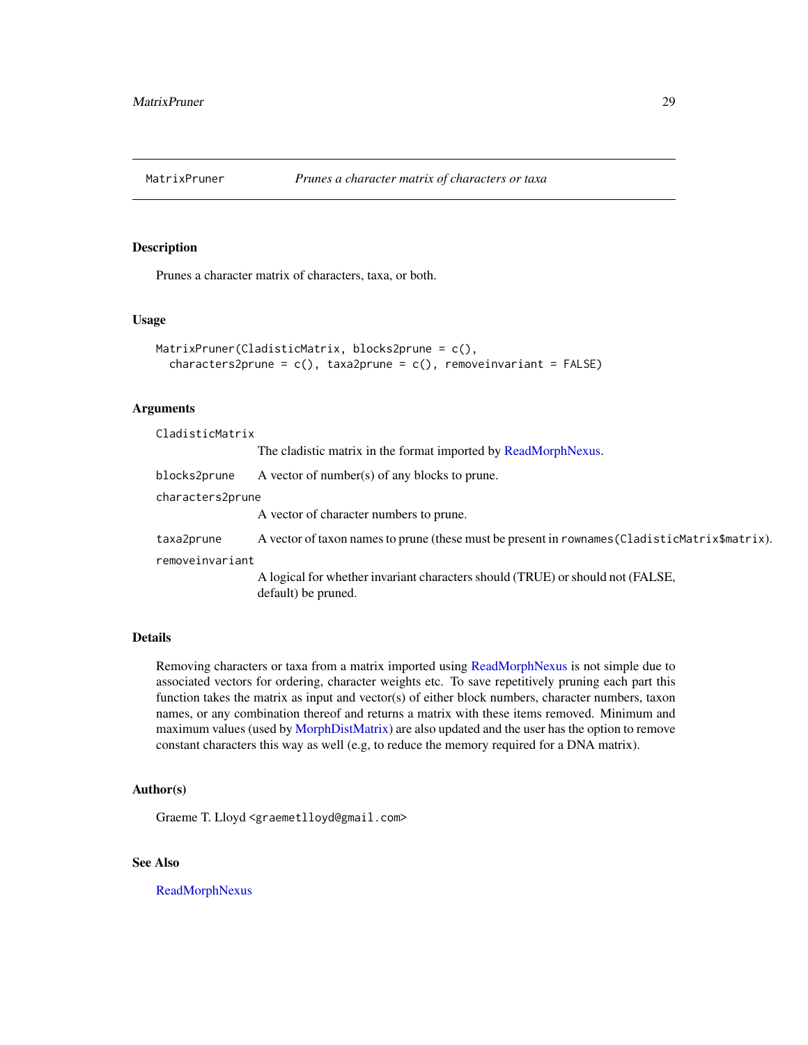MatrixPruner *Prunes a character matrix of characters or taxa*

## Description

Prunes a character matrix of characters, taxa, or both.

## Usage

```
MatrixPruner(CladisticMatrix, blocks2prune = c(),
  characters2prune = c(), taxa2prune = c(), removeinvariant = FALSE)
```

## Arguments

- `CladisticMatrix` The cladistic matrix in the format imported by ReadMorphNexus.
- `blocks2prune` A vector of number(s) of any blocks to prune.
- `characters2prune` A vector of character numbers to prune.
- `taxa2prune` A vector of taxon names to prune (these must be present in `rownames(CladisticMatrix$matrix)`).
- `removeinvariant` A logical for whether invariant characters should (TRUE) or should not (FALSE, default) be pruned.

## Details

Removing characters or taxa from a matrix imported using ReadMorphNexus is not simple due to associated vectors for ordering, character weights etc. To save repetitively pruning each part this function takes the matrix as input and vector(s) of either block numbers, character numbers, taxon names, or any combination thereof and returns a matrix with these items removed. Minimum and maximum values (used by MorphDistMatrix) are also updated and the user has the option to remove constant characters this way as well (e.g, to reduce the memory required for a DNA matrix).

## Author(s)

Graeme T. Lloyd <graemetlloyd@gmail.com>

## See Also

ReadMorphNexus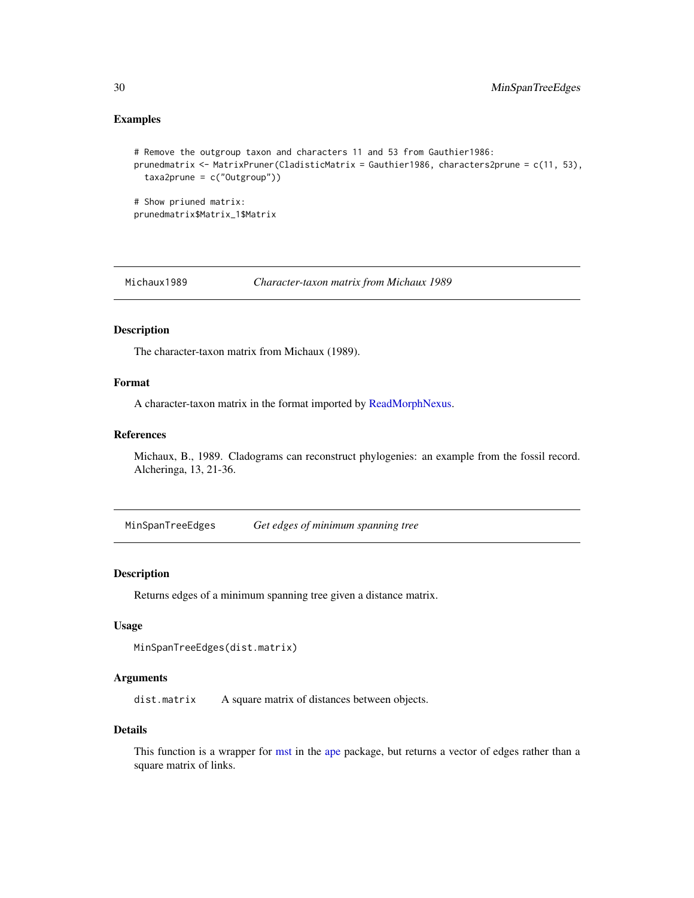## Examples

```
# Remove the outgroup taxon and characters 11 and 53 from Gauthier1986:
prunedmatrix <- MatrixPruner(CladisticMatrix = Gauthier1986, characters2prune = c(11, 53),
  taxa2prune = c("Outgroup"))

# Show priuned matrix:
prunedmatrix$Matrix_1$Matrix
```

---

# Michaux1989 *Character-taxon matrix from Michaux 1989*

## Description

The character-taxon matrix from Michaux (1989).

## Format

A character-taxon matrix in the format imported by ReadMorphNexus.

## References

Michaux, B., 1989. Cladograms can reconstruct phylogenies: an example from the fossil record. Alcheringa, 13, 21-36.

---

# MinSpanTreeEdges *Get edges of minimum spanning tree*

## Description

Returns edges of a minimum spanning tree given a distance matrix.

## Usage

```
MinSpanTreeEdges(dist.matrix)
```

## Arguments

| | |
|---|---|
| dist.matrix | A square matrix of distances between objects. |

## Details

This function is a wrapper for mst in the ape package, but returns a vector of edges rather than a square matrix of links.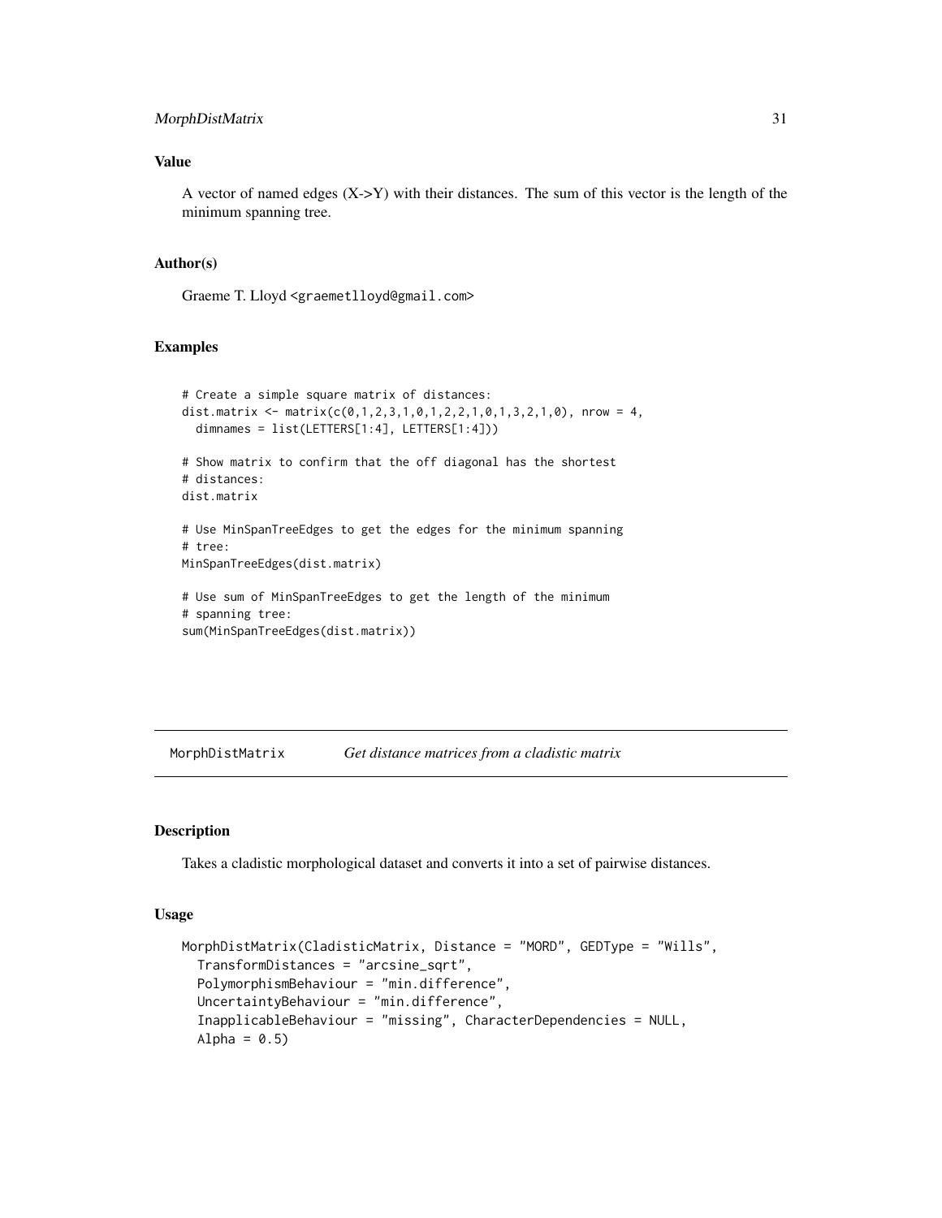### Value

A vector of named edges (X->Y) with their distances. The sum of this vector is the length of the minimum spanning tree.

### Author(s)

Graeme T. Lloyd <graemetlloyd@gmail.com>

### Examples

```
# Create a simple square matrix of distances:
dist.matrix <- matrix(c(0,1,2,3,1,0,1,2,2,1,0,1,3,2,1,0), nrow = 4,
  dimnames = list(LETTERS[1:4], LETTERS[1:4]))

# Show matrix to confirm that the off diagonal has the shortest
# distances:
dist.matrix

# Use MinSpanTreeEdges to get the edges for the minimum spanning
# tree:
MinSpanTreeEdges(dist.matrix)

# Use sum of MinSpanTreeEdges to get the length of the minimum
# spanning tree:
sum(MinSpanTreeEdges(dist.matrix))
```

---

## MorphDistMatrix *Get distance matrices from a cladistic matrix*

### Description

Takes a cladistic morphological dataset and converts it into a set of pairwise distances.

### Usage

```
MorphDistMatrix(CladisticMatrix, Distance = "MORD", GEDType = "Wills",
  TransformDistances = "arcsine_sqrt",
  PolymorphismBehaviour = "min.difference",
  UncertaintyBehaviour = "min.difference",
  InapplicableBehaviour = "missing", CharacterDependencies = NULL,
  Alpha = 0.5)
```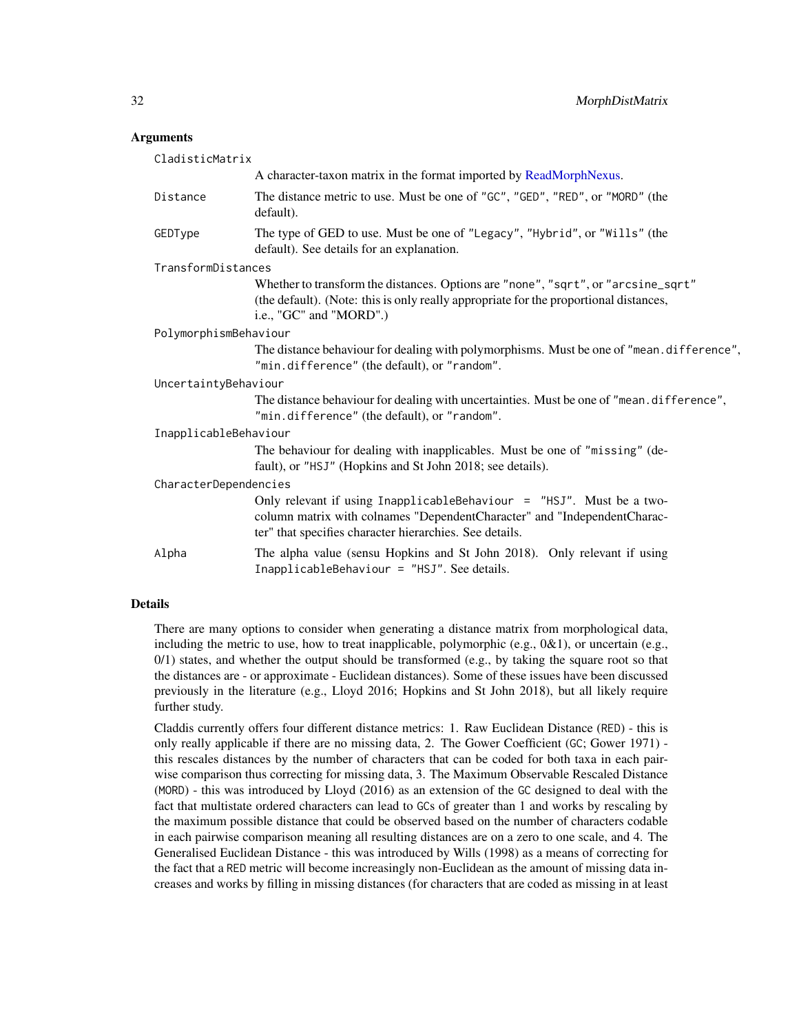## Arguments

**CladisticMatrix**
A character-taxon matrix in the format imported by ReadMorphNexus.

**Distance**
The distance metric to use. Must be one of "GC", "GED", "RED", or "MORD" (the default).

**GEDType**
The type of GED to use. Must be one of "Legacy", "Hybrid", or "Wills" (the default). See details for an explanation.

**TransformDistances**
Whether to transform the distances. Options are "none", "sqrt", or "arcsine_sqrt" (the default). (Note: this is only really appropriate for the proportional distances, i.e., "GC" and "MORD".)

**PolymorphismBehaviour**
The distance behaviour for dealing with polymorphisms. Must be one of "mean.difference", "min.difference" (the default), or "random".

**UncertaintyBehaviour**
The distance behaviour for dealing with uncertainties. Must be one of "mean.difference", "min.difference" (the default), or "random".

**InapplicableBehaviour**
The behaviour for dealing with inapplicables. Must be one of "missing" (default), or "HSJ" (Hopkins and St John 2018; see details).

**CharacterDependencies**
Only relevant if using `InapplicableBehaviour = "HSJ"`. Must be a two-column matrix with colnames "DependentCharacter" and "IndependentCharacter" that specifies character hierarchies. See details.

**Alpha**
The alpha value (sensu Hopkins and St John 2018). Only relevant if using `InapplicableBehaviour = "HSJ"`. See details.

## Details

There are many options to consider when generating a distance matrix from morphological data, including the metric to use, how to treat inapplicable, polymorphic (e.g., 0&1), or uncertain (e.g., 0/1) states, and whether the output should be transformed (e.g., by taking the square root so that the distances are - or approximate - Euclidean distances). Some of these issues have been discussed previously in the literature (e.g., Lloyd 2016; Hopkins and St John 2018), but all likely require further study.

Claddis currently offers four different distance metrics: 1. Raw Euclidean Distance (RED) - this is only really applicable if there are no missing data, 2. The Gower Coefficient (GC; Gower 1971) - this rescales distances by the number of characters that can be coded for both taxa in each pairwise comparison thus correcting for missing data, 3. The Maximum Observable Rescaled Distance (MORD) - this was introduced by Lloyd (2016) as an extension of the GC designed to deal with the fact that multistate ordered characters can lead to GCs of greater than 1 and works by rescaling by the maximum possible distance that could be observed based on the number of characters codable in each pairwise comparison meaning all resulting distances are on a zero to one scale, and 4. The Generalised Euclidean Distance - this was introduced by Wills (1998) as a means of correcting for the fact that a RED metric will become increasingly non-Euclidean as the amount of missing data increases and works by filling in missing distances (for characters that are coded as missing in at least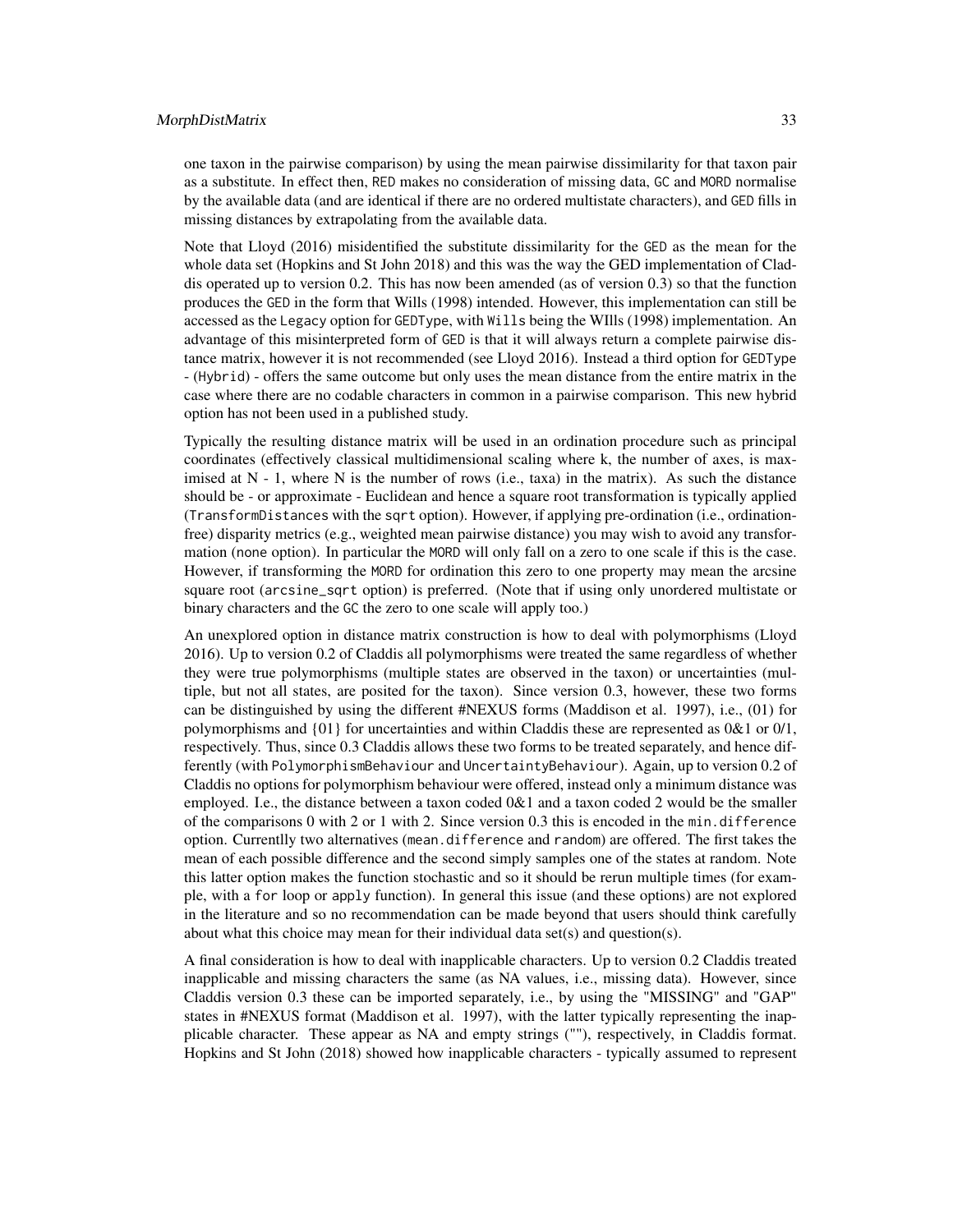one taxon in the pairwise comparison) by using the mean pairwise dissimilarity for that taxon pair as a substitute. In effect then, `RED` makes no consideration of missing data, `GC` and `MORD` normalise by the available data (and are identical if there are no ordered multistate characters), and `GED` fills in missing distances by extrapolating from the available data.

Note that Lloyd (2016) misidentified the substitute dissimilarity for the `GED` as the mean for the whole data set (Hopkins and St John 2018) and this was the way the GED implementation of Claddis operated up to version 0.2. This has now been amended (as of version 0.3) so that the function produces the `GED` in the form that Wills (1998) intended. However, this implementation can still be accessed as the `Legacy` option for `GEDType`, with `Wills` being the WIlls (1998) implementation. An advantage of this misinterpreted form of `GED` is that it will always return a complete pairwise distance matrix, however it is not recommended (see Lloyd 2016). Instead a third option for `GEDType` - (`Hybrid`) - offers the same outcome but only uses the mean distance from the entire matrix in the case where there are no codable characters in common in a pairwise comparison. This new hybrid option has not been used in a published study.

Typically the resulting distance matrix will be used in an ordination procedure such as principal coordinates (effectively classical multidimensional scaling where k, the number of axes, is maximised at N - 1, where N is the number of rows (i.e., taxa) in the matrix). As such the distance should be - or approximate - Euclidean and hence a square root transformation is typically applied (`TransformDistances` with the `sqrt` option). However, if applying pre-ordination (i.e., ordination-free) disparity metrics (e.g., weighted mean pairwise distance) you may wish to avoid any transformation (`none` option). In particular the `MORD` will only fall on a zero to one scale if this is the case. However, if transforming the `MORD` for ordination this zero to one property may mean the arcsine square root (`arcsine_sqrt` option) is preferred. (Note that if using only unordered multistate or binary characters and the `GC` the zero to one scale will apply too.)

An unexplored option in distance matrix construction is how to deal with polymorphisms (Lloyd 2016). Up to version 0.2 of Claddis all polymorphisms were treated the same regardless of whether they were true polymorphisms (multiple states are observed in the taxon) or uncertainties (multiple, but not all states, are posited for the taxon). Since version 0.3, however, these two forms can be distinguished by using the different #NEXUS forms (Maddison et al. 1997), i.e., (01) for polymorphisms and {01} for uncertainties and within Claddis these are represented as 0&1 or 0/1, respectively. Thus, since 0.3 Claddis allows these two forms to be treated separately, and hence differently (with `PolymorphismBehaviour` and `UncertaintyBehaviour`). Again, up to version 0.2 of Claddis no options for polymorphism behaviour were offered, instead only a minimum distance was employed. I.e., the distance between a taxon coded 0&1 and a taxon coded 2 would be the smaller of the comparisons 0 with 2 or 1 with 2. Since version 0.3 this is encoded in the `min.difference` option. Currentlly two alternatives (`mean.difference` and `random`) are offered. The first takes the mean of each possible difference and the second simply samples one of the states at random. Note this latter option makes the function stochastic and so it should be rerun multiple times (for example, with a `for` loop or `apply` function). In general this issue (and these options) are not explored in the literature and so no recommendation can be made beyond that users should think carefully about what this choice may mean for their individual data set(s) and question(s).

A final consideration is how to deal with inapplicable characters. Up to version 0.2 Claddis treated inapplicable and missing characters the same (as NA values, i.e., missing data). However, since Claddis version 0.3 these can be imported separately, i.e., by using the "MISSING" and "GAP" states in #NEXUS format (Maddison et al. 1997), with the latter typically representing the inapplicable character. These appear as NA and empty strings (""), respectively, in Claddis format. Hopkins and St John (2018) showed how inapplicable characters - typically assumed to represent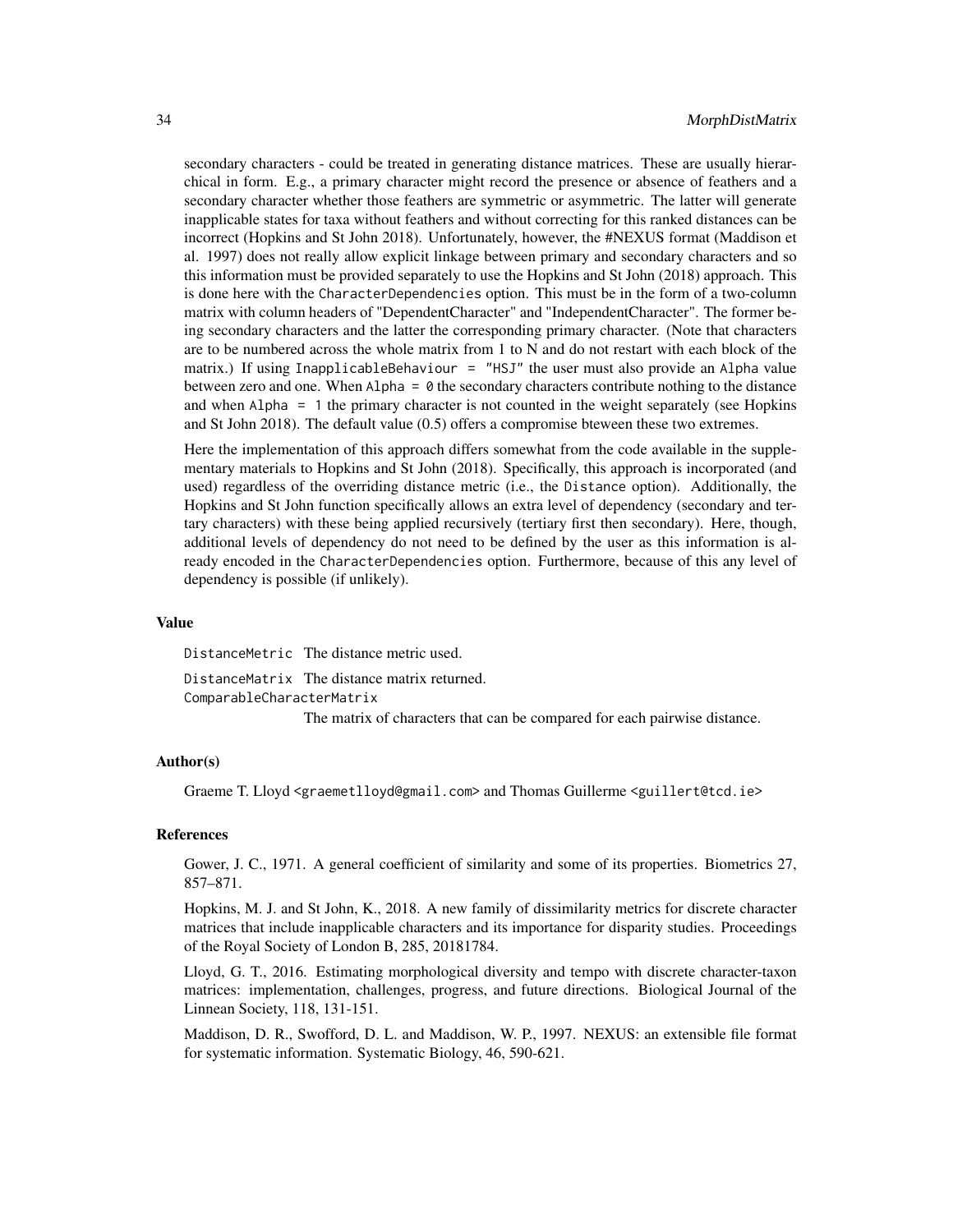secondary characters - could be treated in generating distance matrices. These are usually hierarchical in form. E.g., a primary character might record the presence or absence of feathers and a secondary character whether those feathers are symmetric or asymmetric. The latter will generate inapplicable states for taxa without feathers and without correcting for this ranked distances can be incorrect (Hopkins and St John 2018). Unfortunately, however, the #NEXUS format (Maddison et al. 1997) does not really allow explicit linkage between primary and secondary characters and so this information must be provided separately to use the Hopkins and St John (2018) approach. This is done here with the `CharacterDependencies` option. This must be in the form of a two-column matrix with column headers of "DependentCharacter" and "IndependentCharacter". The former being secondary characters and the latter the corresponding primary character. (Note that characters are to be numbered across the whole matrix from 1 to N and do not restart with each block of the matrix.) If using `InapplicableBehaviour = "HSJ"` the user must also provide an `Alpha` value between zero and one. When `Alpha = 0` the secondary characters contribute nothing to the distance and when `Alpha = 1` the primary character is not counted in the weight separately (see Hopkins and St John 2018). The default value (0.5) offers a compromise bteween these two extremes.

Here the implementation of this approach differs somewhat from the code available in the supplementary materials to Hopkins and St John (2018). Specifically, this approach is incorporated (and used) regardless of the overriding distance metric (i.e., the `Distance` option). Additionally, the Hopkins and St John function specifically allows an extra level of dependency (secondary and tertiary characters) with these being applied recursively (tertiary first then secondary). Here, though, additional levels of dependency do not need to be defined by the user as this information is already encoded in the `CharacterDependencies` option. Furthermore, because of this any level of dependency is possible (if unlikely).

### Value

- `DistanceMetric` The distance metric used.
- `DistanceMatrix` The distance matrix returned.
- `ComparableCharacterMatrix` The matrix of characters that can be compared for each pairwise distance.

### Author(s)

Graeme T. Lloyd <graemetlloyd@gmail.com> and Thomas Guillerme <guillert@tcd.ie>

### References

Gower, J. C., 1971. A general coefficient of similarity and some of its properties. Biometrics 27, 857–871.

Hopkins, M. J. and St John, K., 2018. A new family of dissimilarity metrics for discrete character matrices that include inapplicable characters and its importance for disparity studies. Proceedings of the Royal Society of London B, 285, 20181784.

Lloyd, G. T., 2016. Estimating morphological diversity and tempo with discrete character-taxon matrices: implementation, challenges, progress, and future directions. Biological Journal of the Linnean Society, 118, 131-151.

Maddison, D. R., Swofford, D. L. and Maddison, W. P., 1997. NEXUS: an extensible file format for systematic information. Systematic Biology, 46, 590-621.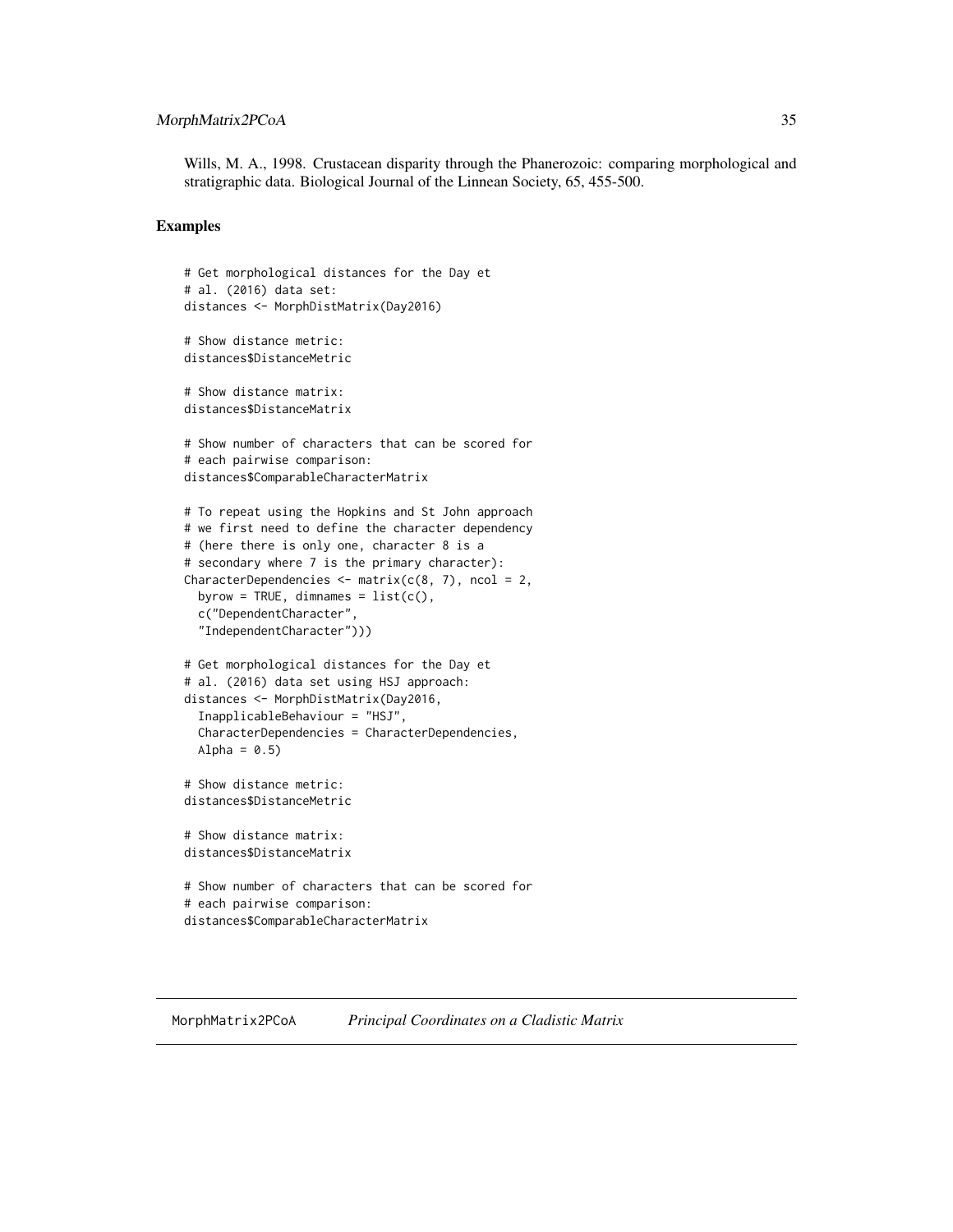Wills, M. A., 1998. Crustacean disparity through the Phanerozoic: comparing morphological and stratigraphic data. Biological Journal of the Linnean Society, 65, 455-500.

## Examples

```
# Get morphological distances for the Day et
# al. (2016) data set:
distances <- MorphDistMatrix(Day2016)

# Show distance metric:
distances$DistanceMetric

# Show distance matrix:
distances$DistanceMatrix

# Show number of characters that can be scored for
# each pairwise comparison:
distances$ComparableCharacterMatrix

# To repeat using the Hopkins and St John approach
# we first need to define the character dependency
# (here there is only one, character 8 is a
# secondary where 7 is the primary character):
CharacterDependencies <- matrix(c(8, 7), ncol = 2,
  byrow = TRUE, dimnames = list(c(),
  c("DependentCharacter",
  "IndependentCharacter")))

# Get morphological distances for the Day et
# al. (2016) data set using HSJ approach:
distances <- MorphDistMatrix(Day2016,
  InapplicableBehaviour = "HSJ",
  CharacterDependencies = CharacterDependencies,
  Alpha = 0.5)

# Show distance metric:
distances$DistanceMetric

# Show distance matrix:
distances$DistanceMatrix

# Show number of characters that can be scored for
# each pairwise comparison:
distances$ComparableCharacterMatrix
```

---

MorphMatrix2PCoA    *Principal Coordinates on a Cladistic Matrix*

---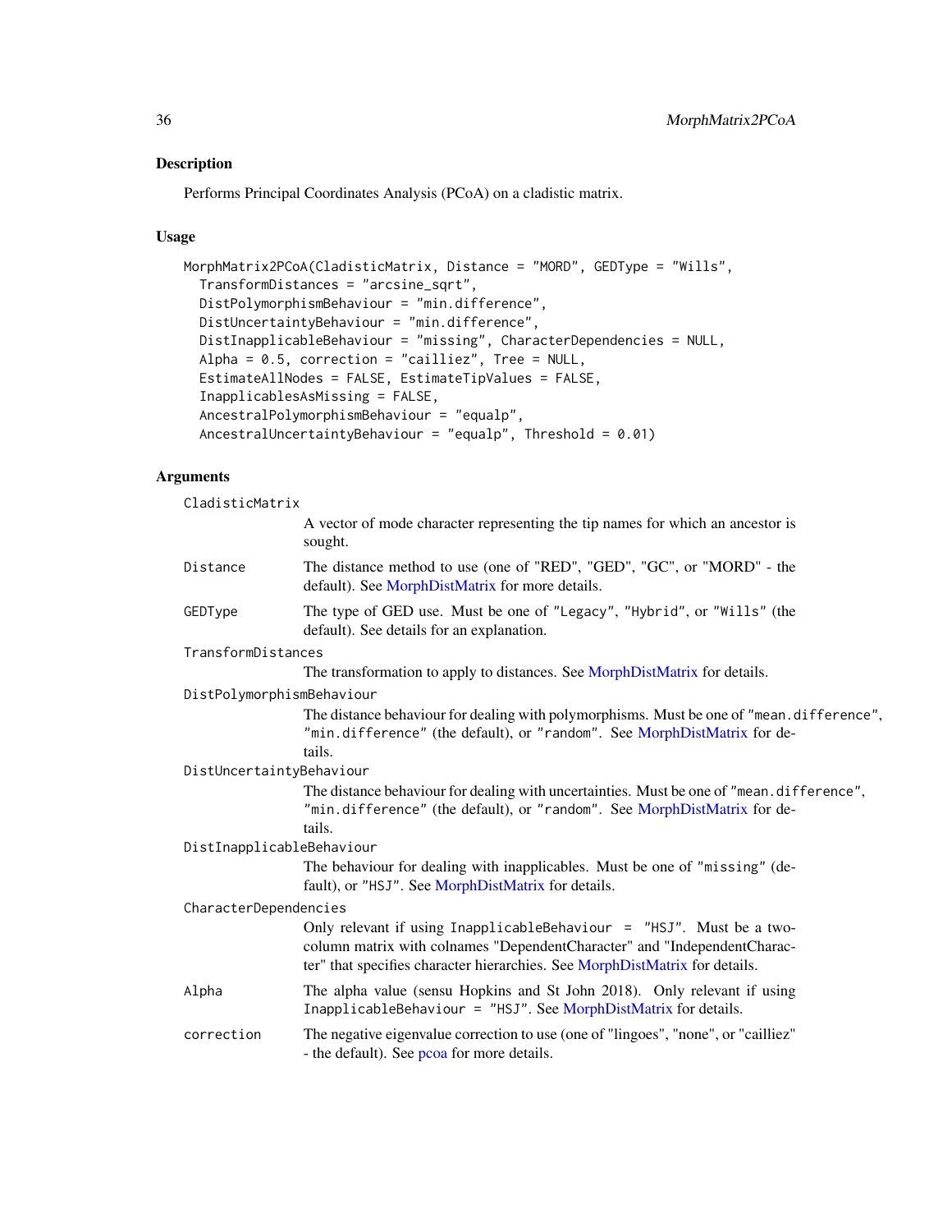## Description

Performs Principal Coordinates Analysis (PCoA) on a cladistic matrix.

## Usage

```
MorphMatrix2PCoA(CladisticMatrix, Distance = "MORD", GEDType = "Wills",
  TransformDistances = "arcsine_sqrt",
  DistPolymorphismBehaviour = "min.difference",
  DistUncertaintyBehaviour = "min.difference",
  DistInapplicableBehaviour = "missing", CharacterDependencies = NULL,
  Alpha = 0.5, correction = "cailliez", Tree = NULL,
  EstimateAllNodes = FALSE, EstimateTipValues = FALSE,
  InapplicablesAsMissing = FALSE,
  AncestralPolymorphismBehaviour = "equalp",
  AncestralUncertaintyBehaviour = "equalp", Threshold = 0.01)
```

## Arguments

`CladisticMatrix`
: A vector of mode character representing the tip names for which an ancestor is sought.

`Distance`
: The distance method to use (one of "RED", "GED", "GC", or "MORD" - the default). See MorphDistMatrix for more details.

`GEDType`
: The type of GED use. Must be one of "Legacy", "Hybrid", or "Wills" (the default). See details for an explanation.

`TransformDistances`
: The transformation to apply to distances. See MorphDistMatrix for details.

`DistPolymorphismBehaviour`
: The distance behaviour for dealing with polymorphisms. Must be one of "mean.difference", "min.difference" (the default), or "random". See MorphDistMatrix for details.

`DistUncertaintyBehaviour`
: The distance behaviour for dealing with uncertainties. Must be one of "mean.difference", "min.difference" (the default), or "random". See MorphDistMatrix for details.

`DistInapplicableBehaviour`
: The behaviour for dealing with inapplicables. Must be one of "missing" (default), or "HSJ". See MorphDistMatrix for details.

`CharacterDependencies`
: Only relevant if using `InapplicableBehaviour = "HSJ"`. Must be a two-column matrix with colnames "DependentCharacter" and "IndependentCharacter" that specifies character hierarchies. See MorphDistMatrix for details.

`Alpha`
: The alpha value (sensu Hopkins and St John 2018). Only relevant if using `InapplicableBehaviour = "HSJ"`. See MorphDistMatrix for details.

`correction`
: The negative eigenvalue correction to use (one of "lingoes", "none", or "cailliez" - the default). See pcoa for more details.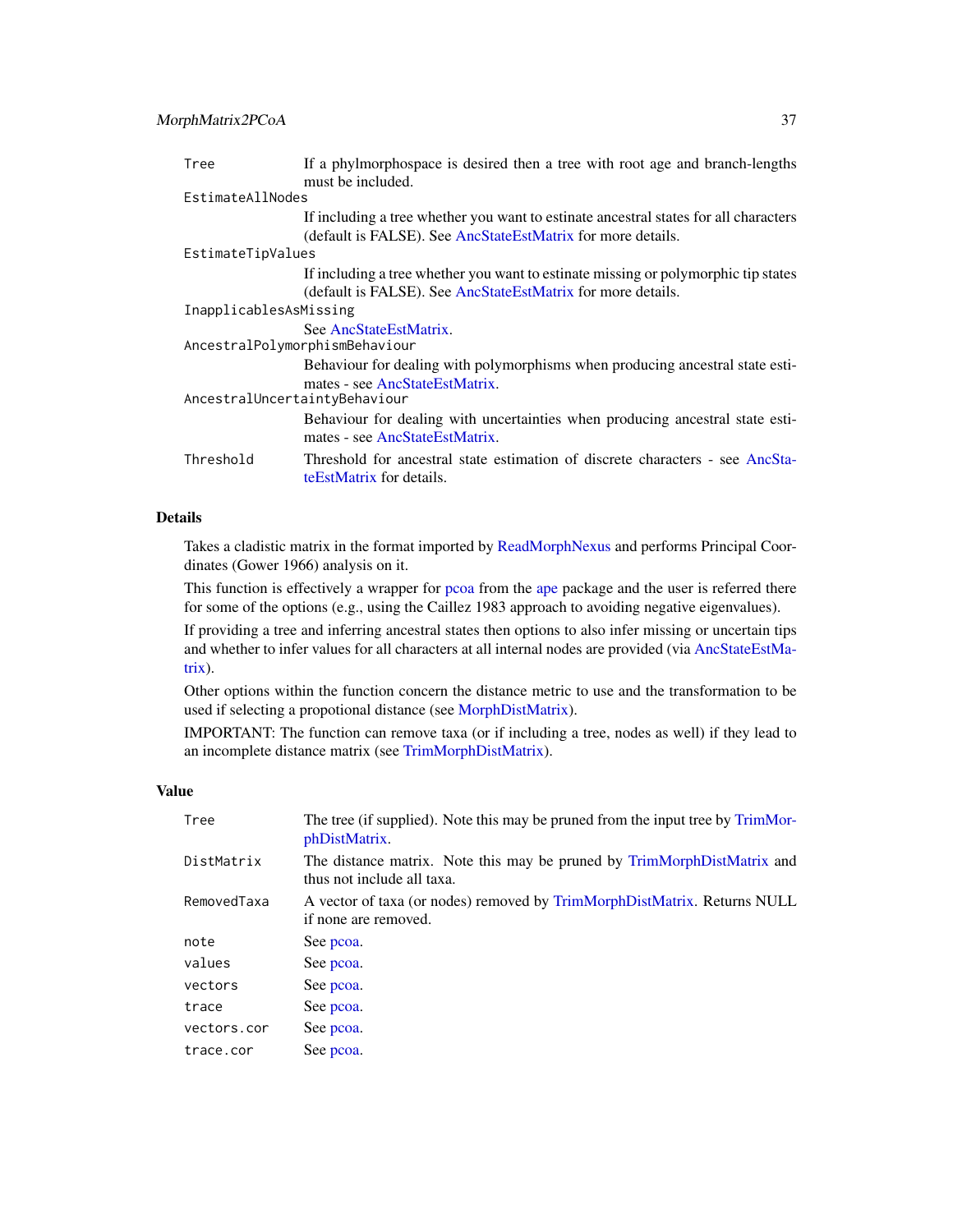| | |
|---|---|
| `Tree` | If a phylmorphospace is desired then a tree with root age and branch-lengths must be included. |
| `EstimateAllNodes` | If including a tree whether you want to estinate ancestral states for all characters (default is FALSE). See AncStateEstMatrix for more details. |
| `EstimateTipValues` | If including a tree whether you want to estinate missing or polymorphic tip states (default is FALSE). See AncStateEstMatrix for more details. |
| `InapplicablesAsMissing` | See AncStateEstMatrix. |
| `AncestralPolymorphismBehaviour` | Behaviour for dealing with polymorphisms when producing ancestral state estimates - see AncStateEstMatrix. |
| `AncestralUncertaintyBehaviour` | Behaviour for dealing with uncertainties when producing ancestral state estimates - see AncStateEstMatrix. |
| `Threshold` | Threshold for ancestral state estimation of discrete characters - see AncStateEstMatrix for details. |

## Details

Takes a cladistic matrix in the format imported by ReadMorphNexus and performs Principal Coordinates (Gower 1966) analysis on it.

This function is effectively a wrapper for pcoa from the ape package and the user is referred there for some of the options (e.g., using the Caillez 1983 approach to avoiding negative eigenvalues).

If providing a tree and inferring ancestral states then options to also infer missing or uncertain tips and whether to infer values for all characters at all internal nodes are provided (via AncStateEstMatrix).

Other options within the function concern the distance metric to use and the transformation to be used if selecting a propotional distance (see MorphDistMatrix).

IMPORTANT: The function can remove taxa (or if including a tree, nodes as well) if they lead to an incomplete distance matrix (see TrimMorphDistMatrix).

## Value

| | |
|---|---|
| `Tree` | The tree (if supplied). Note this may be pruned from the input tree by TrimMorphDistMatrix. |
| `DistMatrix` | The distance matrix. Note this may be pruned by TrimMorphDistMatrix and thus not include all taxa. |
| `RemovedTaxa` | A vector of taxa (or nodes) removed by TrimMorphDistMatrix. Returns NULL if none are removed. |
| `note` | See pcoa. |
| `values` | See pcoa. |
| `vectors` | See pcoa. |
| `trace` | See pcoa. |
| `vectors.cor` | See pcoa. |
| `trace.cor` | See pcoa. |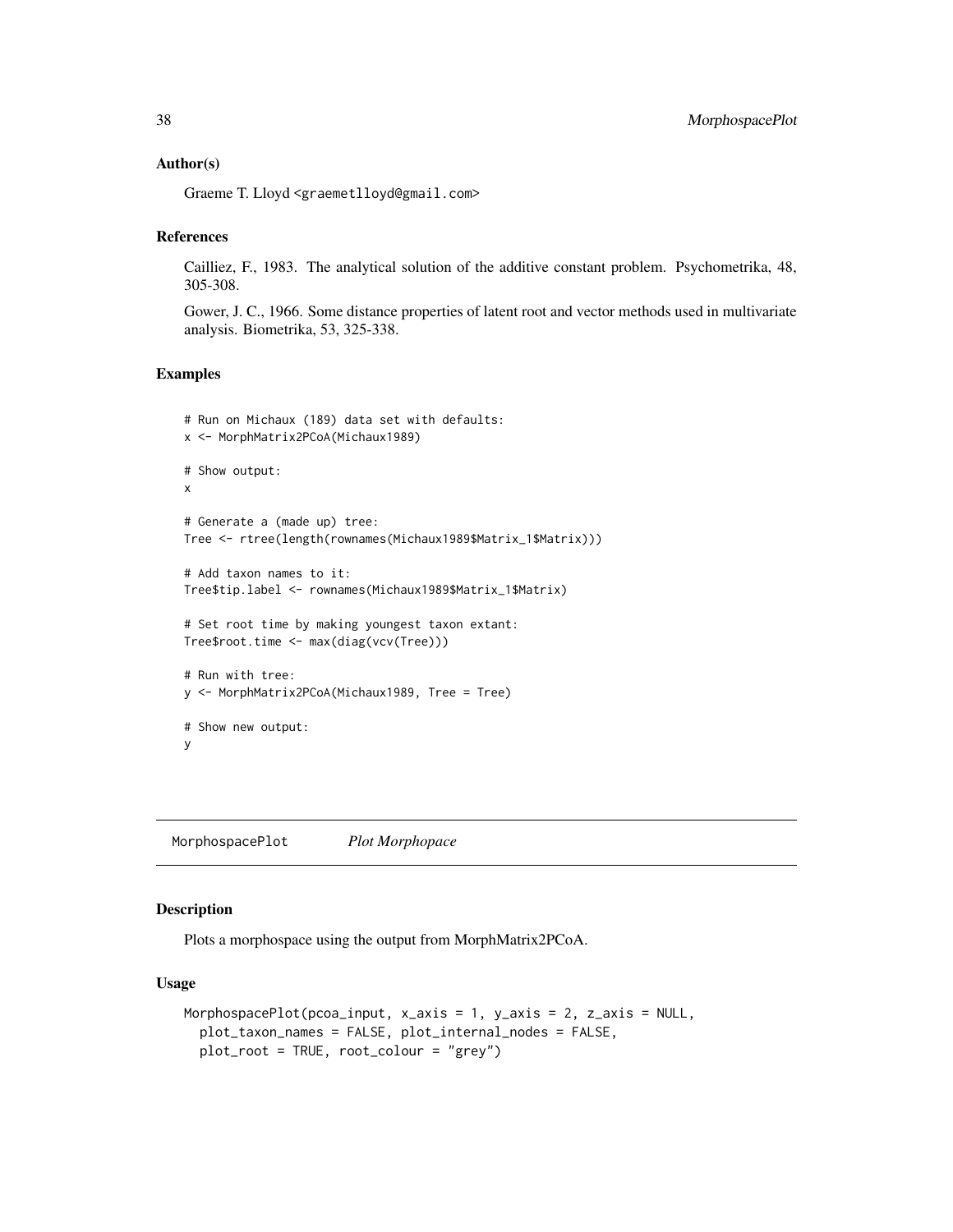### Author(s)

Graeme T. Lloyd <graemetlloyd@gmail.com>

### References

Cailliez, F., 1983. The analytical solution of the additive constant problem. Psychometrika, 48, 305-308.

Gower, J. C., 1966. Some distance properties of latent root and vector methods used in multivariate analysis. Biometrika, 53, 325-338.

### Examples

```
# Run on Michaux (189) data set with defaults:
x <- MorphMatrix2PCoA(Michaux1989)

# Show output:
x

# Generate a (made up) tree:
Tree <- rtree(length(rownames(Michaux1989$Matrix_1$Matrix)))

# Add taxon names to it:
Tree$tip.label <- rownames(Michaux1989$Matrix_1$Matrix)

# Set root time by making youngest taxon extant:
Tree$root.time <- max(diag(vcv(Tree)))

# Run with tree:
y <- MorphMatrix2PCoA(Michaux1989, Tree = Tree)

# Show new output:
y
```

## MorphospacePlot *Plot Morphopace*

### Description

Plots a morphospace using the output from MorphMatrix2PCoA.

### Usage

```
MorphospacePlot(pcoa_input, x_axis = 1, y_axis = 2, z_axis = NULL,
  plot_taxon_names = FALSE, plot_internal_nodes = FALSE,
  plot_root = TRUE, root_colour = "grey")
```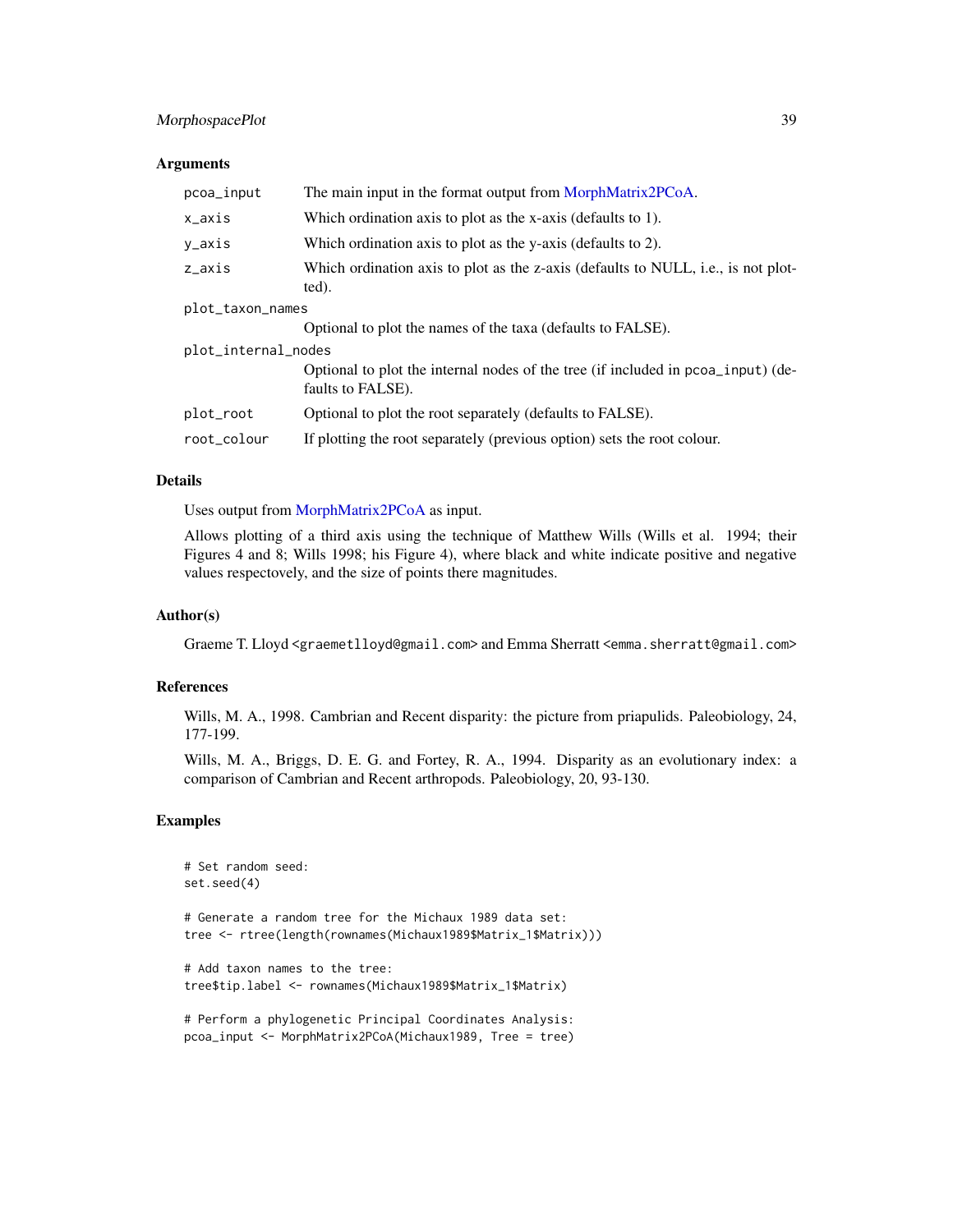## Arguments

| | |
|---|---|
| pcoa_input | The main input in the format output from MorphMatrix2PCoA. |
| x_axis | Which ordination axis to plot as the x-axis (defaults to 1). |
| y_axis | Which ordination axis to plot as the y-axis (defaults to 2). |
| z_axis | Which ordination axis to plot as the z-axis (defaults to NULL, i.e., is not plotted). |
| plot_taxon_names | Optional to plot the names of the taxa (defaults to FALSE). |
| plot_internal_nodes | Optional to plot the internal nodes of the tree (if included in pcoa_input) (defaults to FALSE). |
| plot_root | Optional to plot the root separately (defaults to FALSE). |
| root_colour | If plotting the root separately (previous option) sets the root colour. |

## Details

Uses output from MorphMatrix2PCoA as input.

Allows plotting of a third axis using the technique of Matthew Wills (Wills et al. 1994; their Figures 4 and 8; Wills 1998; his Figure 4), where black and white indicate positive and negative values respectovely, and the size of points there magnitudes.

## Author(s)

Graeme T. Lloyd <graemetlloyd@gmail.com> and Emma Sherratt <emma.sherratt@gmail.com>

## References

Wills, M. A., 1998. Cambrian and Recent disparity: the picture from priapulids. Paleobiology, 24, 177-199.

Wills, M. A., Briggs, D. E. G. and Fortey, R. A., 1994. Disparity as an evolutionary index: a comparison of Cambrian and Recent arthropods. Paleobiology, 20, 93-130.

## Examples

```
# Set random seed:
set.seed(4)

# Generate a random tree for the Michaux 1989 data set:
tree <- rtree(length(rownames(Michaux1989$Matrix_1$Matrix)))

# Add taxon names to the tree:
tree$tip.label <- rownames(Michaux1989$Matrix_1$Matrix)

# Perform a phylogenetic Principal Coordinates Analysis:
pcoa_input <- MorphMatrix2PCoA(Michaux1989, Tree = tree)
```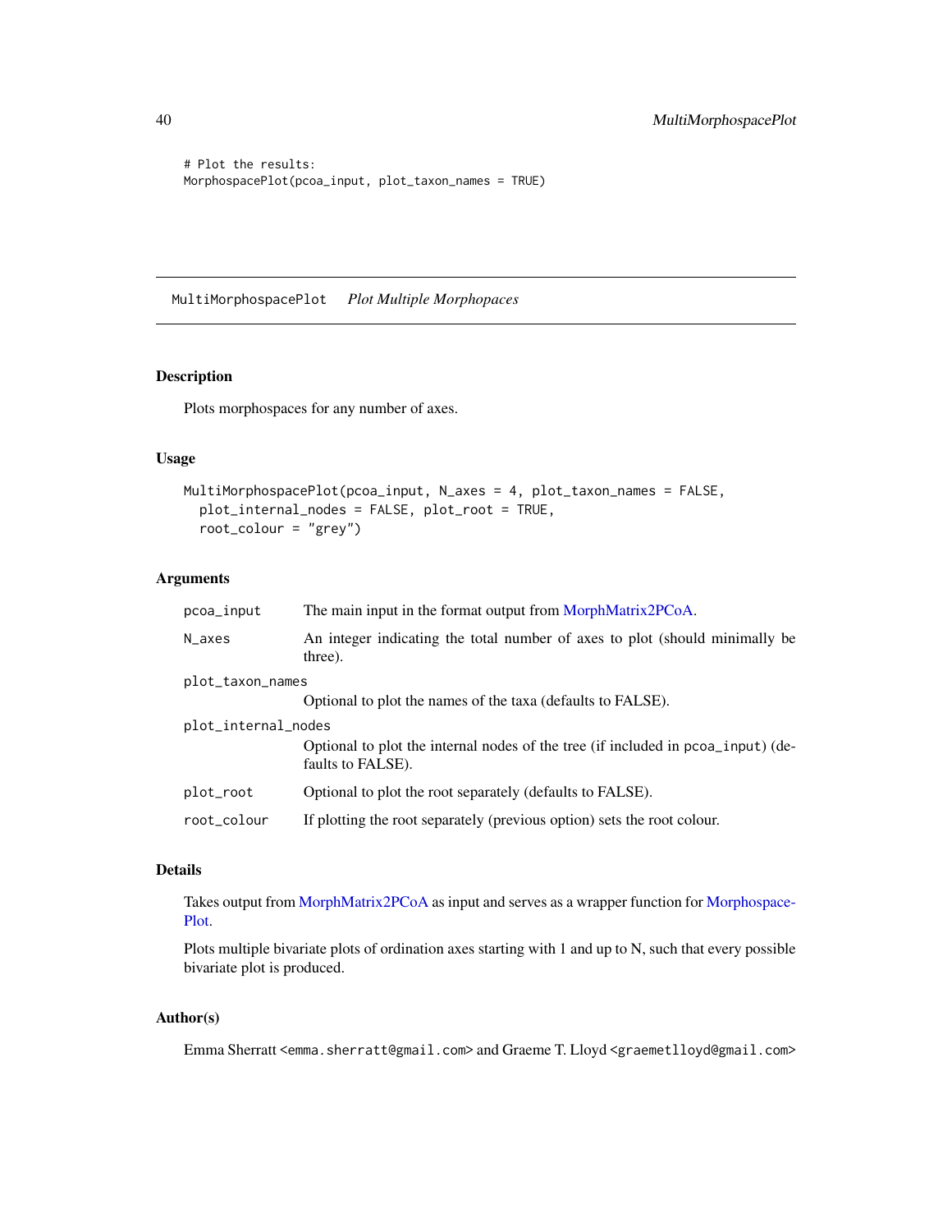```
# Plot the results:
MorphospacePlot(pcoa_input, plot_taxon_names = TRUE)
```

## MultiMorphospacePlot *Plot Multiple Morphopaces*

### Description

Plots morphospaces for any number of axes.

### Usage

```
MultiMorphospacePlot(pcoa_input, N_axes = 4, plot_taxon_names = FALSE,
  plot_internal_nodes = FALSE, plot_root = TRUE,
  root_colour = "grey")
```

### Arguments

| | |
|---|---|
| pcoa_input | The main input in the format output from MorphMatrix2PCoA. |
| N_axes | An integer indicating the total number of axes to plot (should minimally be three). |
| plot_taxon_names | Optional to plot the names of the taxa (defaults to FALSE). |
| plot_internal_nodes | Optional to plot the internal nodes of the tree (if included in pcoa_input) (defaults to FALSE). |
| plot_root | Optional to plot the root separately (defaults to FALSE). |
| root_colour | If plotting the root separately (previous option) sets the root colour. |

### Details

Takes output from MorphMatrix2PCoA as input and serves as a wrapper function for MorphospacePlot.

Plots multiple bivariate plots of ordination axes starting with 1 and up to N, such that every possible bivariate plot is produced.

### Author(s)

Emma Sherratt <emma.sherratt@gmail.com> and Graeme T. Lloyd <graemetlloyd@gmail.com>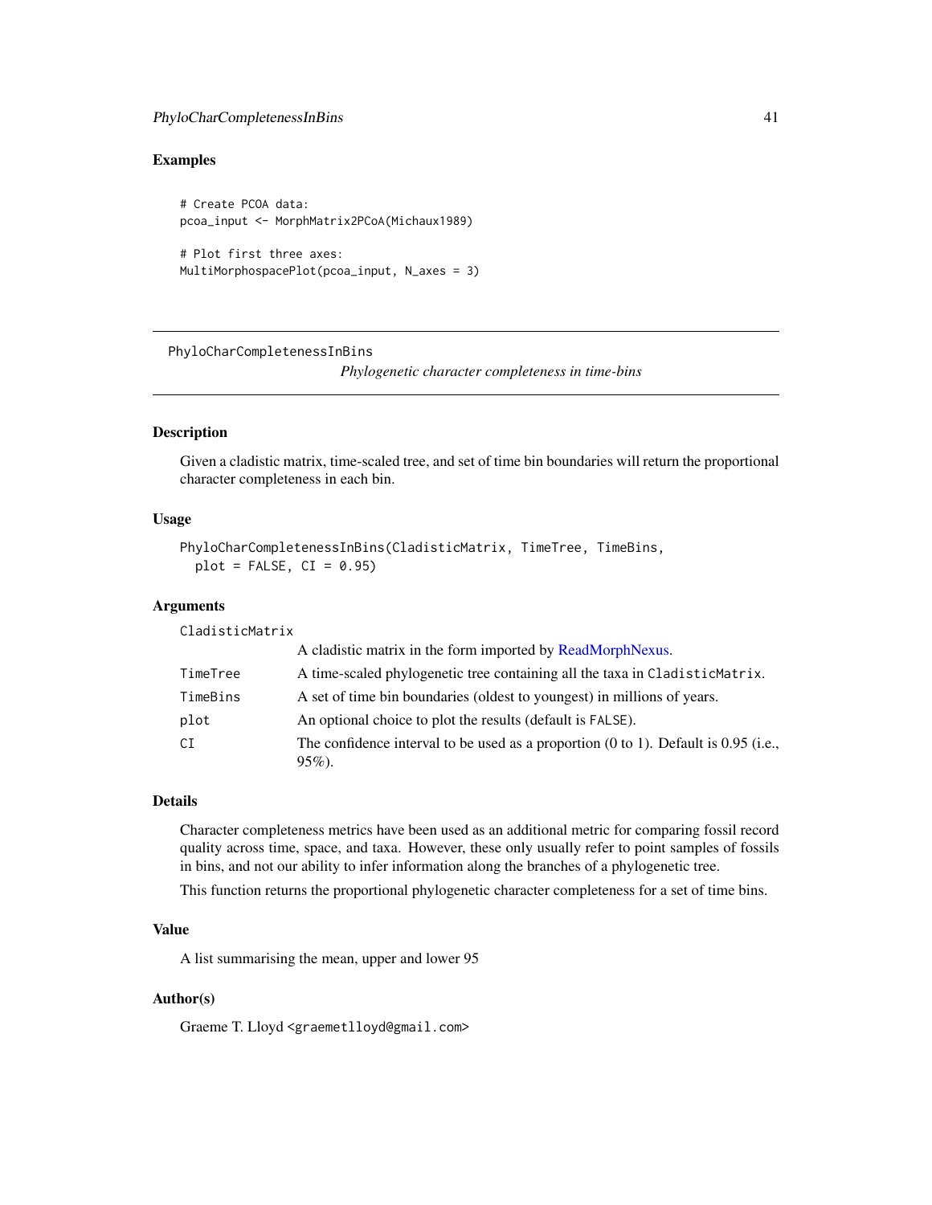## Examples

```
# Create PCOA data:
pcoa_input <- MorphMatrix2PCoA(Michaux1989)

# Plot first three axes:
MultiMorphospacePlot(pcoa_input, N_axes = 3)
```

---

PhyloCharCompletenessInBins &nbsp;&nbsp;&nbsp;&nbsp;&nbsp;&nbsp;&nbsp;&nbsp; *Phylogenetic character completeness in time-bins*

---

### Description

Given a cladistic matrix, time-scaled tree, and set of time bin boundaries will return the proportional character completeness in each bin.

### Usage

```
PhyloCharCompletenessInBins(CladisticMatrix, TimeTree, TimeBins,
  plot = FALSE, CI = 0.95)
```

### Arguments

| | |
|---|---|
| CladisticMatrix | A cladistic matrix in the form imported by ReadMorphNexus. |
| TimeTree | A time-scaled phylogenetic tree containing all the taxa in CladisticMatrix. |
| TimeBins | A set of time bin boundaries (oldest to youngest) in millions of years. |
| plot | An optional choice to plot the results (default is FALSE). |
| CI | The confidence interval to be used as a proportion (0 to 1). Default is 0.95 (i.e., 95%). |

### Details

Character completeness metrics have been used as an additional metric for comparing fossil record quality across time, space, and taxa. However, these only usually refer to point samples of fossils in bins, and not our ability to infer information along the branches of a phylogenetic tree.

This function returns the proportional phylogenetic character completeness for a set of time bins.

### Value

A list summarising the mean, upper and lower 95

### Author(s)

Graeme T. Lloyd <graemetlloyd@gmail.com>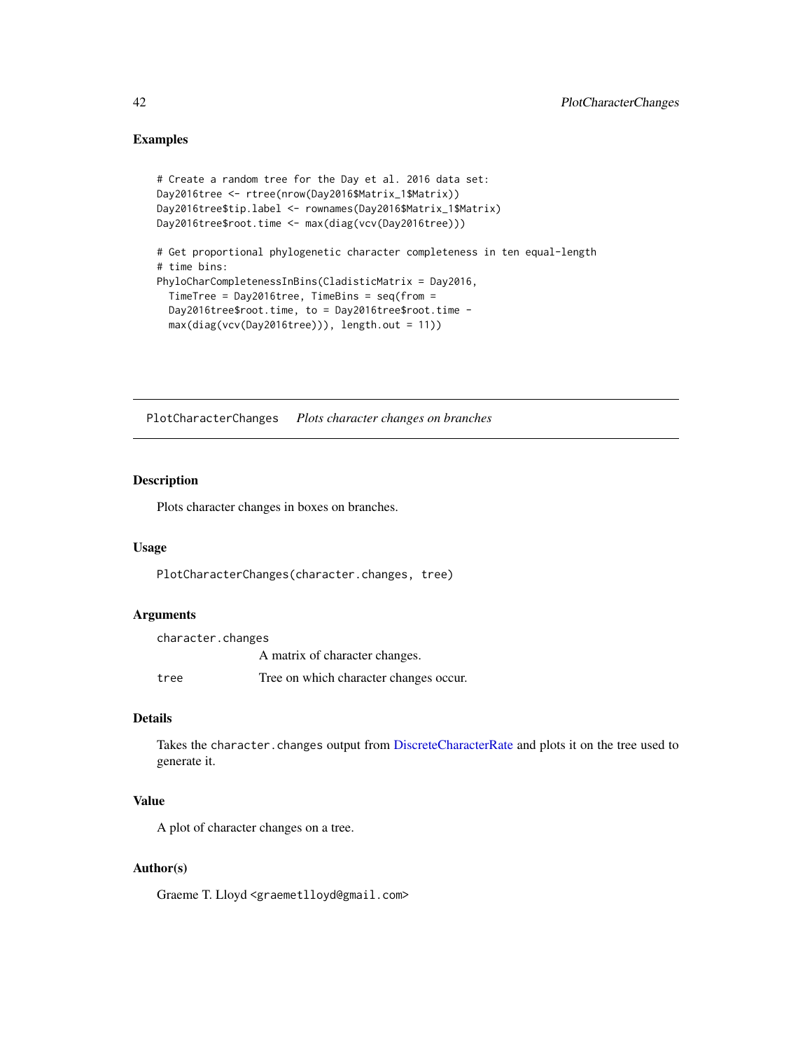## Examples

```
# Create a random tree for the Day et al. 2016 data set:
Day2016tree <- rtree(nrow(Day2016$Matrix_1$Matrix))
Day2016tree$tip.label <- rownames(Day2016$Matrix_1$Matrix)
Day2016tree$root.time <- max(diag(vcv(Day2016tree)))

# Get proportional phylogenetic character completeness in ten equal-length
# time bins:
PhyloCharCompletenessInBins(CladisticMatrix = Day2016,
  TimeTree = Day2016tree, TimeBins = seq(from =
  Day2016tree$root.time, to = Day2016tree$root.time -
  max(diag(vcv(Day2016tree))), length.out = 11))
```

---

# PlotCharacterChanges *Plots character changes on branches*

---

## Description

Plots character changes in boxes on branches.

## Usage

```
PlotCharacterChanges(character.changes, tree)
```

## Arguments

| | |
|---|---|
| character.changes | A matrix of character changes. |
| tree | Tree on which character changes occur. |

## Details

Takes the `character.changes` output from DiscreteCharacterRate and plots it on the tree used to generate it.

## Value

A plot of character changes on a tree.

## Author(s)

Graeme T. Lloyd <graemetlloyd@gmail.com>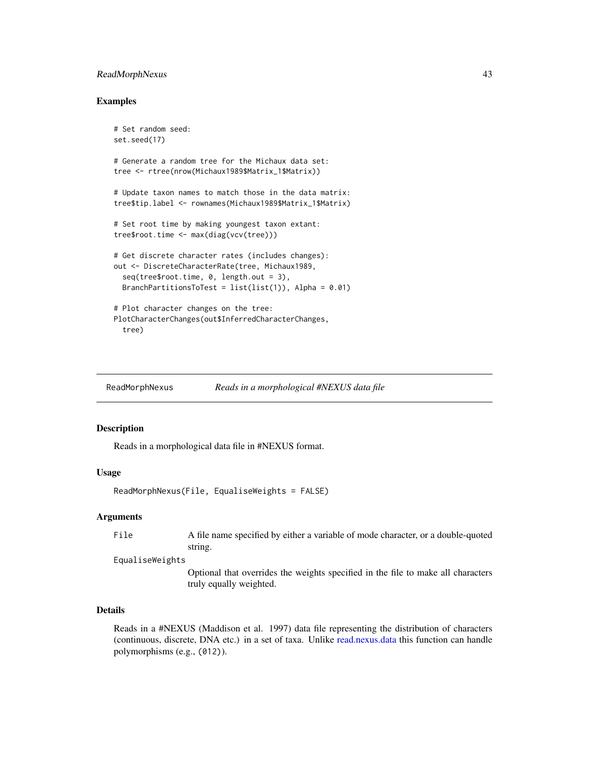## Examples

```
# Set random seed:
set.seed(17)

# Generate a random tree for the Michaux data set:
tree <- rtree(nrow(Michaux1989$Matrix_1$Matrix))

# Update taxon names to match those in the data matrix:
tree$tip.label <- rownames(Michaux1989$Matrix_1$Matrix)

# Set root time by making youngest taxon extant:
tree$root.time <- max(diag(vcv(tree)))

# Get discrete character rates (includes changes):
out <- DiscreteCharacterRate(tree, Michaux1989,
  seq(tree$root.time, 0, length.out = 3),
  BranchPartitionsToTest = list(list(1)), Alpha = 0.01)

# Plot character changes on the tree:
PlotCharacterChanges(out$InferredCharacterChanges,
  tree)
```

---

# ReadMorphNexus — *Reads in a morphological #NEXUS data file*

---

## Description

Reads in a morphological data file in #NEXUS format.

## Usage

```
ReadMorphNexus(File, EqualiseWeights = FALSE)
```

## Arguments

| | |
|---|---|
| `File` | A file name specified by either a variable of mode character, or a double-quoted string. |
| `EqualiseWeights` | Optional that overrides the weights specified in the file to make all characters truly equally weighted. |

## Details

Reads in a #NEXUS (Maddison et al. 1997) data file representing the distribution of characters (continuous, discrete, DNA etc.) in a set of taxa. Unlike read.nexus.data this function can handle polymorphisms (e.g., `(012)`).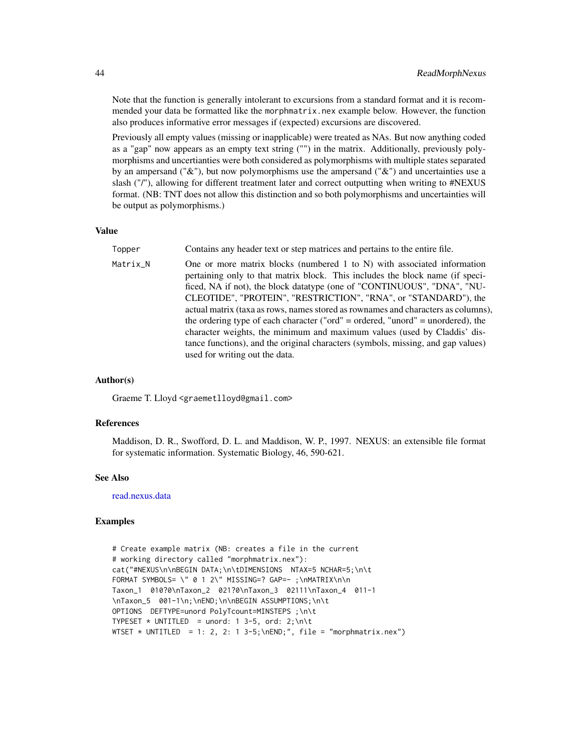Note that the function is generally intolerant to excursions from a standard format and it is recommended your data be formatted like the morphmatrix.nex example below. However, the function also produces informative error messages if (expected) excursions are discovered.

Previously all empty values (missing or inapplicable) were treated as NAs. But now anything coded as a "gap" now appears as an empty text string ("") in the matrix. Additionally, previously polymorphisms and uncertianties were both considered as polymorphisms with multiple states separated by an ampersand ("&"), but now polymorphisms use the ampersand ("&") and uncertainties use a slash ("/"), allowing for different treatment later and correct outputting when writing to #NEXUS format. (NB: TNT does not allow this distinction and so both polymorphisms and uncertainties will be output as polymorphisms.)

## Value

| | |
|---|---|
| Topper | Contains any header text or step matrices and pertains to the entire file. |
| Matrix_N | One or more matrix blocks (numbered 1 to N) with associated information pertaining only to that matrix block. This includes the block name (if specified, NA if not), the block datatype (one of "CONTINUOUS", "DNA", "NUCLEOTIDE", "PROTEIN", "RESTRICTION", "RNA", or "STANDARD"), the actual matrix (taxa as rows, names stored as rownames and characters as columns), the ordering type of each character ("ord" = ordered, "unord" = unordered), the character weights, the minimum and maximum values (used by Claddis' distance functions), and the original characters (symbols, missing, and gap values) used for writing out the data. |

## Author(s)

Graeme T. Lloyd <graemetlloyd@gmail.com>

## References

Maddison, D. R., Swofford, D. L. and Maddison, W. P., 1997. NEXUS: an extensible file format for systematic information. Systematic Biology, 46, 590-621.

## See Also

read.nexus.data

## Examples

```
# Create example matrix (NB: creates a file in the current
# working directory called "morphmatrix.nex"):
cat("#NEXUS\n\nBEGIN DATA;\n\tDIMENSIONS  NTAX=5 NCHAR=5;\n\t
FORMAT SYMBOLS= \" 0 1 2\" MISSING=? GAP=- ;\nMATRIX\n\n
Taxon_1  010?0\nTaxon_2  021?0\nTaxon_3  02111\nTaxon_4  011-1
\nTaxon_5  001-1\n;\nEND;\n\nBEGIN ASSUMPTIONS;\n\t
OPTIONS  DEFTYPE=unord PolyTcount=MINSTEPS ;\n\t
TYPESET * UNTITLED  = unord: 1 3-5, ord: 2;\n\t
WTSET * UNTITLED  = 1: 2, 2: 1 3-5;\nEND;", file = "morphmatrix.nex")
```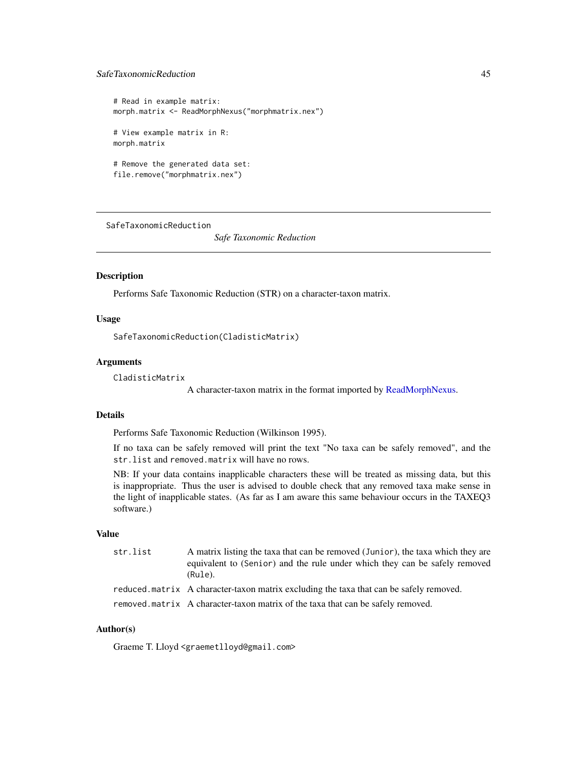```
# Read in example matrix:
morph.matrix <- ReadMorphNexus("morphmatrix.nex")

# View example matrix in R:
morph.matrix

# Remove the generated data set:
file.remove("morphmatrix.nex")
```

---

# SafeTaxonomicReduction

*Safe Taxonomic Reduction*

---

## Description

Performs Safe Taxonomic Reduction (STR) on a character-taxon matrix.

## Usage

```
SafeTaxonomicReduction(CladisticMatrix)
```

## Arguments

`CladisticMatrix`
: A character-taxon matrix in the format imported by ReadMorphNexus.

## Details

Performs Safe Taxonomic Reduction (Wilkinson 1995).

If no taxa can be safely removed will print the text "No taxa can be safely removed", and the `str.list` and `removed.matrix` will have no rows.

NB: If your data contains inapplicable characters these will be treated as missing data, but this is inappropriate. Thus the user is advised to double check that any removed taxa make sense in the light of inapplicable states. (As far as I am aware this same behaviour occurs in the TAXEQ3 software.)

## Value

`str.list`
: A matrix listing the taxa that can be removed (`Junior`), the taxa which they are equivalent to (`Senior`) and the rule under which they can be safely removed (`Rule`).

`reduced.matrix`
: A character-taxon matrix excluding the taxa that can be safely removed.

`removed.matrix`
: A character-taxon matrix of the taxa that can be safely removed.

## Author(s)

Graeme T. Lloyd <graemetlloyd@gmail.com>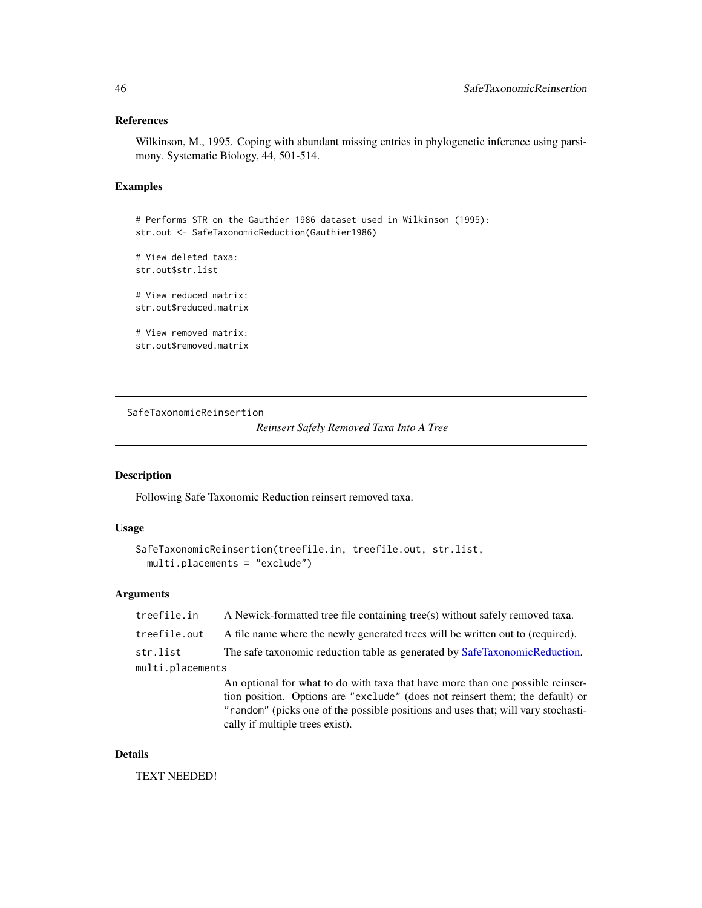## References

Wilkinson, M., 1995. Coping with abundant missing entries in phylogenetic inference using parsimony. Systematic Biology, 44, 501-514.

## Examples

```
# Performs STR on the Gauthier 1986 dataset used in Wilkinson (1995):
str.out <- SafeTaxonomicReduction(Gauthier1986)

# View deleted taxa:
str.out$str.list

# View reduced matrix:
str.out$reduced.matrix

# View removed matrix:
str.out$removed.matrix
```

---

SafeTaxonomicReinsertion — *Reinsert Safely Removed Taxa Into A Tree*

---

## Description

Following Safe Taxonomic Reduction reinsert removed taxa.

## Usage

```
SafeTaxonomicReinsertion(treefile.in, treefile.out, str.list,
  multi.placements = "exclude")
```

## Arguments

| | |
|---|---|
| `treefile.in` | A Newick-formatted tree file containing tree(s) without safely removed taxa. |
| `treefile.out` | A file name where the newly generated trees will be written out to (required). |
| `str.list` | The safe taxonomic reduction table as generated by SafeTaxonomicReduction. |
| `multi.placements` | An optional for what to do with taxa that have more than one possible reinsertion position. Options are `"exclude"` (does not reinsert them; the default) or `"random"` (picks one of the possible positions and uses that; will vary stochastically if multiple trees exist). |

## Details

TEXT NEEDED!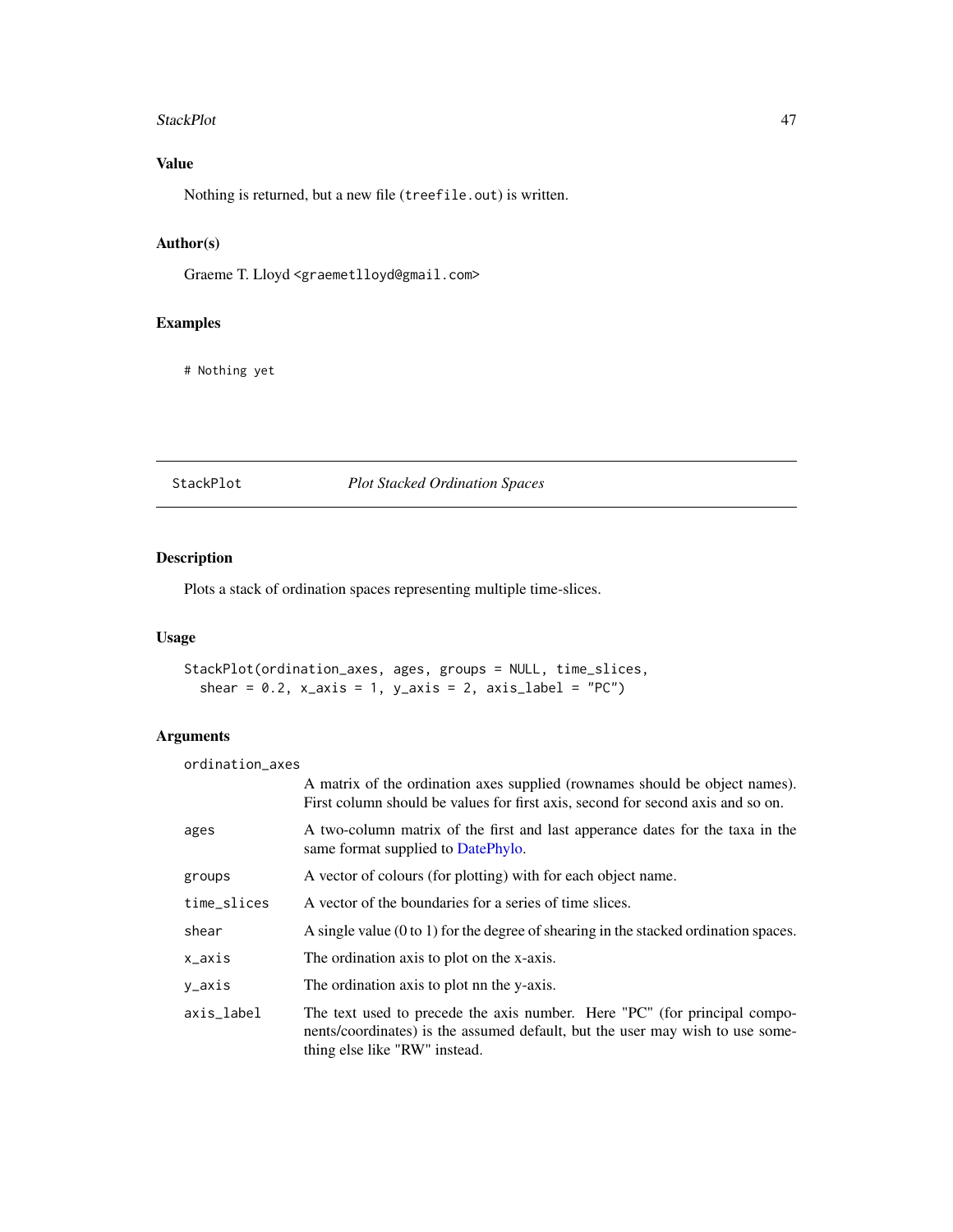## Value

Nothing is returned, but a new file (treefile.out) is written.

## Author(s)

Graeme T. Lloyd <graemetlloyd@gmail.com>

## Examples

```
# Nothing yet
```

---

# StackPlot — *Plot Stacked Ordination Spaces*

---

## Description

Plots a stack of ordination spaces representing multiple time-slices.

## Usage

```
StackPlot(ordination_axes, ages, groups = NULL, time_slices,
  shear = 0.2, x_axis = 1, y_axis = 2, axis_label = "PC")
```

## Arguments

| Argument | Description |
| --- | --- |
| ordination_axes | A matrix of the ordination axes supplied (rownames should be object names). First column should be values for first axis, second for second axis and so on. |
| ages | A two-column matrix of the first and last apperance dates for the taxa in the same format supplied to DatePhylo. |
| groups | A vector of colours (for plotting) with for each object name. |
| time_slices | A vector of the boundaries for a series of time slices. |
| shear | A single value (0 to 1) for the degree of shearing in the stacked ordination spaces. |
| x_axis | The ordination axis to plot on the x-axis. |
| y_axis | The ordination axis to plot nn the y-axis. |
| axis_label | The text used to precede the axis number. Here "PC" (for principal components/coordinates) is the assumed default, but the user may wish to use something else like "RW" instead. |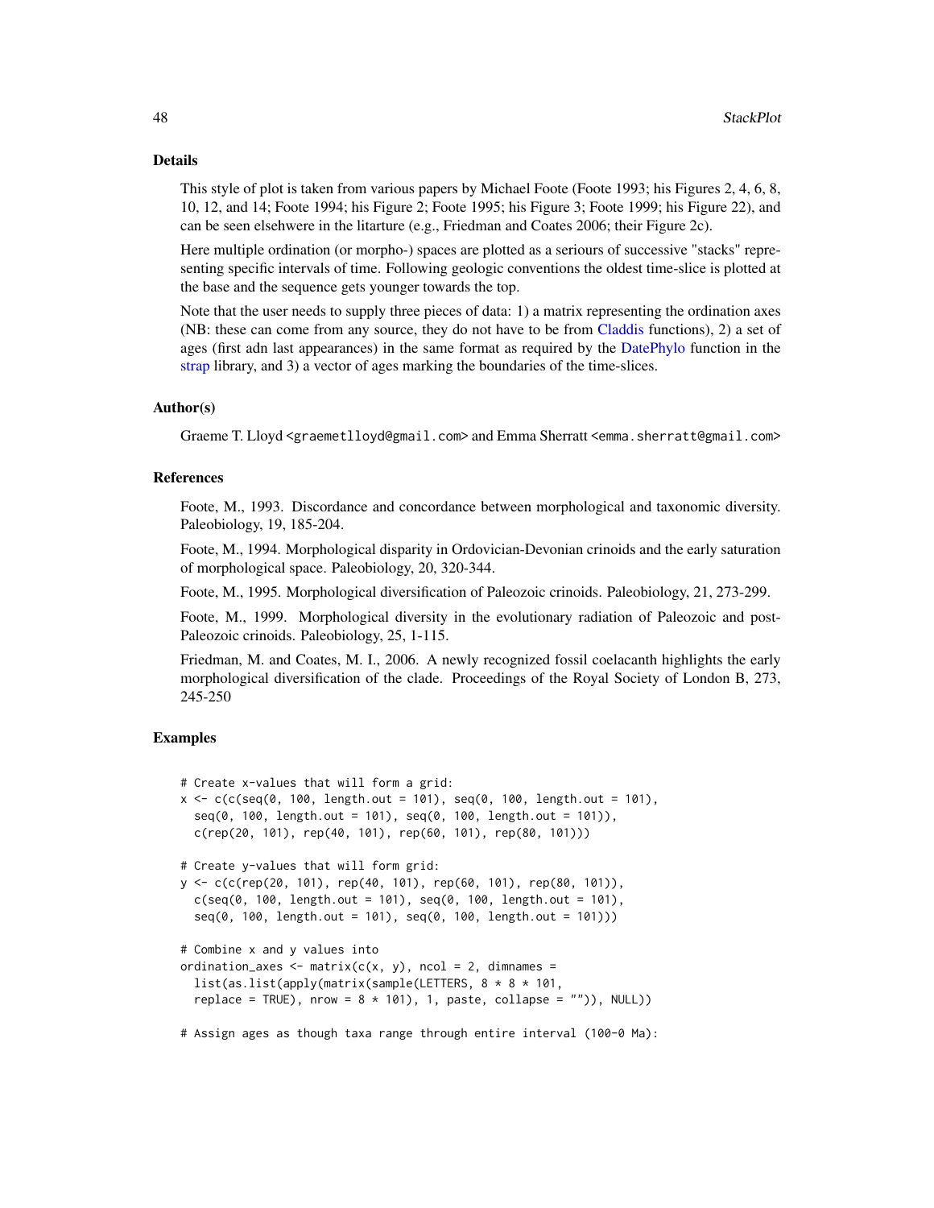### Details

This style of plot is taken from various papers by Michael Foote (Foote 1993; his Figures 2, 4, 6, 8, 10, 12, and 14; Foote 1994; his Figure 2; Foote 1995; his Figure 3; Foote 1999; his Figure 22), and can be seen elsehwere in the litarture (e.g., Friedman and Coates 2006; their Figure 2c).

Here multiple ordination (or morpho-) spaces are plotted as a seriours of successive "stacks" representing specific intervals of time. Following geologic conventions the oldest time-slice is plotted at the base and the sequence gets younger towards the top.

Note that the user needs to supply three pieces of data: 1) a matrix representing the ordination axes (NB: these can come from any source, they do not have to be from Claddis functions), 2) a set of ages (first adn last appearances) in the same format as required by the DatePhylo function in the strap library, and 3) a vector of ages marking the boundaries of the time-slices.

### Author(s)

Graeme T. Lloyd <graemetlloyd@gmail.com> and Emma Sherratt <emma.sherratt@gmail.com>

### References

Foote, M., 1993. Discordance and concordance between morphological and taxonomic diversity. Paleobiology, 19, 185-204.

Foote, M., 1994. Morphological disparity in Ordovician-Devonian crinoids and the early saturation of morphological space. Paleobiology, 20, 320-344.

Foote, M., 1995. Morphological diversification of Paleozoic crinoids. Paleobiology, 21, 273-299.

Foote, M., 1999. Morphological diversity in the evolutionary radiation of Paleozoic and post-Paleozoic crinoids. Paleobiology, 25, 1-115.

Friedman, M. and Coates, M. I., 2006. A newly recognized fossil coelacanth highlights the early morphological diversification of the clade. Proceedings of the Royal Society of London B, 273, 245-250

### Examples

```
# Create x-values that will form a grid:
x <- c(c(seq(0, 100, length.out = 101), seq(0, 100, length.out = 101),
  seq(0, 100, length.out = 101), seq(0, 100, length.out = 101)),
  c(rep(20, 101), rep(40, 101), rep(60, 101), rep(80, 101)))

# Create y-values that will form grid:
y <- c(c(rep(20, 101), rep(40, 101), rep(60, 101), rep(80, 101)),
  c(seq(0, 100, length.out = 101), seq(0, 100, length.out = 101),
  seq(0, 100, length.out = 101), seq(0, 100, length.out = 101)))

# Combine x and y values into
ordination_axes <- matrix(c(x, y), ncol = 2, dimnames =
  list(as.list(apply(matrix(sample(LETTERS, 8 * 8 * 101,
  replace = TRUE), nrow = 8 * 101), 1, paste, collapse = "")), NULL))

# Assign ages as though taxa range through entire interval (100-0 Ma):
```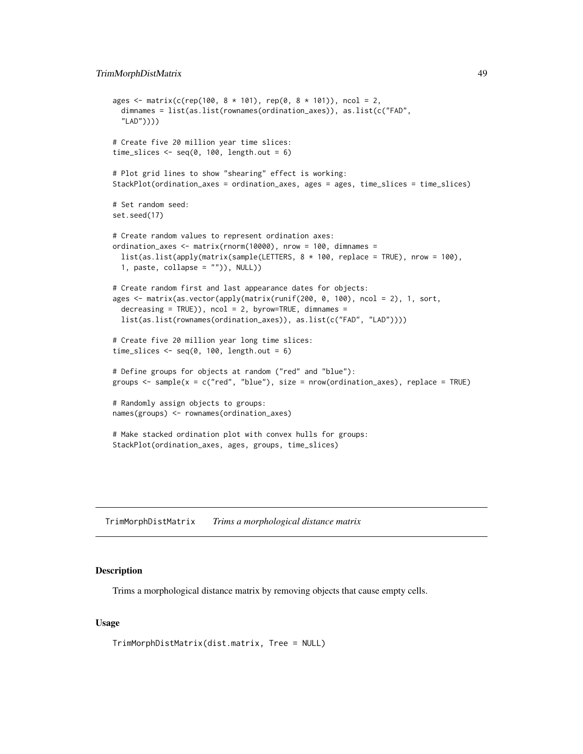```
ages <- matrix(c(rep(100, 8 * 101), rep(0, 8 * 101)), ncol = 2,
  dimnames = list(as.list(rownames(ordination_axes)), as.list(c("FAD",
  "LAD"))))

# Create five 20 million year time slices:
time_slices <- seq(0, 100, length.out = 6)

# Plot grid lines to show "shearing" effect is working:
StackPlot(ordination_axes = ordination_axes, ages = ages, time_slices = time_slices)

# Set random seed:
set.seed(17)

# Create random values to represent ordination axes:
ordination_axes <- matrix(rnorm(10000), nrow = 100, dimnames =
  list(as.list(apply(matrix(sample(LETTERS, 8 * 100, replace = TRUE), nrow = 100),
  1, paste, collapse = "")), NULL))

# Create random first and last appearance dates for objects:
ages <- matrix(as.vector(apply(matrix(runif(200, 0, 100), ncol = 2), 1, sort,
  decreasing = TRUE)), ncol = 2, byrow=TRUE, dimnames =
  list(as.list(rownames(ordination_axes)), as.list(c("FAD", "LAD"))))

# Create five 20 million year long time slices:
time_slices <- seq(0, 100, length.out = 6)

# Define groups for objects at random ("red" and "blue"):
groups <- sample(x = c("red", "blue"), size = nrow(ordination_axes), replace = TRUE)

# Randomly assign objects to groups:
names(groups) <- rownames(ordination_axes)

# Make stacked ordination plot with convex hulls for groups:
StackPlot(ordination_axes, ages, groups, time_slices)
```

## TrimMorphDistMatrix *Trims a morphological distance matrix*

### Description

Trims a morphological distance matrix by removing objects that cause empty cells.

### Usage

```
TrimMorphDistMatrix(dist.matrix, Tree = NULL)
```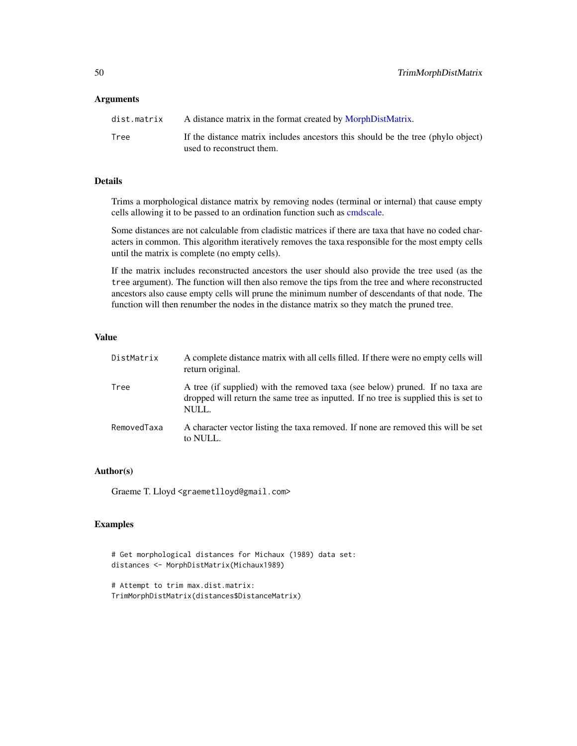### Arguments

| | |
|---|---|
| `dist.matrix` | A distance matrix in the format created by MorphDistMatrix. |
| `Tree` | If the distance matrix includes ancestors this should be the tree (phylo object) used to reconstruct them. |

### Details

Trims a morphological distance matrix by removing nodes (terminal or internal) that cause empty cells allowing it to be passed to an ordination function such as cmdscale.

Some distances are not calculable from cladistic matrices if there are taxa that have no coded characters in common. This algorithm iteratively removes the taxa responsible for the most empty cells until the matrix is complete (no empty cells).

If the matrix includes reconstructed ancestors the user should also provide the tree used (as the `tree` argument). The function will then also remove the tips from the tree and where reconstructed ancestors also cause empty cells will prune the minimum number of descendants of that node. The function will then renumber the nodes in the distance matrix so they match the pruned tree.

### Value

| | |
|---|---|
| `DistMatrix` | A complete distance matrix with all cells filled. If there were no empty cells will return original. |
| `Tree` | A tree (if supplied) with the removed taxa (see below) pruned. If no taxa are dropped will return the same tree as inputted. If no tree is supplied this is set to NULL. |
| `RemovedTaxa` | A character vector listing the taxa removed. If none are removed this will be set to NULL. |

### Author(s)

Graeme T. Lloyd <graemetlloyd@gmail.com>

### Examples

```
# Get morphological distances for Michaux (1989) data set:
distances <- MorphDistMatrix(Michaux1989)

# Attempt to trim max.dist.matrix:
TrimMorphDistMatrix(distances$DistanceMatrix)
```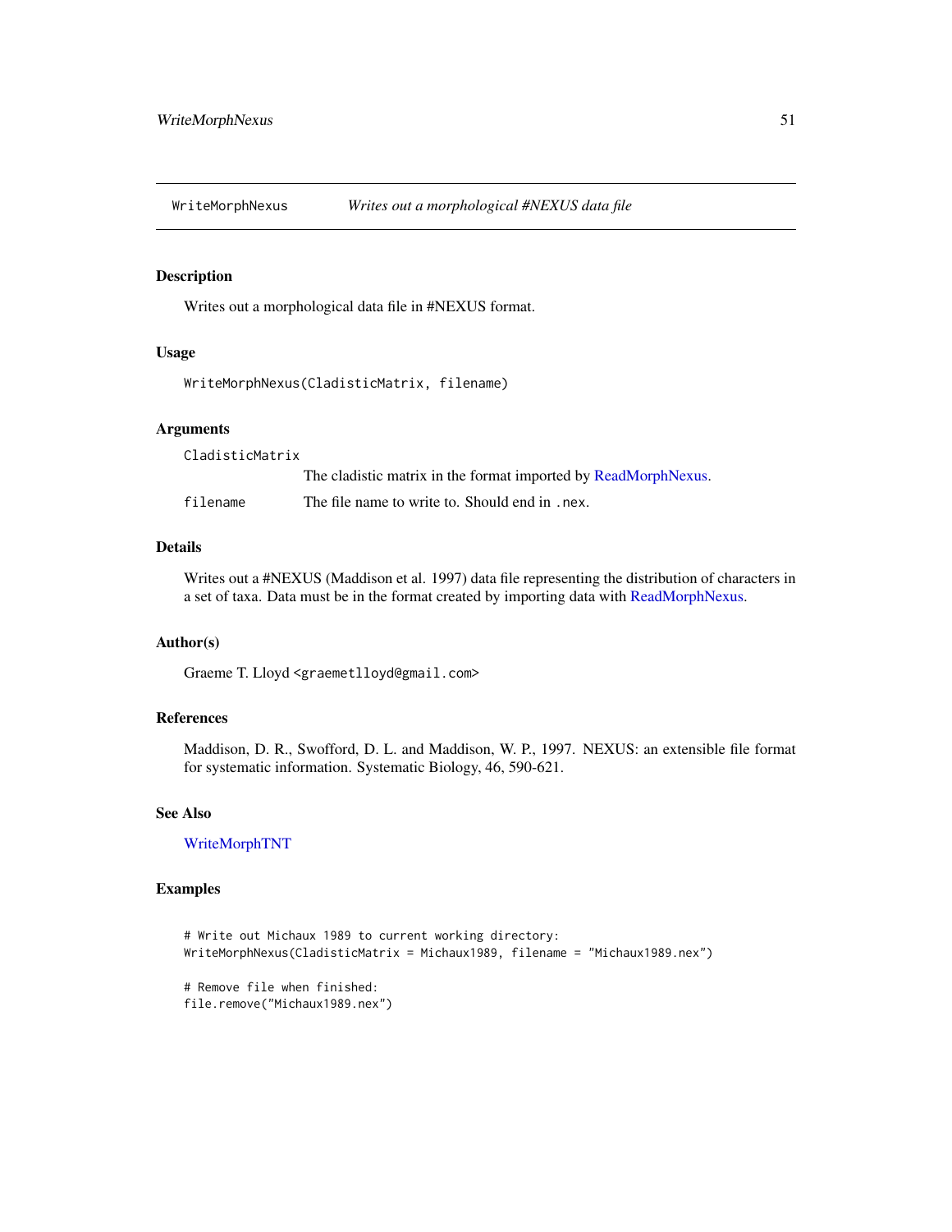# WriteMorphNexus — *Writes out a morphological #NEXUS data file*

## Description

Writes out a morphological data file in #NEXUS format.

## Usage

```
WriteMorphNexus(CladisticMatrix, filename)
```

## Arguments

| | |
|---|---|
| `CladisticMatrix` | The cladistic matrix in the format imported by ReadMorphNexus. |
| `filename` | The file name to write to. Should end in `.nex`. |

## Details

Writes out a #NEXUS (Maddison et al. 1997) data file representing the distribution of characters in a set of taxa. Data must be in the format created by importing data with ReadMorphNexus.

## Author(s)

Graeme T. Lloyd <graemetlloyd@gmail.com>

## References

Maddison, D. R., Swofford, D. L. and Maddison, W. P., 1997. NEXUS: an extensible file format for systematic information. Systematic Biology, 46, 590-621.

## See Also

WriteMorphTNT

## Examples

```
# Write out Michaux 1989 to current working directory:
WriteMorphNexus(CladisticMatrix = Michaux1989, filename = "Michaux1989.nex")

# Remove file when finished:
file.remove("Michaux1989.nex")
```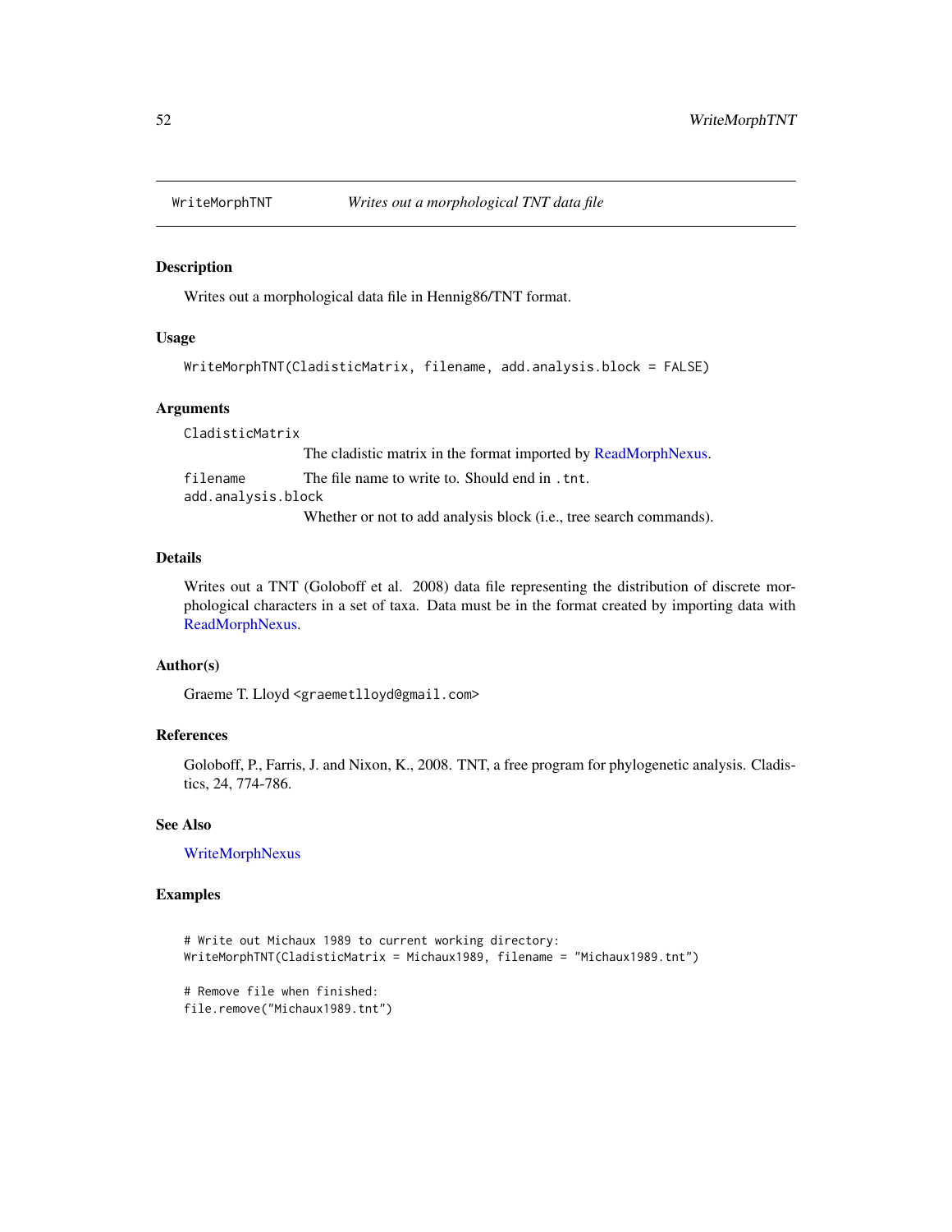WriteMorphTNT *Writes out a morphological TNT data file*

## Description

Writes out a morphological data file in Hennig86/TNT format.

## Usage

```
WriteMorphTNT(CladisticMatrix, filename, add.analysis.block = FALSE)
```

## Arguments

| | |
|---|---|
| CladisticMatrix | The cladistic matrix in the format imported by ReadMorphNexus. |
| filename | The file name to write to. Should end in `.tnt`. |
| add.analysis.block | Whether or not to add analysis block (i.e., tree search commands). |

## Details

Writes out a TNT (Goloboff et al. 2008) data file representing the distribution of discrete morphological characters in a set of taxa. Data must be in the format created by importing data with ReadMorphNexus.

## Author(s)

Graeme T. Lloyd <graemetlloyd@gmail.com>

## References

Goloboff, P., Farris, J. and Nixon, K., 2008. TNT, a free program for phylogenetic analysis. Cladistics, 24, 774-786.

## See Also

WriteMorphNexus

## Examples

```
# Write out Michaux 1989 to current working directory:
WriteMorphTNT(CladisticMatrix = Michaux1989, filename = "Michaux1989.tnt")

# Remove file when finished:
file.remove("Michaux1989.tnt")
```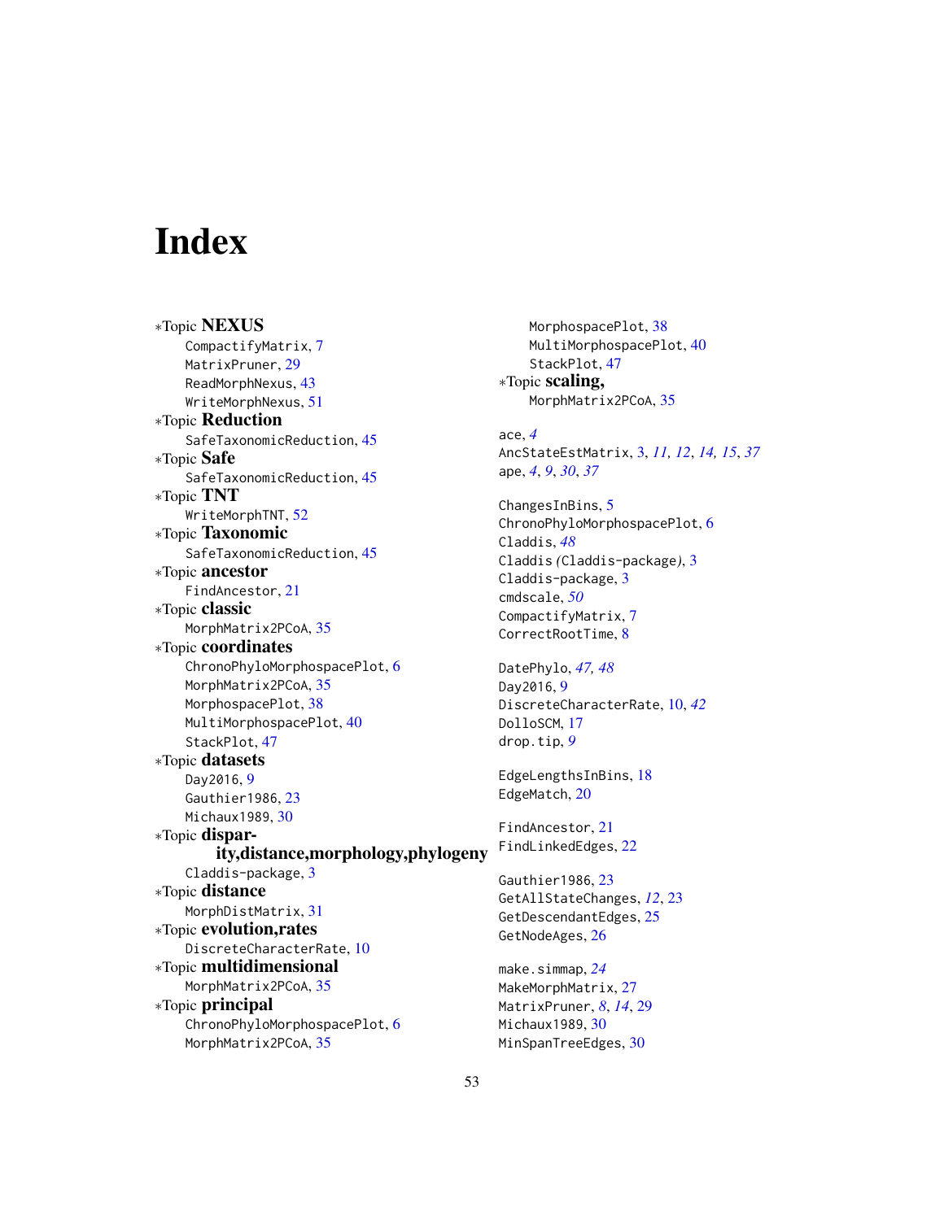# Index

*Topic **NEXUS**
- CompactifyMatrix, 7
- MatrixPruner, 29
- ReadMorphNexus, 43
- WriteMorphNexus, 51

*Topic **Reduction**
- SafeTaxonomicReduction, 45

*Topic **Safe**
- SafeTaxonomicReduction, 45

*Topic **TNT**
- WriteMorphTNT, 52

*Topic **Taxonomic**
- SafeTaxonomicReduction, 45

*Topic **ancestor**
- FindAncestor, 21

*Topic **classic**
- MorphMatrix2PCoA, 35

*Topic **coordinates**
- ChronoPhyloMorphospacePlot, 6
- MorphMatrix2PCoA, 35
- MorphospacePlot, 38
- MultiMorphospacePlot, 40
- StackPlot, 47

*Topic **datasets**
- Day2016, 9
- Gauthier1986, 23
- Michaux1989, 30

*Topic **disparity,distance,morphology,phylogeny**
- Claddis-package, 3

*Topic **distance**
- MorphDistMatrix, 31

*Topic **evolution,rates**
- DiscreteCharacterRate, 10

*Topic **multidimensional**
- MorphMatrix2PCoA, 35

*Topic **principal**
- ChronoPhyloMorphospacePlot, 6
- MorphMatrix2PCoA, 35
- MorphospacePlot, 38
- MultiMorphospacePlot, 40
- StackPlot, 47

*Topic **scaling,**
- MorphMatrix2PCoA, 35

ace, *4*
AncStateEstMatrix, 3, *11, 12*, *14, 15*, *37*
ape, *4*, *9*, *30*, *37*

ChangesInBins, 5
ChronoPhyloMorphospacePlot, 6
Claddis, *48*
Claddis *(*Claddis-package*)*, 3
Claddis-package, 3
cmdscale, *50*
CompactifyMatrix, 7
CorrectRootTime, 8

DatePhylo, *47, 48*
Day2016, 9
DiscreteCharacterRate, 10, *42*
DolloSCM, 17
drop.tip, *9*

EdgeLengthsInBins, 18
EdgeMatch, 20

FindAncestor, 21
FindLinkedEdges, 22

Gauthier1986, 23
GetAllStateChanges, *12*, 23
GetDescendantEdges, 25
GetNodeAges, 26

make.simmap, *24*
MakeMorphMatrix, 27
MatrixPruner, *8*, *14*, 29
Michaux1989, 30
MinSpanTreeEdges, 30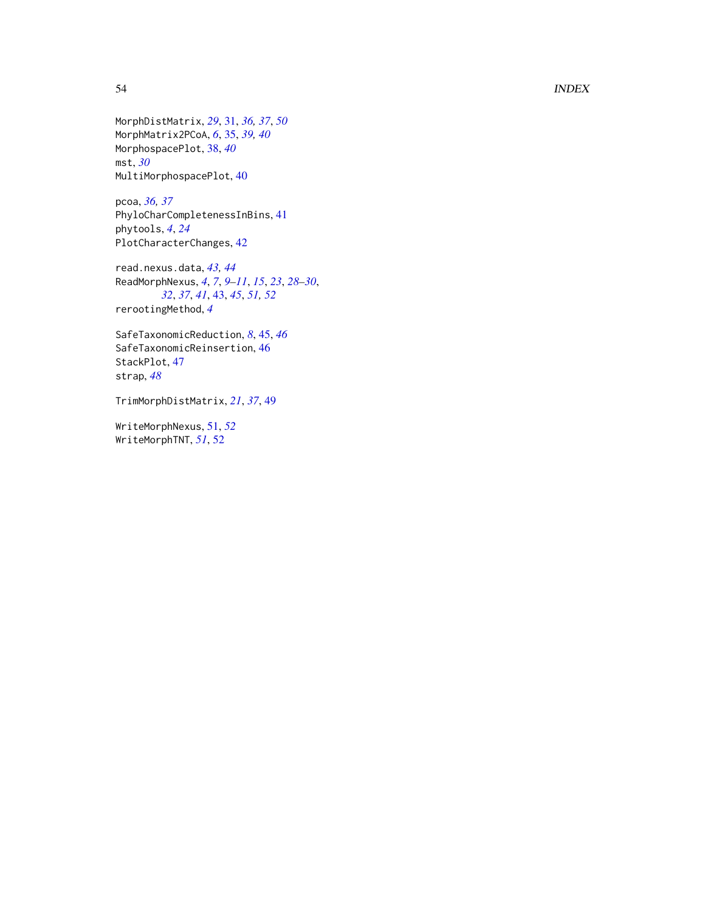MorphDistMatrix, *29*, 31, *36, 37*, *50*
MorphMatrix2PCoA, *6*, 35, *39, 40*
MorphospacePlot, 38, *40*
mst, *30*
MultiMorphospacePlot, 40

pcoa, *36, 37*
PhyloCharCompletenessInBins, 41
phytools, *4*, *24*
PlotCharacterChanges, 42

read.nexus.data, *43, 44*
ReadMorphNexus, *4*, *7*, *9–11*, *15*, *23*, *28–30*, *32*, *37*, *41*, 43, *45*, *51, 52*
rerootingMethod, *4*

SafeTaxonomicReduction, *8*, 45, *46*
SafeTaxonomicReinsertion, 46
StackPlot, 47
strap, *48*

TrimMorphDistMatrix, *21*, *37*, 49

WriteMorphNexus, 51, *52*
WriteMorphTNT, *51*, 52